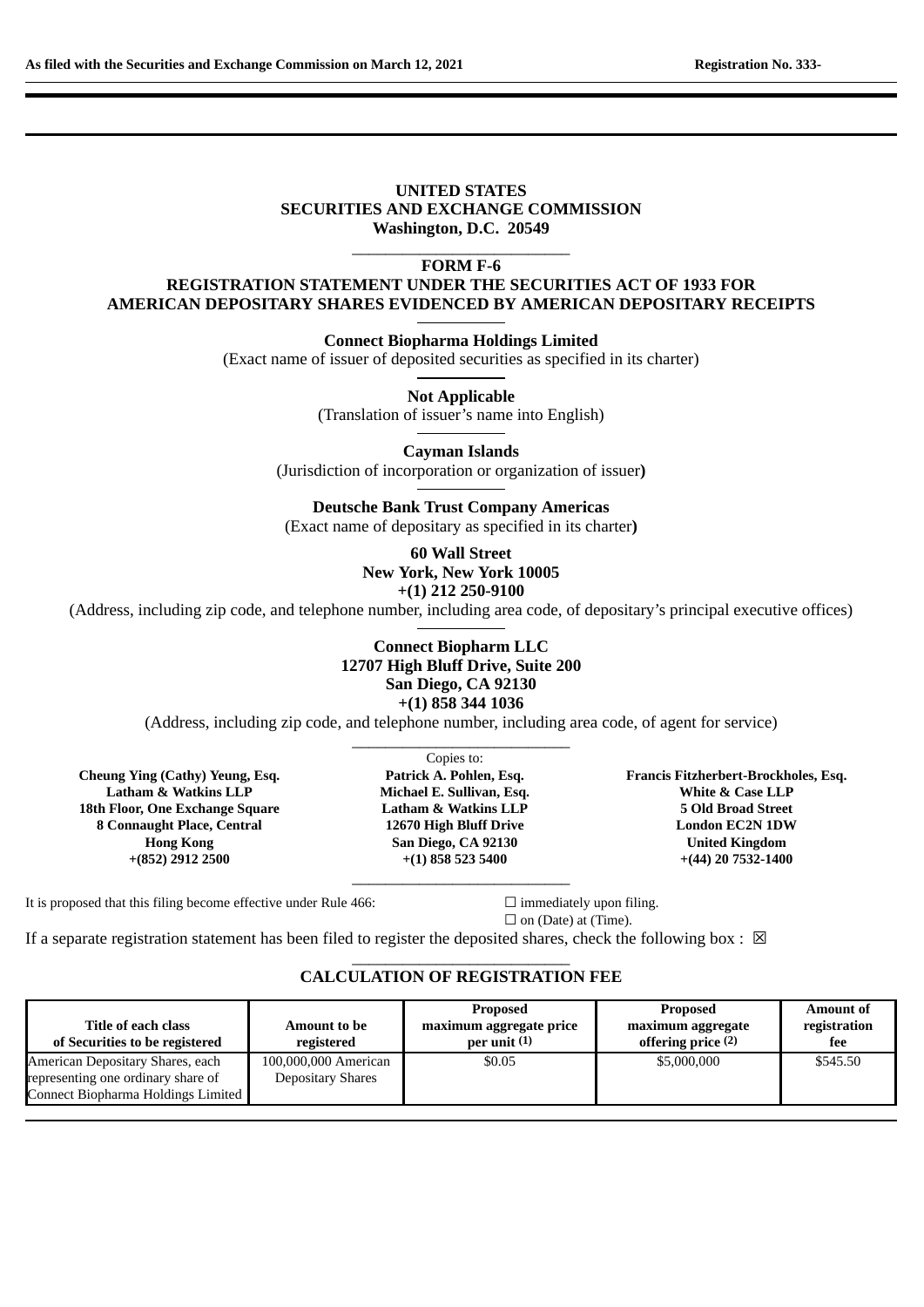As filed with the Securities and Exchange Commission on March 12, 2021 — Registration No. 333-

**UNITED STATES**
**SECURITIES AND EXCHANGE COMMISSION**
**Washington, D.C. 20549**

---

**FORM F-6**

**REGISTRATION STATEMENT UNDER THE SECURITIES ACT OF 1933 FOR AMERICAN DEPOSITARY SHARES EVIDENCED BY AMERICAN DEPOSITARY RECEIPTS**

---

**Connect Biopharma Holdings Limited**
(Exact name of issuer of deposited securities as specified in its charter)

---

**Not Applicable**
(Translation of issuer's name into English)

---

**Cayman Islands**
(Jurisdiction of incorporation or organization of issuer)

---

**Deutsche Bank Trust Company Americas**
(Exact name of depositary as specified in its charter)

**60 Wall Street**
**New York, New York 10005**
**+(1) 212 250-9100**
(Address, including zip code, and telephone number, including area code, of depositary's principal executive offices)

---

**Connect Biopharm LLC**
**12707 High Bluff Drive, Suite 200**
**San Diego, CA 92130**
**+(1) 858 344 1036**
(Address, including zip code, and telephone number, including area code, of agent for service)

---

Copies to:

**Cheung Ying (Cathy) Yeung, Esq.**
**Latham & Watkins LLP**
**18th Floor, One Exchange Square**
**8 Connaught Place, Central**
**Hong Kong**
**+(852) 2912 2500**

**Patrick A. Pohlen, Esq.**
**Michael E. Sullivan, Esq.**
**Latham & Watkins LLP**
**12670 High Bluff Drive**
**San Diego, CA 92130**
**+(1) 858 523 5400**

**Francis Fitzherbert-Brockholes, Esq.**
**White & Case LLP**
**5 Old Broad Street**
**London EC2N 1DW**
**United Kingdom**
**+(44) 20 7532-1400**

---

It is proposed that this filing become effective under Rule 466:

☐ immediately upon filing.
☐ on (Date) at (Time).

If a separate registration statement has been filed to register the deposited shares, check the following box : ☒

---

**CALCULATION OF REGISTRATION FEE**

| Title of each class of Securities to be registered | Amount to be registered | Proposed maximum aggregate price per unit (1) | Proposed maximum aggregate offering price (2) | Amount of registration fee |
|---|---|---|---|---|
| American Depositary Shares, each representing one ordinary share of Connect Biopharma Holdings Limited | 100,000,000 American Depositary Shares | $0.05 | $5,000,000 | $545.50 |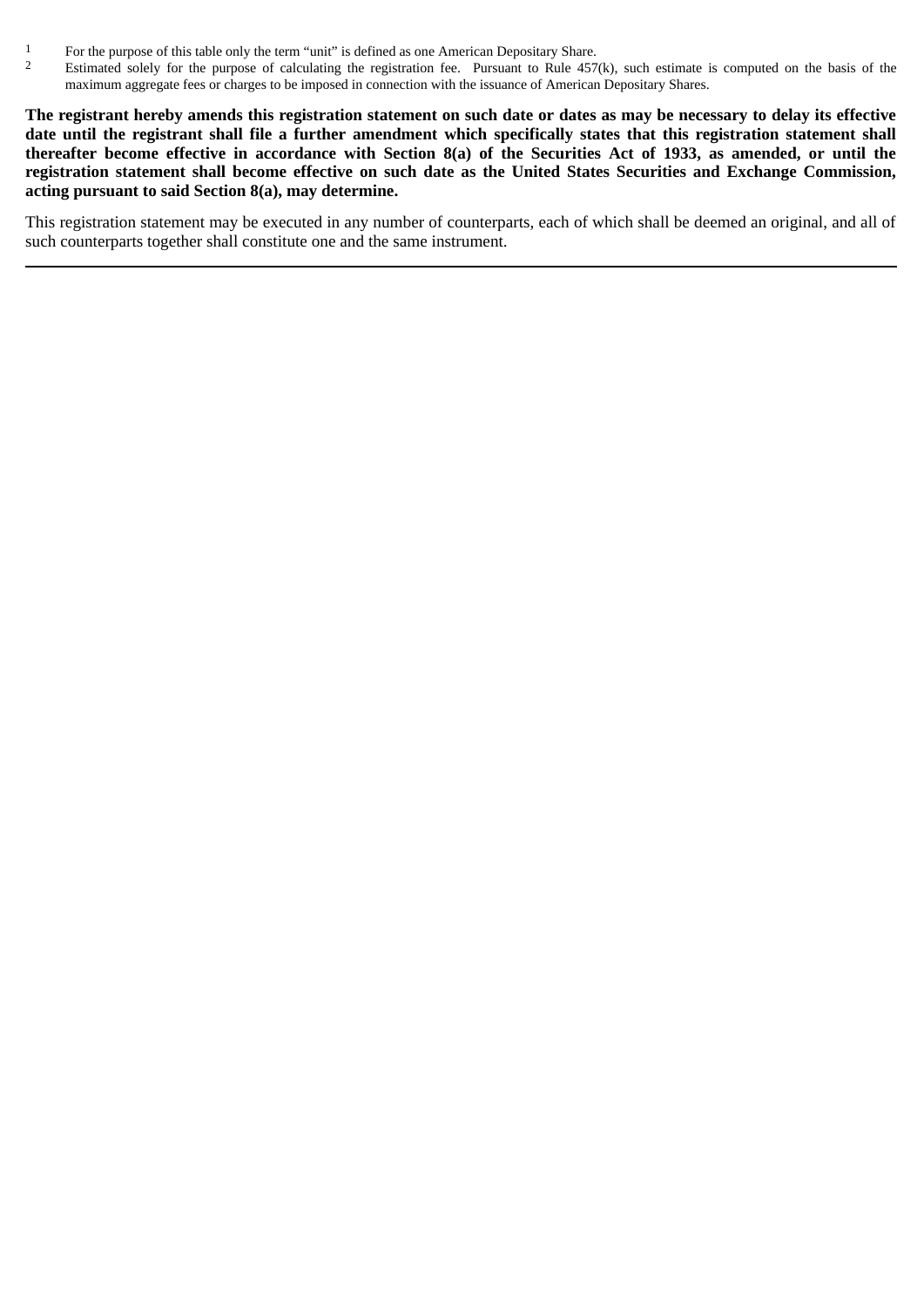[1] For the purpose of this table only the term "unit" is defined as one American Depositary Share.

[2] Estimated solely for the purpose of calculating the registration fee. Pursuant to Rule 457(k), such estimate is computed on the basis of the maximum aggregate fees or charges to be imposed in connection with the issuance of American Depositary Shares.

**The registrant hereby amends this registration statement on such date or dates as may be necessary to delay its effective date until the registrant shall file a further amendment which specifically states that this registration statement shall thereafter become effective in accordance with Section 8(a) of the Securities Act of 1933, as amended, or until the registration statement shall become effective on such date as the United States Securities and Exchange Commission, acting pursuant to said Section 8(a), may determine.**

This registration statement may be executed in any number of counterparts, each of which shall be deemed an original, and all of such counterparts together shall constitute one and the same instrument.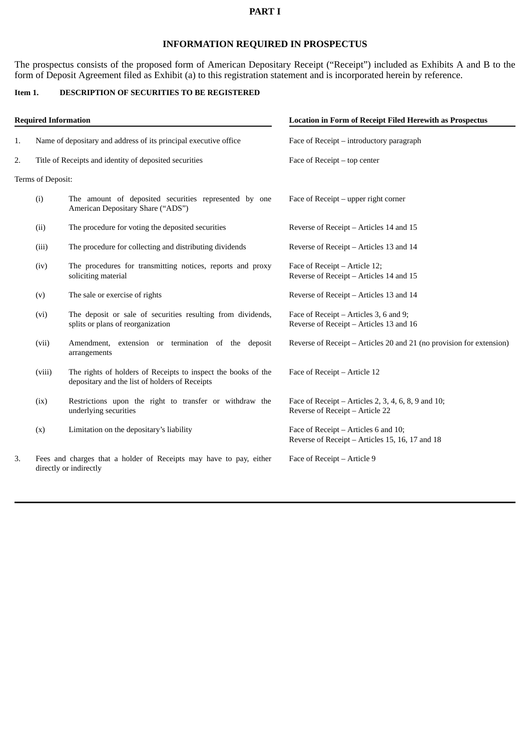# PART I

## INFORMATION REQUIRED IN PROSPECTUS

The prospectus consists of the proposed form of American Depositary Receipt ("Receipt") included as Exhibits A and B to the form of Deposit Agreement filed as Exhibit (a) to this registration statement and is incorporated herein by reference.

**Item 1. DESCRIPTION OF SECURITIES TO BE REGISTERED**

| Required Information | | | Location in Form of Receipt Filed Herewith as Prospectus |
|---|---|---|---|
| 1. | Name of depositary and address of its principal executive office | | Face of Receipt – introductory paragraph |
| 2. | Title of Receipts and identity of deposited securities | | Face of Receipt – top center |
| Terms of Deposit: | | | |
| | (i) | The amount of deposited securities represented by one American Depositary Share ("ADS") | Face of Receipt – upper right corner |
| | (ii) | The procedure for voting the deposited securities | Reverse of Receipt – Articles 14 and 15 |
| | (iii) | The procedure for collecting and distributing dividends | Reverse of Receipt – Articles 13 and 14 |
| | (iv) | The procedures for transmitting notices, reports and proxy soliciting material | Face of Receipt – Article 12; Reverse of Receipt – Articles 14 and 15 |
| | (v) | The sale or exercise of rights | Reverse of Receipt – Articles 13 and 14 |
| | (vi) | The deposit or sale of securities resulting from dividends, splits or plans of reorganization | Face of Receipt – Articles 3, 6 and 9; Reverse of Receipt – Articles 13 and 16 |
| | (vii) | Amendment, extension or termination of the deposit arrangements | Reverse of Receipt – Articles 20 and 21 (no provision for extension) |
| | (viii) | The rights of holders of Receipts to inspect the books of the depositary and the list of holders of Receipts | Face of Receipt – Article 12 |
| | (ix) | Restrictions upon the right to transfer or withdraw the underlying securities | Face of Receipt – Articles 2, 3, 4, 6, 8, 9 and 10; Reverse of Receipt – Article 22 |
| | (x) | Limitation on the depositary's liability | Face of Receipt – Articles 6 and 10; Reverse of Receipt – Articles 15, 16, 17 and 18 |
| 3. | Fees and charges that a holder of Receipts may have to pay, either directly or indirectly | | Face of Receipt – Article 9 |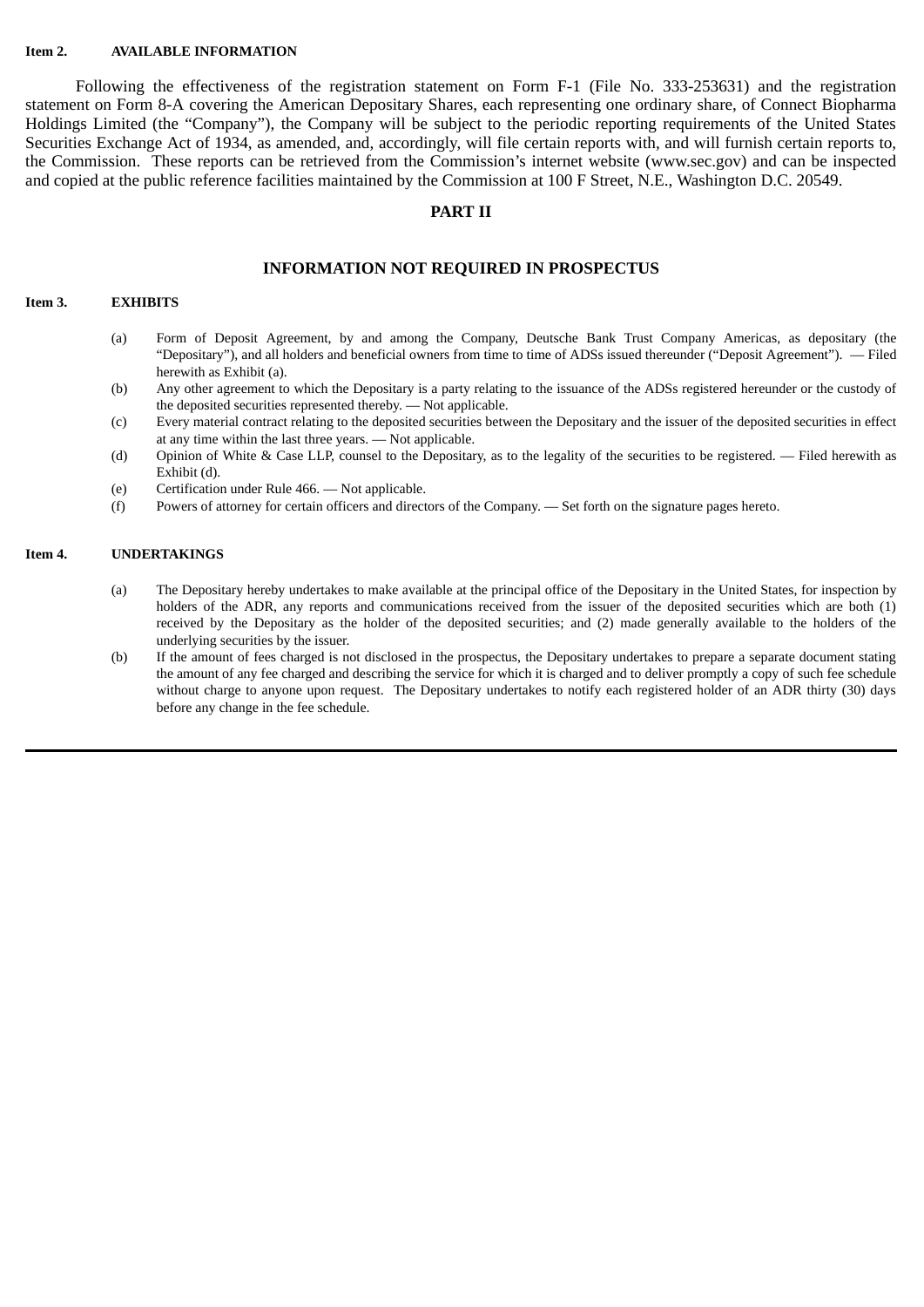**Item 2. AVAILABLE INFORMATION**

Following the effectiveness of the registration statement on Form F-1 (File No. 333-253631) and the registration statement on Form 8-A covering the American Depositary Shares, each representing one ordinary share, of Connect Biopharma Holdings Limited (the "Company"), the Company will be subject to the periodic reporting requirements of the United States Securities Exchange Act of 1934, as amended, and, accordingly, will file certain reports with, and will furnish certain reports to, the Commission. These reports can be retrieved from the Commission's internet website (www.sec.gov) and can be inspected and copied at the public reference facilities maintained by the Commission at 100 F Street, N.E., Washington D.C. 20549.

## PART II

## INFORMATION NOT REQUIRED IN PROSPECTUS

**Item 3. EXHIBITS**

(a) Form of Deposit Agreement, by and among the Company, Deutsche Bank Trust Company Americas, as depositary (the "Depositary"), and all holders and beneficial owners from time to time of ADSs issued thereunder ("Deposit Agreement"). — Filed herewith as Exhibit (a).

(b) Any other agreement to which the Depositary is a party relating to the issuance of the ADSs registered hereunder or the custody of the deposited securities represented thereby. — Not applicable.

(c) Every material contract relating to the deposited securities between the Depositary and the issuer of the deposited securities in effect at any time within the last three years. — Not applicable.

(d) Opinion of White & Case LLP, counsel to the Depositary, as to the legality of the securities to be registered. — Filed herewith as Exhibit (d).

(e) Certification under Rule 466. — Not applicable.

(f) Powers of attorney for certain officers and directors of the Company. — Set forth on the signature pages hereto.

**Item 4. UNDERTAKINGS**

(a) The Depositary hereby undertakes to make available at the principal office of the Depositary in the United States, for inspection by holders of the ADR, any reports and communications received from the issuer of the deposited securities which are both (1) received by the Depositary as the holder of the deposited securities; and (2) made generally available to the holders of the underlying securities by the issuer.

(b) If the amount of fees charged is not disclosed in the prospectus, the Depositary undertakes to prepare a separate document stating the amount of any fee charged and describing the service for which it is charged and to deliver promptly a copy of such fee schedule without charge to anyone upon request. The Depositary undertakes to notify each registered holder of an ADR thirty (30) days before any change in the fee schedule.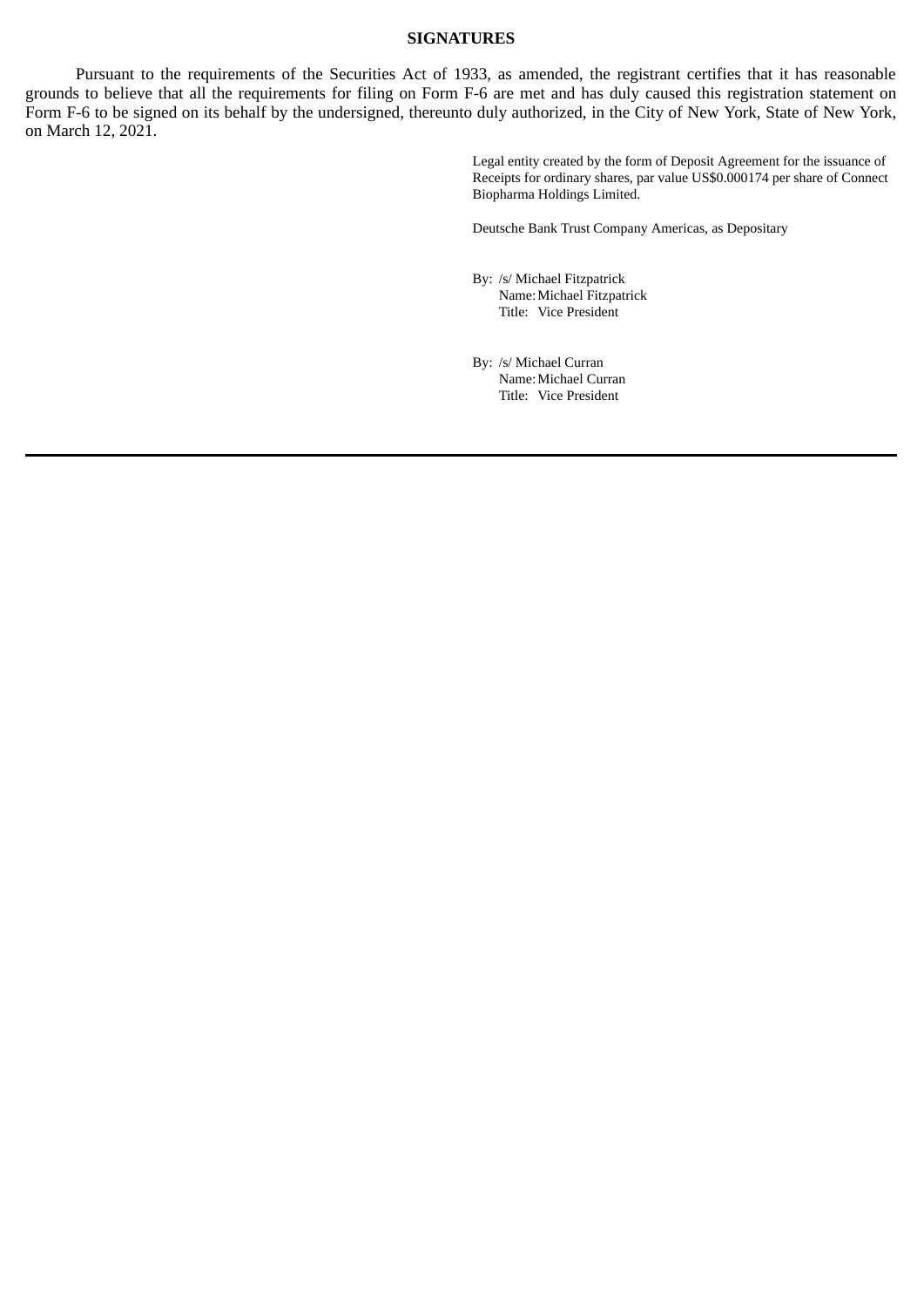**SIGNATURES**

Pursuant to the requirements of the Securities Act of 1933, as amended, the registrant certifies that it has reasonable grounds to believe that all the requirements for filing on Form F-6 are met and has duly caused this registration statement on Form F-6 to be signed on its behalf by the undersigned, thereunto duly authorized, in the City of New York, State of New York, on March 12, 2021.

Legal entity created by the form of Deposit Agreement for the issuance of Receipts for ordinary shares, par value US$0.000174 per share of Connect Biopharma Holdings Limited.

Deutsche Bank Trust Company Americas, as Depositary

By: /s/ Michael Fitzpatrick
Name: Michael Fitzpatrick
Title: Vice President

By: /s/ Michael Curran
Name: Michael Curran
Title: Vice President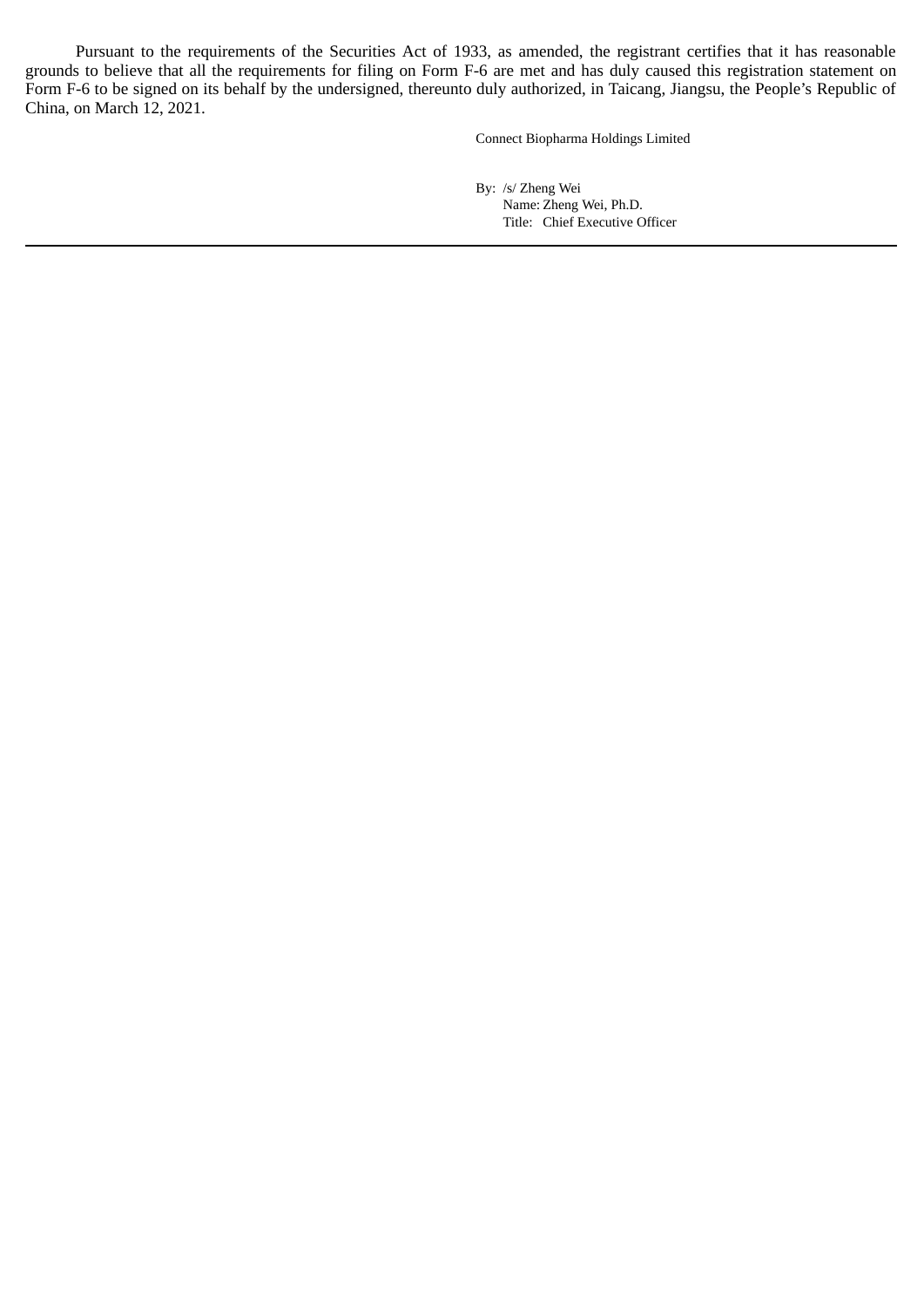Pursuant to the requirements of the Securities Act of 1933, as amended, the registrant certifies that it has reasonable grounds to believe that all the requirements for filing on Form F-6 are met and has duly caused this registration statement on Form F-6 to be signed on its behalf by the undersigned, thereunto duly authorized, in Taicang, Jiangsu, the People's Republic of China, on March 12, 2021.

Connect Biopharma Holdings Limited

By: /s/ Zheng Wei
Name: Zheng Wei, Ph.D.
Title: Chief Executive Officer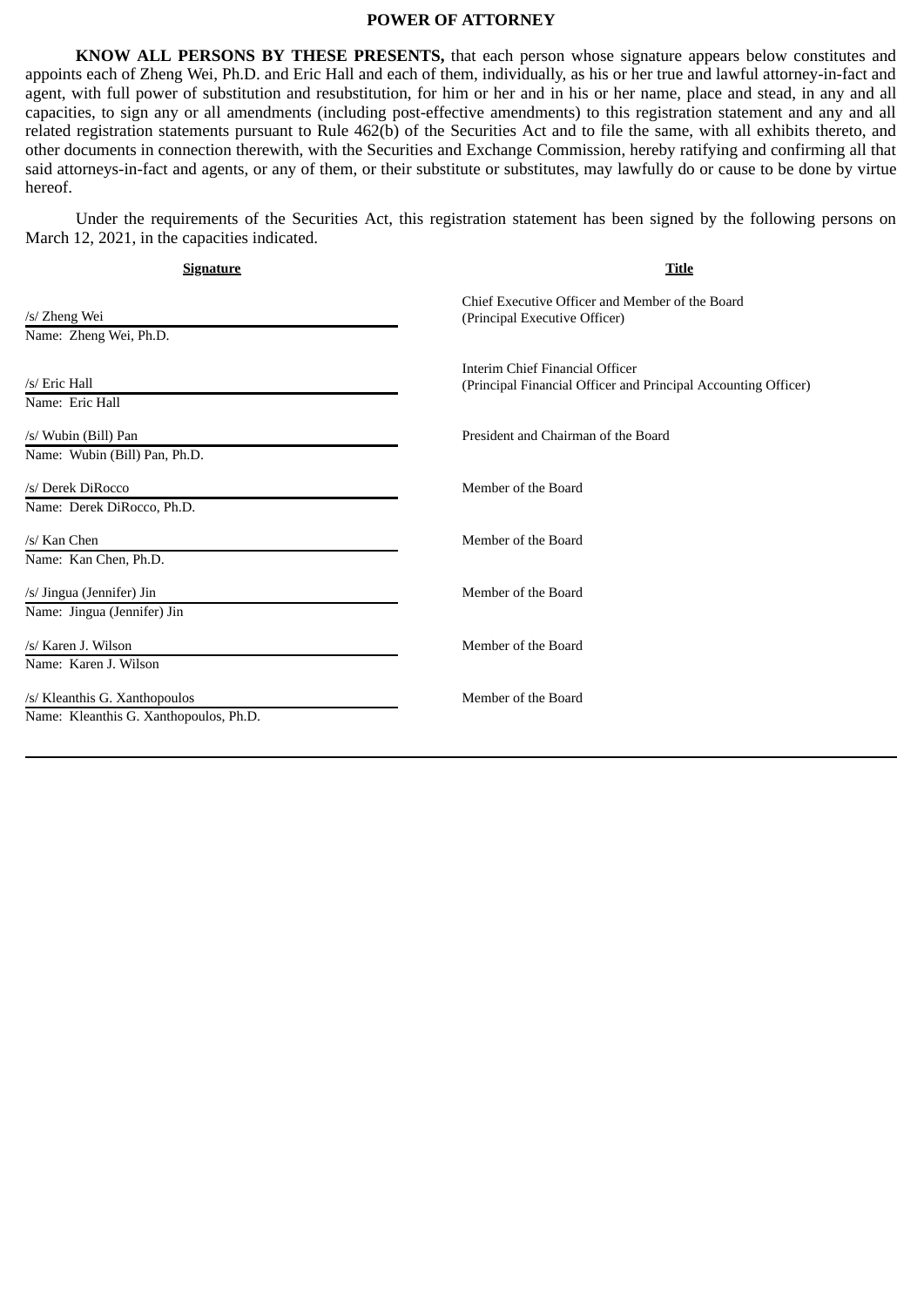# POWER OF ATTORNEY

**KNOW ALL PERSONS BY THESE PRESENTS,** that each person whose signature appears below constitutes and appoints each of Zheng Wei, Ph.D. and Eric Hall and each of them, individually, as his or her true and lawful attorney-in-fact and agent, with full power of substitution and resubstitution, for him or her and in his or her name, place and stead, in any and all capacities, to sign any or all amendments (including post-effective amendments) to this registration statement and any and all related registration statements pursuant to Rule 462(b) of the Securities Act and to file the same, with all exhibits thereto, and other documents in connection therewith, with the Securities and Exchange Commission, hereby ratifying and confirming all that said attorneys-in-fact and agents, or any of them, or their substitute or substitutes, may lawfully do or cause to be done by virtue hereof.

Under the requirements of the Securities Act, this registration statement has been signed by the following persons on March 12, 2021, in the capacities indicated.

| Signature | Title |
| --- | --- |
| /s/ Zheng Wei<br>Name: Zheng Wei, Ph.D. | Chief Executive Officer and Member of the Board<br>(Principal Executive Officer) |
| /s/ Eric Hall<br>Name: Eric Hall | Interim Chief Financial Officer<br>(Principal Financial Officer and Principal Accounting Officer) |
| /s/ Wubin (Bill) Pan<br>Name: Wubin (Bill) Pan, Ph.D. | President and Chairman of the Board |
| /s/ Derek DiRocco<br>Name: Derek DiRocco, Ph.D. | Member of the Board |
| /s/ Kan Chen<br>Name: Kan Chen, Ph.D. | Member of the Board |
| /s/ Jingua (Jennifer) Jin<br>Name: Jingua (Jennifer) Jin | Member of the Board |
| /s/ Karen J. Wilson<br>Name: Karen J. Wilson | Member of the Board |
| /s/ Kleanthis G. Xanthopoulos<br>Name: Kleanthis G. Xanthopoulos, Ph.D. | Member of the Board |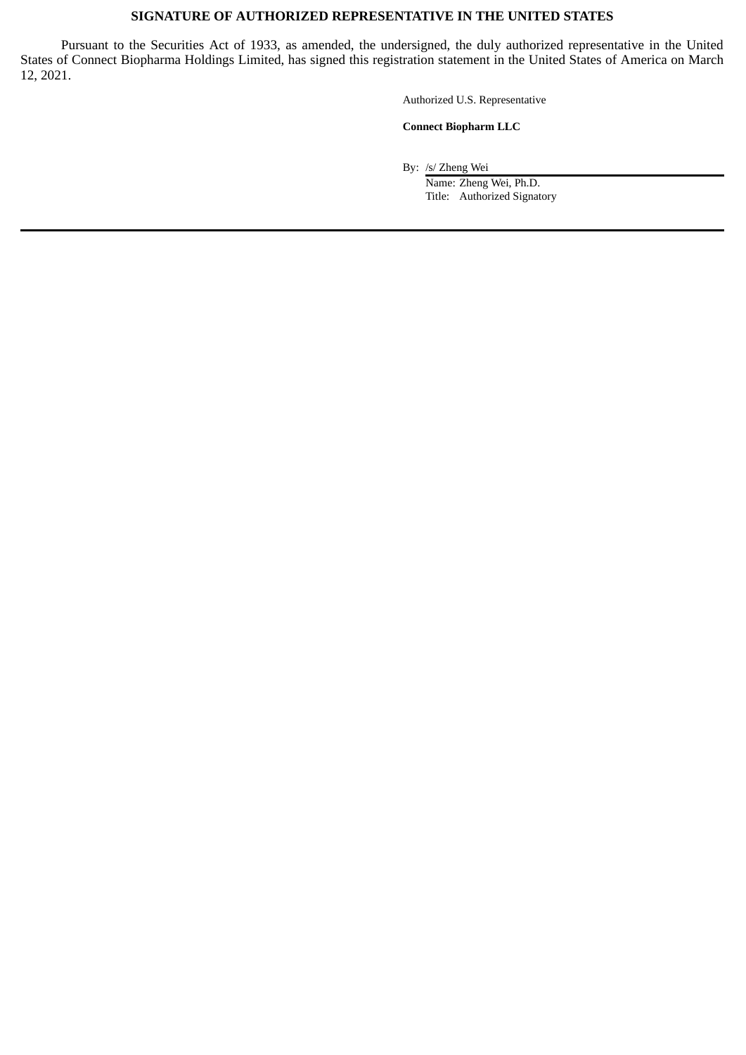## SIGNATURE OF AUTHORIZED REPRESENTATIVE IN THE UNITED STATES

Pursuant to the Securities Act of 1933, as amended, the undersigned, the duly authorized representative in the United States of Connect Biopharma Holdings Limited, has signed this registration statement in the United States of America on March 12, 2021.

Authorized U.S. Representative

**Connect Biopharm LLC**

By: /s/ Zheng Wei

Name: Zheng Wei, Ph.D.

Title: Authorized Signatory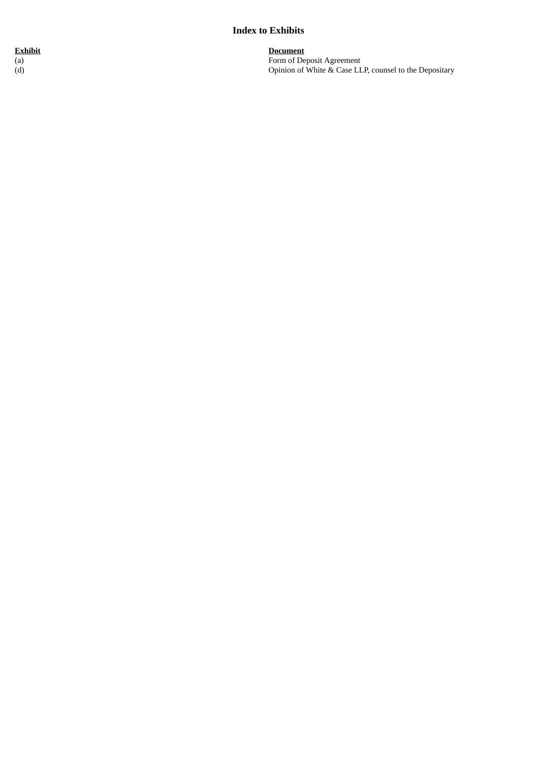## Index to Exhibits

| Exhibit | Document |
| --- | --- |
| (a) | Form of Deposit Agreement |
| (d) | Opinion of White & Case LLP, counsel to the Depositary |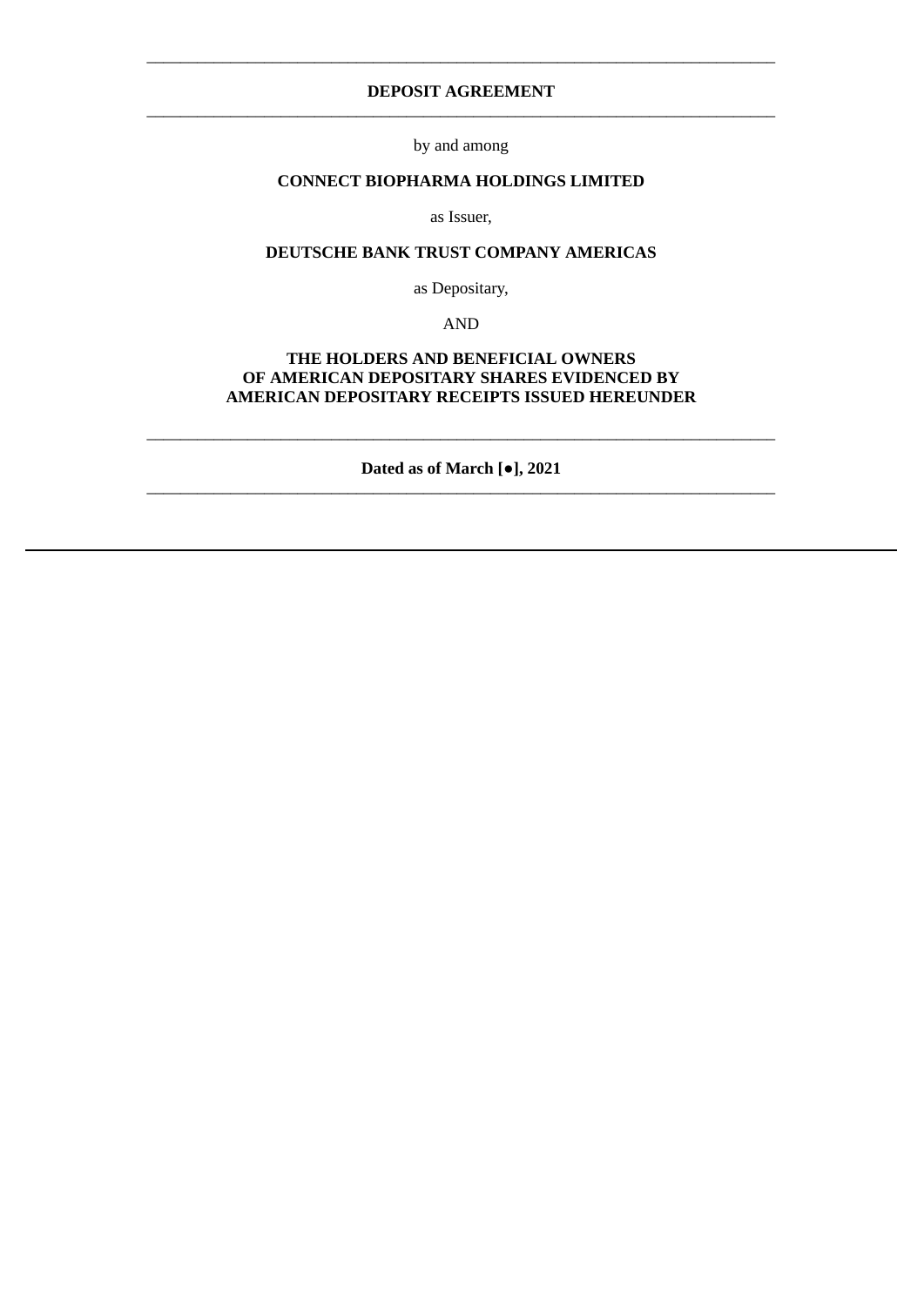---

**DEPOSIT AGREEMENT**

---

by and among

**CONNECT BIOPHARMA HOLDINGS LIMITED**

as Issuer,

**DEUTSCHE BANK TRUST COMPANY AMERICAS**

as Depositary,

AND

**THE HOLDERS AND BENEFICIAL OWNERS OF AMERICAN DEPOSITARY SHARES EVIDENCED BY AMERICAN DEPOSITARY RECEIPTS ISSUED HEREUNDER**

---

**Dated as of March [●], 2021**

---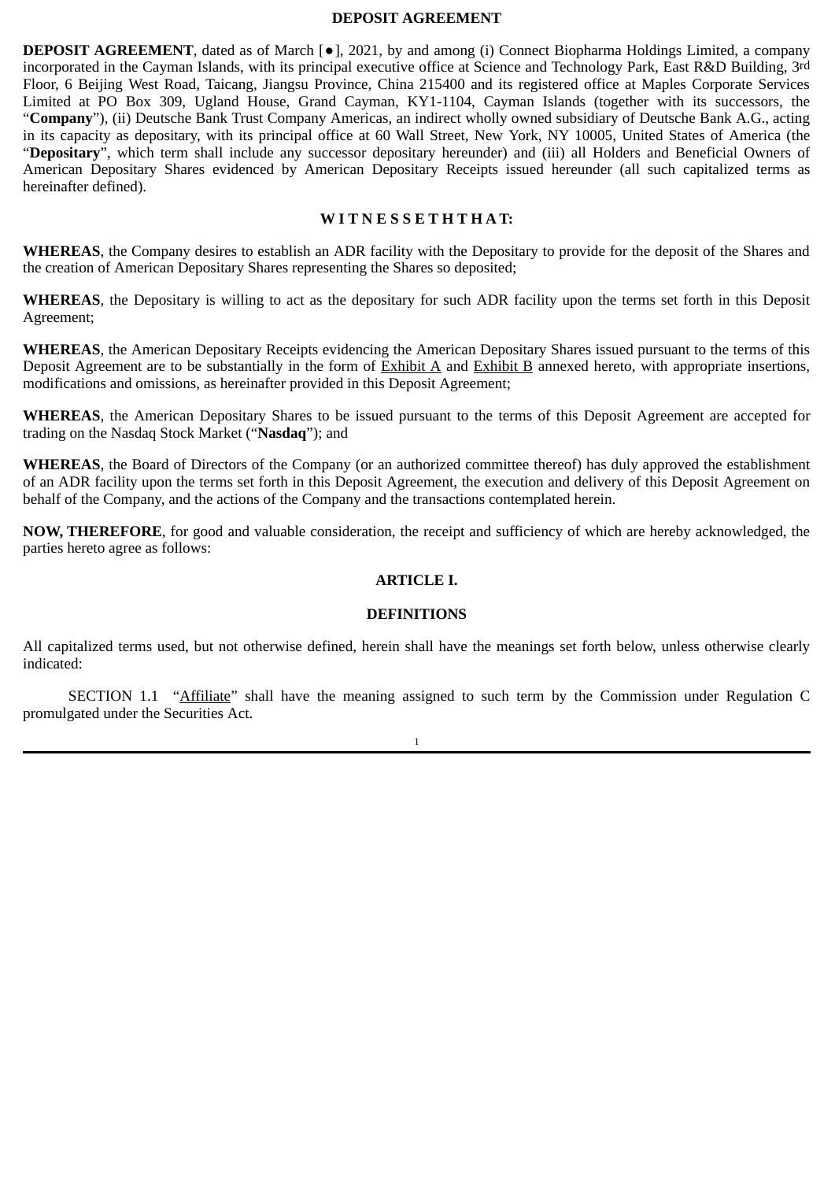# DEPOSIT AGREEMENT

**DEPOSIT AGREEMENT**, dated as of March [●], 2021, by and among (i) Connect Biopharma Holdings Limited, a company incorporated in the Cayman Islands, with its principal executive office at Science and Technology Park, East R&D Building, 3rd Floor, 6 Beijing West Road, Taicang, Jiangsu Province, China 215400 and its registered office at Maples Corporate Services Limited at PO Box 309, Ugland House, Grand Cayman, KY1-1104, Cayman Islands (together with its successors, the "**Company**"), (ii) Deutsche Bank Trust Company Americas, an indirect wholly owned subsidiary of Deutsche Bank A.G., acting in its capacity as depositary, with its principal office at 60 Wall Street, New York, NY 10005, United States of America (the "**Depositary**", which term shall include any successor depositary hereunder) and (iii) all Holders and Beneficial Owners of American Depositary Shares evidenced by American Depositary Receipts issued hereunder (all such capitalized terms as hereinafter defined).

## W I T N E S S E T H T H A T:

**WHEREAS**, the Company desires to establish an ADR facility with the Depositary to provide for the deposit of the Shares and the creation of American Depositary Shares representing the Shares so deposited;

**WHEREAS**, the Depositary is willing to act as the depositary for such ADR facility upon the terms set forth in this Deposit Agreement;

**WHEREAS**, the American Depositary Receipts evidencing the American Depositary Shares issued pursuant to the terms of this Deposit Agreement are to be substantially in the form of Exhibit A and Exhibit B annexed hereto, with appropriate insertions, modifications and omissions, as hereinafter provided in this Deposit Agreement;

**WHEREAS**, the American Depositary Shares to be issued pursuant to the terms of this Deposit Agreement are accepted for trading on the Nasdaq Stock Market ("**Nasdaq**"); and

**WHEREAS**, the Board of Directors of the Company (or an authorized committee thereof) has duly approved the establishment of an ADR facility upon the terms set forth in this Deposit Agreement, the execution and delivery of this Deposit Agreement on behalf of the Company, and the actions of the Company and the transactions contemplated herein.

**NOW, THEREFORE**, for good and valuable consideration, the receipt and sufficiency of which are hereby acknowledged, the parties hereto agree as follows:

## ARTICLE I.

## DEFINITIONS

All capitalized terms used, but not otherwise defined, herein shall have the meanings set forth below, unless otherwise clearly indicated:

SECTION 1.1 "Affiliate" shall have the meaning assigned to such term by the Commission under Regulation C promulgated under the Securities Act.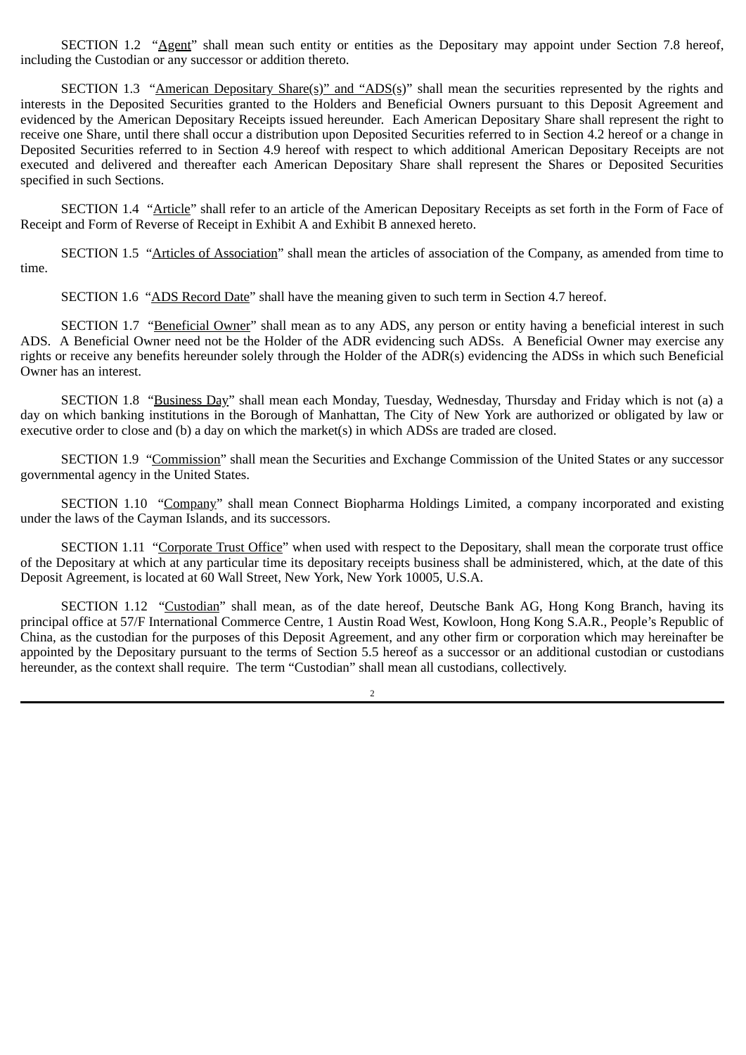SECTION 1.2 "Agent" shall mean such entity or entities as the Depositary may appoint under Section 7.8 hereof, including the Custodian or any successor or addition thereto.

SECTION 1.3 "American Depositary Share(s)" and "ADS(s)" shall mean the securities represented by the rights and interests in the Deposited Securities granted to the Holders and Beneficial Owners pursuant to this Deposit Agreement and evidenced by the American Depositary Receipts issued hereunder. Each American Depositary Share shall represent the right to receive one Share, until there shall occur a distribution upon Deposited Securities referred to in Section 4.2 hereof or a change in Deposited Securities referred to in Section 4.9 hereof with respect to which additional American Depositary Receipts are not executed and delivered and thereafter each American Depositary Share shall represent the Shares or Deposited Securities specified in such Sections.

SECTION 1.4 "Article" shall refer to an article of the American Depositary Receipts as set forth in the Form of Face of Receipt and Form of Reverse of Receipt in Exhibit A and Exhibit B annexed hereto.

SECTION 1.5 "Articles of Association" shall mean the articles of association of the Company, as amended from time to time.

SECTION 1.6 "ADS Record Date" shall have the meaning given to such term in Section 4.7 hereof.

SECTION 1.7 "Beneficial Owner" shall mean as to any ADS, any person or entity having a beneficial interest in such ADS. A Beneficial Owner need not be the Holder of the ADR evidencing such ADSs. A Beneficial Owner may exercise any rights or receive any benefits hereunder solely through the Holder of the ADR(s) evidencing the ADSs in which such Beneficial Owner has an interest.

SECTION 1.8 "Business Day" shall mean each Monday, Tuesday, Wednesday, Thursday and Friday which is not (a) a day on which banking institutions in the Borough of Manhattan, The City of New York are authorized or obligated by law or executive order to close and (b) a day on which the market(s) in which ADSs are traded are closed.

SECTION 1.9 "Commission" shall mean the Securities and Exchange Commission of the United States or any successor governmental agency in the United States.

SECTION 1.10 "Company" shall mean Connect Biopharma Holdings Limited, a company incorporated and existing under the laws of the Cayman Islands, and its successors.

SECTION 1.11 "Corporate Trust Office" when used with respect to the Depositary, shall mean the corporate trust office of the Depositary at which at any particular time its depositary receipts business shall be administered, which, at the date of this Deposit Agreement, is located at 60 Wall Street, New York, New York 10005, U.S.A.

SECTION 1.12 "Custodian" shall mean, as of the date hereof, Deutsche Bank AG, Hong Kong Branch, having its principal office at 57/F International Commerce Centre, 1 Austin Road West, Kowloon, Hong Kong S.A.R., People's Republic of China, as the custodian for the purposes of this Deposit Agreement, and any other firm or corporation which may hereinafter be appointed by the Depositary pursuant to the terms of Section 5.5 hereof as a successor or an additional custodian or custodians hereunder, as the context shall require. The term "Custodian" shall mean all custodians, collectively.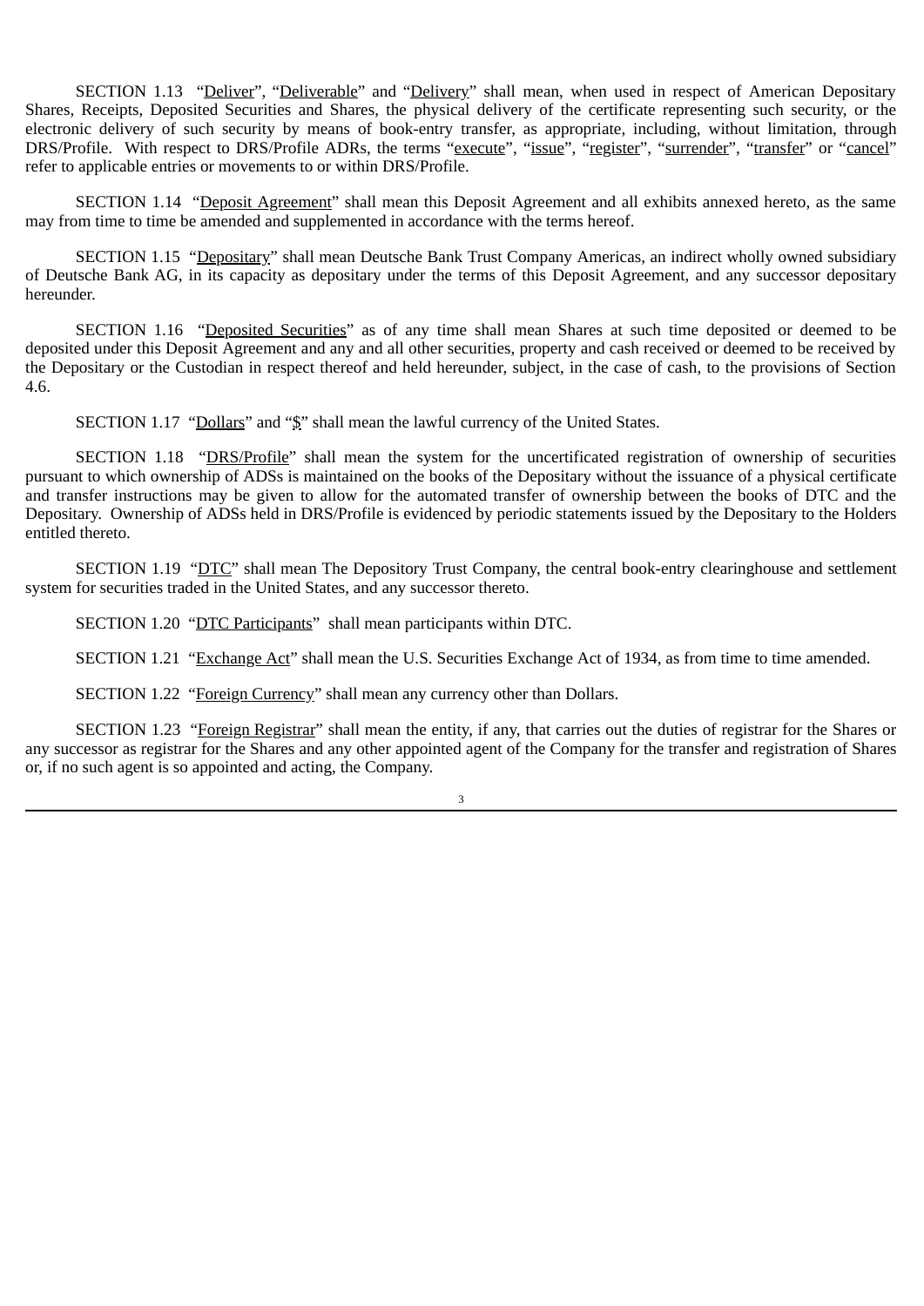SECTION 1.13 "Deliver", "Deliverable" and "Delivery" shall mean, when used in respect of American Depositary Shares, Receipts, Deposited Securities and Shares, the physical delivery of the certificate representing such security, or the electronic delivery of such security by means of book-entry transfer, as appropriate, including, without limitation, through DRS/Profile. With respect to DRS/Profile ADRs, the terms "execute", "issue", "register", "surrender", "transfer" or "cancel" refer to applicable entries or movements to or within DRS/Profile.

SECTION 1.14 "Deposit Agreement" shall mean this Deposit Agreement and all exhibits annexed hereto, as the same may from time to time be amended and supplemented in accordance with the terms hereof.

SECTION 1.15 "Depositary" shall mean Deutsche Bank Trust Company Americas, an indirect wholly owned subsidiary of Deutsche Bank AG, in its capacity as depositary under the terms of this Deposit Agreement, and any successor depositary hereunder.

SECTION 1.16 "Deposited Securities" as of any time shall mean Shares at such time deposited or deemed to be deposited under this Deposit Agreement and any and all other securities, property and cash received or deemed to be received by the Depositary or the Custodian in respect thereof and held hereunder, subject, in the case of cash, to the provisions of Section 4.6.

SECTION 1.17 "Dollars" and "$" shall mean the lawful currency of the United States.

SECTION 1.18 "DRS/Profile" shall mean the system for the uncertificated registration of ownership of securities pursuant to which ownership of ADSs is maintained on the books of the Depositary without the issuance of a physical certificate and transfer instructions may be given to allow for the automated transfer of ownership between the books of DTC and the Depositary. Ownership of ADSs held in DRS/Profile is evidenced by periodic statements issued by the Depositary to the Holders entitled thereto.

SECTION 1.19 "DTC" shall mean The Depository Trust Company, the central book-entry clearinghouse and settlement system for securities traded in the United States, and any successor thereto.

SECTION 1.20 "DTC Participants" shall mean participants within DTC.

SECTION 1.21 "Exchange Act" shall mean the U.S. Securities Exchange Act of 1934, as from time to time amended.

SECTION 1.22 "Foreign Currency" shall mean any currency other than Dollars.

SECTION 1.23 "Foreign Registrar" shall mean the entity, if any, that carries out the duties of registrar for the Shares or any successor as registrar for the Shares and any other appointed agent of the Company for the transfer and registration of Shares or, if no such agent is so appointed and acting, the Company.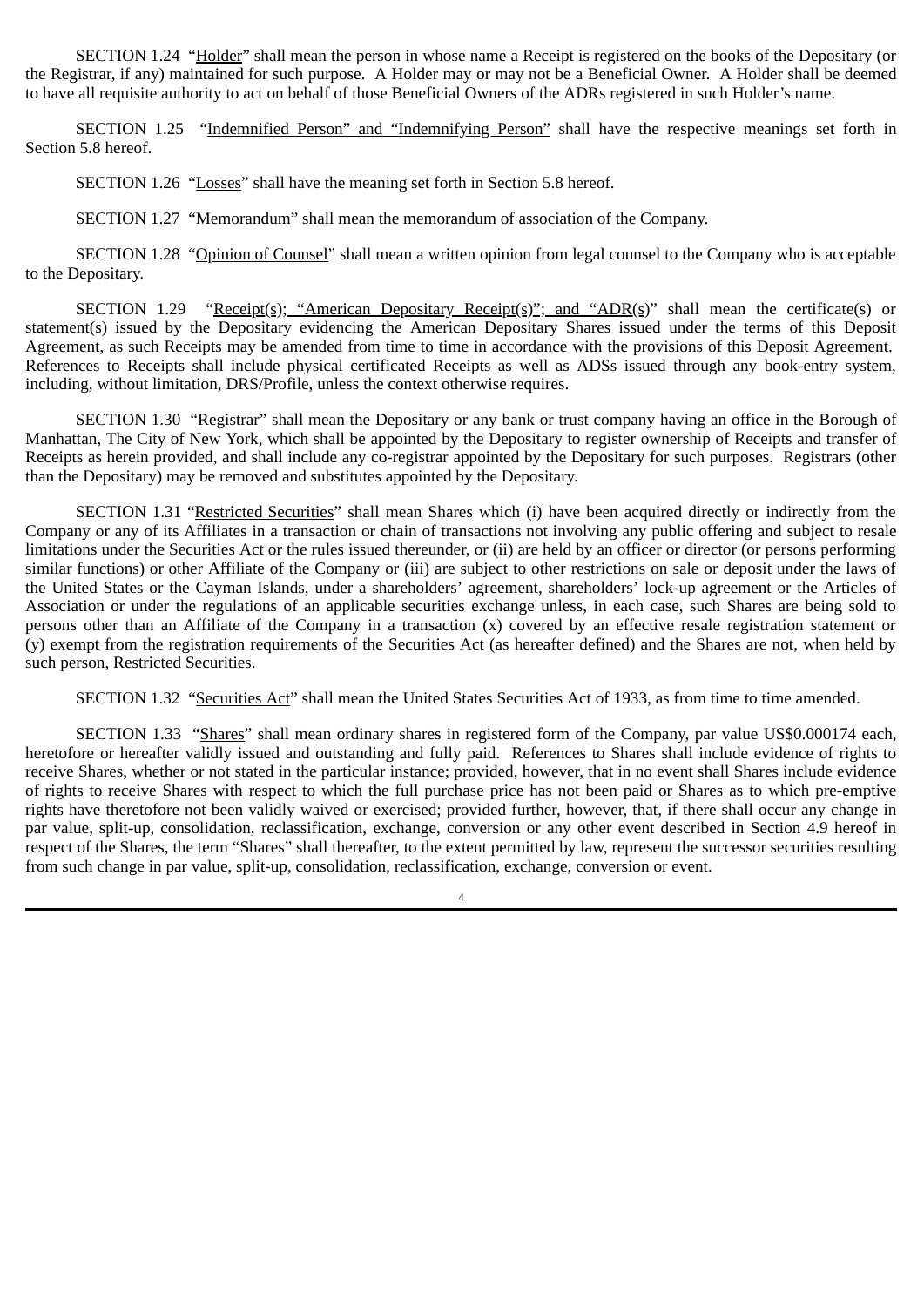SECTION 1.24 "Holder" shall mean the person in whose name a Receipt is registered on the books of the Depositary (or the Registrar, if any) maintained for such purpose. A Holder may or may not be a Beneficial Owner. A Holder shall be deemed to have all requisite authority to act on behalf of those Beneficial Owners of the ADRs registered in such Holder's name.

SECTION 1.25 "Indemnified Person" and "Indemnifying Person" shall have the respective meanings set forth in Section 5.8 hereof.

SECTION 1.26 "Losses" shall have the meaning set forth in Section 5.8 hereof.

SECTION 1.27 "Memorandum" shall mean the memorandum of association of the Company.

SECTION 1.28 "Opinion of Counsel" shall mean a written opinion from legal counsel to the Company who is acceptable to the Depositary.

SECTION 1.29 "Receipt(s); "American Depositary Receipt(s)"; and "ADR(s)" shall mean the certificate(s) or statement(s) issued by the Depositary evidencing the American Depositary Shares issued under the terms of this Deposit Agreement, as such Receipts may be amended from time to time in accordance with the provisions of this Deposit Agreement. References to Receipts shall include physical certificated Receipts as well as ADSs issued through any book-entry system, including, without limitation, DRS/Profile, unless the context otherwise requires.

SECTION 1.30 "Registrar" shall mean the Depositary or any bank or trust company having an office in the Borough of Manhattan, The City of New York, which shall be appointed by the Depositary to register ownership of Receipts and transfer of Receipts as herein provided, and shall include any co-registrar appointed by the Depositary for such purposes. Registrars (other than the Depositary) may be removed and substitutes appointed by the Depositary.

SECTION 1.31 "Restricted Securities" shall mean Shares which (i) have been acquired directly or indirectly from the Company or any of its Affiliates in a transaction or chain of transactions not involving any public offering and subject to resale limitations under the Securities Act or the rules issued thereunder, or (ii) are held by an officer or director (or persons performing similar functions) or other Affiliate of the Company or (iii) are subject to other restrictions on sale or deposit under the laws of the United States or the Cayman Islands, under a shareholders' agreement, shareholders' lock-up agreement or the Articles of Association or under the regulations of an applicable securities exchange unless, in each case, such Shares are being sold to persons other than an Affiliate of the Company in a transaction (x) covered by an effective resale registration statement or (y) exempt from the registration requirements of the Securities Act (as hereafter defined) and the Shares are not, when held by such person, Restricted Securities.

SECTION 1.32 "Securities Act" shall mean the United States Securities Act of 1933, as from time to time amended.

SECTION 1.33 "Shares" shall mean ordinary shares in registered form of the Company, par value US$0.000174 each, heretofore or hereafter validly issued and outstanding and fully paid. References to Shares shall include evidence of rights to receive Shares, whether or not stated in the particular instance; provided, however, that in no event shall Shares include evidence of rights to receive Shares with respect to which the full purchase price has not been paid or Shares as to which pre-emptive rights have theretofore not been validly waived or exercised; provided further, however, that, if there shall occur any change in par value, split-up, consolidation, reclassification, exchange, conversion or any other event described in Section 4.9 hereof in respect of the Shares, the term "Shares" shall thereafter, to the extent permitted by law, represent the successor securities resulting from such change in par value, split-up, consolidation, reclassification, exchange, conversion or event.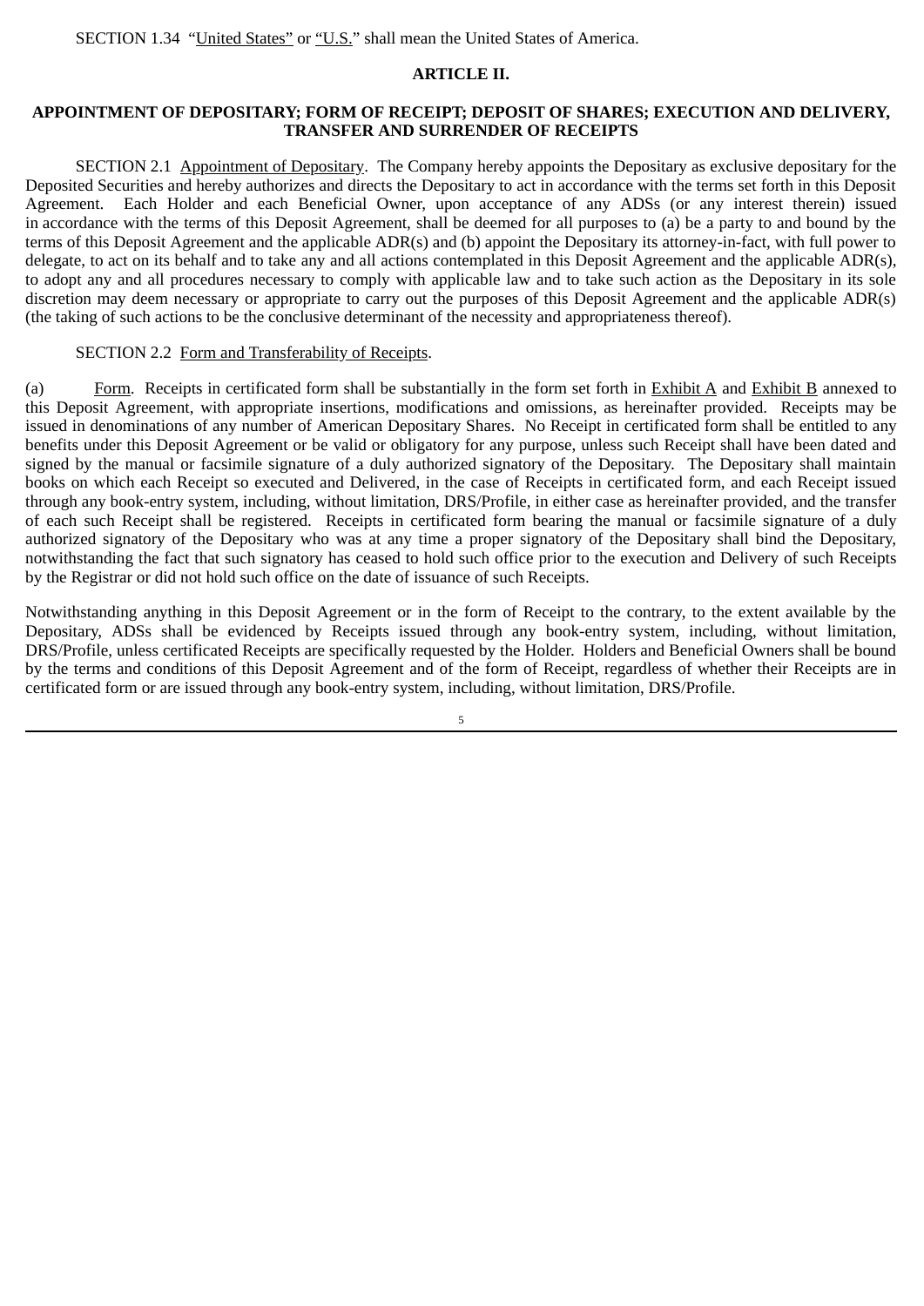SECTION 1.34 "United States" or "U.S." shall mean the United States of America.

## ARTICLE II.

## APPOINTMENT OF DEPOSITARY; FORM OF RECEIPT; DEPOSIT OF SHARES; EXECUTION AND DELIVERY, TRANSFER AND SURRENDER OF RECEIPTS

SECTION 2.1 Appointment of Depositary. The Company hereby appoints the Depositary as exclusive depositary for the Deposited Securities and hereby authorizes and directs the Depositary to act in accordance with the terms set forth in this Deposit Agreement. Each Holder and each Beneficial Owner, upon acceptance of any ADSs (or any interest therein) issued in accordance with the terms of this Deposit Agreement, shall be deemed for all purposes to (a) be a party to and bound by the terms of this Deposit Agreement and the applicable ADR(s) and (b) appoint the Depositary its attorney-in-fact, with full power to delegate, to act on its behalf and to take any and all actions contemplated in this Deposit Agreement and the applicable ADR(s), to adopt any and all procedures necessary to comply with applicable law and to take such action as the Depositary in its sole discretion may deem necessary or appropriate to carry out the purposes of this Deposit Agreement and the applicable ADR(s) (the taking of such actions to be the conclusive determinant of the necessity and appropriateness thereof).

SECTION 2.2 Form and Transferability of Receipts.

(a) Form. Receipts in certificated form shall be substantially in the form set forth in Exhibit A and Exhibit B annexed to this Deposit Agreement, with appropriate insertions, modifications and omissions, as hereinafter provided. Receipts may be issued in denominations of any number of American Depositary Shares. No Receipt in certificated form shall be entitled to any benefits under this Deposit Agreement or be valid or obligatory for any purpose, unless such Receipt shall have been dated and signed by the manual or facsimile signature of a duly authorized signatory of the Depositary. The Depositary shall maintain books on which each Receipt so executed and Delivered, in the case of Receipts in certificated form, and each Receipt issued through any book-entry system, including, without limitation, DRS/Profile, in either case as hereinafter provided, and the transfer of each such Receipt shall be registered. Receipts in certificated form bearing the manual or facsimile signature of a duly authorized signatory of the Depositary who was at any time a proper signatory of the Depositary shall bind the Depositary, notwithstanding the fact that such signatory has ceased to hold such office prior to the execution and Delivery of such Receipts by the Registrar or did not hold such office on the date of issuance of such Receipts.

Notwithstanding anything in this Deposit Agreement or in the form of Receipt to the contrary, to the extent available by the Depositary, ADSs shall be evidenced by Receipts issued through any book-entry system, including, without limitation, DRS/Profile, unless certificated Receipts are specifically requested by the Holder. Holders and Beneficial Owners shall be bound by the terms and conditions of this Deposit Agreement and of the form of Receipt, regardless of whether their Receipts are in certificated form or are issued through any book-entry system, including, without limitation, DRS/Profile.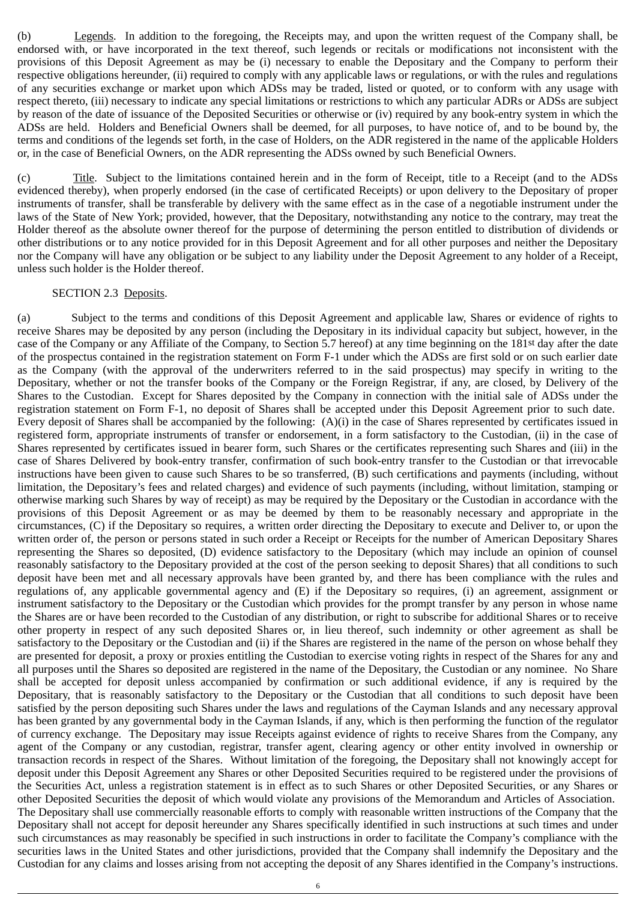(b) Legends. In addition to the foregoing, the Receipts may, and upon the written request of the Company shall, be endorsed with, or have incorporated in the text thereof, such legends or recitals or modifications not inconsistent with the provisions of this Deposit Agreement as may be (i) necessary to enable the Depositary and the Company to perform their respective obligations hereunder, (ii) required to comply with any applicable laws or regulations, or with the rules and regulations of any securities exchange or market upon which ADSs may be traded, listed or quoted, or to conform with any usage with respect thereto, (iii) necessary to indicate any special limitations or restrictions to which any particular ADRs or ADSs are subject by reason of the date of issuance of the Deposited Securities or otherwise or (iv) required by any book-entry system in which the ADSs are held. Holders and Beneficial Owners shall be deemed, for all purposes, to have notice of, and to be bound by, the terms and conditions of the legends set forth, in the case of Holders, on the ADR registered in the name of the applicable Holders or, in the case of Beneficial Owners, on the ADR representing the ADSs owned by such Beneficial Owners.

(c) Title. Subject to the limitations contained herein and in the form of Receipt, title to a Receipt (and to the ADSs evidenced thereby), when properly endorsed (in the case of certificated Receipts) or upon delivery to the Depositary of proper instruments of transfer, shall be transferable by delivery with the same effect as in the case of a negotiable instrument under the laws of the State of New York; provided, however, that the Depositary, notwithstanding any notice to the contrary, may treat the Holder thereof as the absolute owner thereof for the purpose of determining the person entitled to distribution of dividends or other distributions or to any notice provided for in this Deposit Agreement and for all other purposes and neither the Depositary nor the Company will have any obligation or be subject to any liability under the Deposit Agreement to any holder of a Receipt, unless such holder is the Holder thereof.

SECTION 2.3 Deposits.

(a) Subject to the terms and conditions of this Deposit Agreement and applicable law, Shares or evidence of rights to receive Shares may be deposited by any person (including the Depositary in its individual capacity but subject, however, in the case of the Company or any Affiliate of the Company, to Section 5.7 hereof) at any time beginning on the 181st day after the date of the prospectus contained in the registration statement on Form F-1 under which the ADSs are first sold or on such earlier date as the Company (with the approval of the underwriters referred to in the said prospectus) may specify in writing to the Depositary, whether or not the transfer books of the Company or the Foreign Registrar, if any, are closed, by Delivery of the Shares to the Custodian. Except for Shares deposited by the Company in connection with the initial sale of ADSs under the registration statement on Form F-1, no deposit of Shares shall be accepted under this Deposit Agreement prior to such date. Every deposit of Shares shall be accompanied by the following: (A)(i) in the case of Shares represented by certificates issued in registered form, appropriate instruments of transfer or endorsement, in a form satisfactory to the Custodian, (ii) in the case of Shares represented by certificates issued in bearer form, such Shares or the certificates representing such Shares and (iii) in the case of Shares Delivered by book-entry transfer, confirmation of such book-entry transfer to the Custodian or that irrevocable instructions have been given to cause such Shares to be so transferred, (B) such certifications and payments (including, without limitation, the Depositary's fees and related charges) and evidence of such payments (including, without limitation, stamping or otherwise marking such Shares by way of receipt) as may be required by the Depositary or the Custodian in accordance with the provisions of this Deposit Agreement or as may be deemed by them to be reasonably necessary and appropriate in the circumstances, (C) if the Depositary so requires, a written order directing the Depositary to execute and Deliver to, or upon the written order of, the person or persons stated in such order a Receipt or Receipts for the number of American Depositary Shares representing the Shares so deposited, (D) evidence satisfactory to the Depositary (which may include an opinion of counsel reasonably satisfactory to the Depositary provided at the cost of the person seeking to deposit Shares) that all conditions to such deposit have been met and all necessary approvals have been granted by, and there has been compliance with the rules and regulations of, any applicable governmental agency and (E) if the Depositary so requires, (i) an agreement, assignment or instrument satisfactory to the Depositary or the Custodian which provides for the prompt transfer by any person in whose name the Shares are or have been recorded to the Custodian of any distribution, or right to subscribe for additional Shares or to receive other property in respect of any such deposited Shares or, in lieu thereof, such indemnity or other agreement as shall be satisfactory to the Depositary or the Custodian and (ii) if the Shares are registered in the name of the person on whose behalf they are presented for deposit, a proxy or proxies entitling the Custodian to exercise voting rights in respect of the Shares for any and all purposes until the Shares so deposited are registered in the name of the Depositary, the Custodian or any nominee. No Share shall be accepted for deposit unless accompanied by confirmation or such additional evidence, if any is required by the Depositary, that is reasonably satisfactory to the Depositary or the Custodian that all conditions to such deposit have been satisfied by the person depositing such Shares under the laws and regulations of the Cayman Islands and any necessary approval has been granted by any governmental body in the Cayman Islands, if any, which is then performing the function of the regulator of currency exchange. The Depositary may issue Receipts against evidence of rights to receive Shares from the Company, any agent of the Company or any custodian, registrar, transfer agent, clearing agency or other entity involved in ownership or transaction records in respect of the Shares. Without limitation of the foregoing, the Depositary shall not knowingly accept for deposit under this Deposit Agreement any Shares or other Deposited Securities required to be registered under the provisions of the Securities Act, unless a registration statement is in effect as to such Shares or other Deposited Securities, or any Shares or other Deposited Securities the deposit of which would violate any provisions of the Memorandum and Articles of Association. The Depositary shall use commercially reasonable efforts to comply with reasonable written instructions of the Company that the Depositary shall not accept for deposit hereunder any Shares specifically identified in such instructions at such times and under such circumstances as may reasonably be specified in such instructions in order to facilitate the Company's compliance with the securities laws in the United States and other jurisdictions, provided that the Company shall indemnify the Depositary and the Custodian for any claims and losses arising from not accepting the deposit of any Shares identified in the Company's instructions.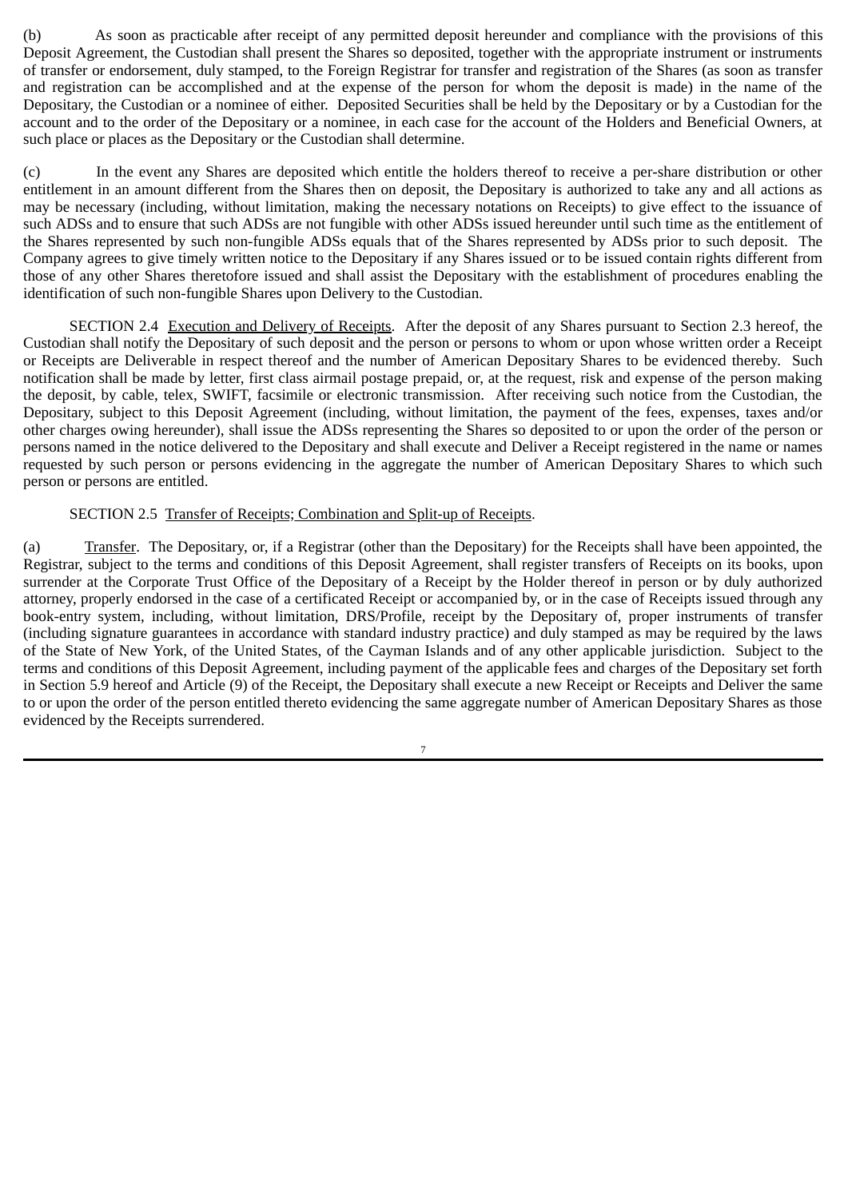(b) As soon as practicable after receipt of any permitted deposit hereunder and compliance with the provisions of this Deposit Agreement, the Custodian shall present the Shares so deposited, together with the appropriate instrument or instruments of transfer or endorsement, duly stamped, to the Foreign Registrar for transfer and registration of the Shares (as soon as transfer and registration can be accomplished and at the expense of the person for whom the deposit is made) in the name of the Depositary, the Custodian or a nominee of either. Deposited Securities shall be held by the Depositary or by a Custodian for the account and to the order of the Depositary or a nominee, in each case for the account of the Holders and Beneficial Owners, at such place or places as the Depositary or the Custodian shall determine.

(c) In the event any Shares are deposited which entitle the holders thereof to receive a per-share distribution or other entitlement in an amount different from the Shares then on deposit, the Depositary is authorized to take any and all actions as may be necessary (including, without limitation, making the necessary notations on Receipts) to give effect to the issuance of such ADSs and to ensure that such ADSs are not fungible with other ADSs issued hereunder until such time as the entitlement of the Shares represented by such non-fungible ADSs equals that of the Shares represented by ADSs prior to such deposit. The Company agrees to give timely written notice to the Depositary if any Shares issued or to be issued contain rights different from those of any other Shares theretofore issued and shall assist the Depositary with the establishment of procedures enabling the identification of such non-fungible Shares upon Delivery to the Custodian.

SECTION 2.4 Execution and Delivery of Receipts. After the deposit of any Shares pursuant to Section 2.3 hereof, the Custodian shall notify the Depositary of such deposit and the person or persons to whom or upon whose written order a Receipt or Receipts are Deliverable in respect thereof and the number of American Depositary Shares to be evidenced thereby. Such notification shall be made by letter, first class airmail postage prepaid, or, at the request, risk and expense of the person making the deposit, by cable, telex, SWIFT, facsimile or electronic transmission. After receiving such notice from the Custodian, the Depositary, subject to this Deposit Agreement (including, without limitation, the payment of the fees, expenses, taxes and/or other charges owing hereunder), shall issue the ADSs representing the Shares so deposited to or upon the order of the person or persons named in the notice delivered to the Depositary and shall execute and Deliver a Receipt registered in the name or names requested by such person or persons evidencing in the aggregate the number of American Depositary Shares to which such person or persons are entitled.

SECTION 2.5 Transfer of Receipts; Combination and Split-up of Receipts.

(a) Transfer. The Depositary, or, if a Registrar (other than the Depositary) for the Receipts shall have been appointed, the Registrar, subject to the terms and conditions of this Deposit Agreement, shall register transfers of Receipts on its books, upon surrender at the Corporate Trust Office of the Depositary of a Receipt by the Holder thereof in person or by duly authorized attorney, properly endorsed in the case of a certificated Receipt or accompanied by, or in the case of Receipts issued through any book-entry system, including, without limitation, DRS/Profile, receipt by the Depositary of, proper instruments of transfer (including signature guarantees in accordance with standard industry practice) and duly stamped as may be required by the laws of the State of New York, of the United States, of the Cayman Islands and of any other applicable jurisdiction. Subject to the terms and conditions of this Deposit Agreement, including payment of the applicable fees and charges of the Depositary set forth in Section 5.9 hereof and Article (9) of the Receipt, the Depositary shall execute a new Receipt or Receipts and Deliver the same to or upon the order of the person entitled thereto evidencing the same aggregate number of American Depositary Shares as those evidenced by the Receipts surrendered.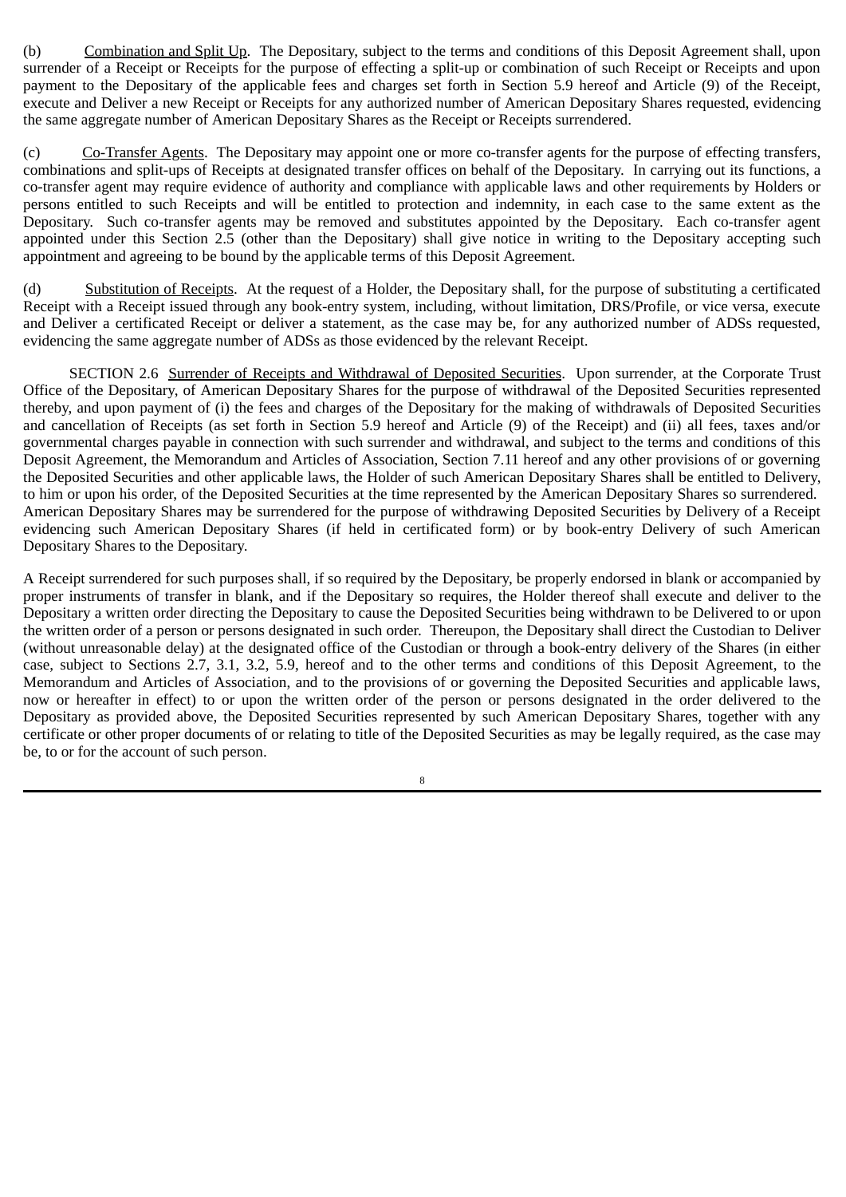(b) Combination and Split Up. The Depositary, subject to the terms and conditions of this Deposit Agreement shall, upon surrender of a Receipt or Receipts for the purpose of effecting a split-up or combination of such Receipt or Receipts and upon payment to the Depositary of the applicable fees and charges set forth in Section 5.9 hereof and Article (9) of the Receipt, execute and Deliver a new Receipt or Receipts for any authorized number of American Depositary Shares requested, evidencing the same aggregate number of American Depositary Shares as the Receipt or Receipts surrendered.

(c) Co-Transfer Agents. The Depositary may appoint one or more co-transfer agents for the purpose of effecting transfers, combinations and split-ups of Receipts at designated transfer offices on behalf of the Depositary. In carrying out its functions, a co-transfer agent may require evidence of authority and compliance with applicable laws and other requirements by Holders or persons entitled to such Receipts and will be entitled to protection and indemnity, in each case to the same extent as the Depositary. Such co-transfer agents may be removed and substitutes appointed by the Depositary. Each co-transfer agent appointed under this Section 2.5 (other than the Depositary) shall give notice in writing to the Depositary accepting such appointment and agreeing to be bound by the applicable terms of this Deposit Agreement.

(d) Substitution of Receipts. At the request of a Holder, the Depositary shall, for the purpose of substituting a certificated Receipt with a Receipt issued through any book-entry system, including, without limitation, DRS/Profile, or vice versa, execute and Deliver a certificated Receipt or deliver a statement, as the case may be, for any authorized number of ADSs requested, evidencing the same aggregate number of ADSs as those evidenced by the relevant Receipt.

SECTION 2.6 Surrender of Receipts and Withdrawal of Deposited Securities. Upon surrender, at the Corporate Trust Office of the Depositary, of American Depositary Shares for the purpose of withdrawal of the Deposited Securities represented thereby, and upon payment of (i) the fees and charges of the Depositary for the making of withdrawals of Deposited Securities and cancellation of Receipts (as set forth in Section 5.9 hereof and Article (9) of the Receipt) and (ii) all fees, taxes and/or governmental charges payable in connection with such surrender and withdrawal, and subject to the terms and conditions of this Deposit Agreement, the Memorandum and Articles of Association, Section 7.11 hereof and any other provisions of or governing the Deposited Securities and other applicable laws, the Holder of such American Depositary Shares shall be entitled to Delivery, to him or upon his order, of the Deposited Securities at the time represented by the American Depositary Shares so surrendered. American Depositary Shares may be surrendered for the purpose of withdrawing Deposited Securities by Delivery of a Receipt evidencing such American Depositary Shares (if held in certificated form) or by book-entry Delivery of such American Depositary Shares to the Depositary.

A Receipt surrendered for such purposes shall, if so required by the Depositary, be properly endorsed in blank or accompanied by proper instruments of transfer in blank, and if the Depositary so requires, the Holder thereof shall execute and deliver to the Depositary a written order directing the Depositary to cause the Deposited Securities being withdrawn to be Delivered to or upon the written order of a person or persons designated in such order. Thereupon, the Depositary shall direct the Custodian to Deliver (without unreasonable delay) at the designated office of the Custodian or through a book-entry delivery of the Shares (in either case, subject to Sections 2.7, 3.1, 3.2, 5.9, hereof and to the other terms and conditions of this Deposit Agreement, to the Memorandum and Articles of Association, and to the provisions of or governing the Deposited Securities and applicable laws, now or hereafter in effect) to or upon the written order of the person or persons designated in the order delivered to the Depositary as provided above, the Deposited Securities represented by such American Depositary Shares, together with any certificate or other proper documents of or relating to title of the Deposited Securities as may be legally required, as the case may be, to or for the account of such person.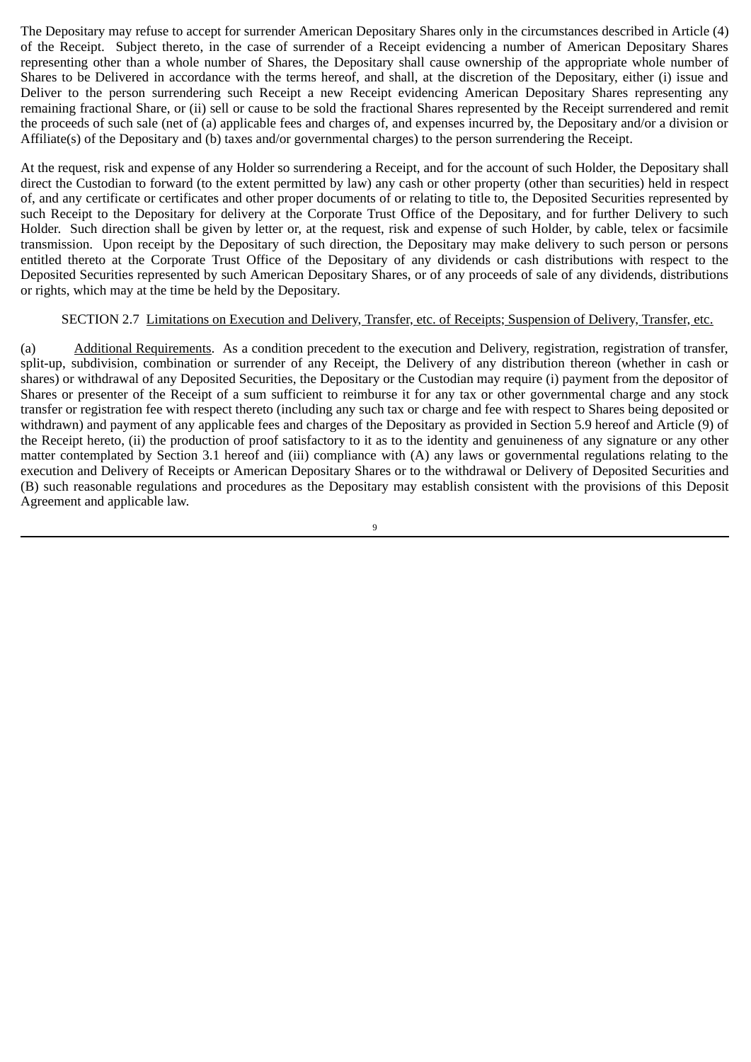The Depositary may refuse to accept for surrender American Depositary Shares only in the circumstances described in Article (4) of the Receipt. Subject thereto, in the case of surrender of a Receipt evidencing a number of American Depositary Shares representing other than a whole number of Shares, the Depositary shall cause ownership of the appropriate whole number of Shares to be Delivered in accordance with the terms hereof, and shall, at the discretion of the Depositary, either (i) issue and Deliver to the person surrendering such Receipt a new Receipt evidencing American Depositary Shares representing any remaining fractional Share, or (ii) sell or cause to be sold the fractional Shares represented by the Receipt surrendered and remit the proceeds of such sale (net of (a) applicable fees and charges of, and expenses incurred by, the Depositary and/or a division or Affiliate(s) of the Depositary and (b) taxes and/or governmental charges) to the person surrendering the Receipt.

At the request, risk and expense of any Holder so surrendering a Receipt, and for the account of such Holder, the Depositary shall direct the Custodian to forward (to the extent permitted by law) any cash or other property (other than securities) held in respect of, and any certificate or certificates and other proper documents of or relating to title to, the Deposited Securities represented by such Receipt to the Depositary for delivery at the Corporate Trust Office of the Depositary, and for further Delivery to such Holder. Such direction shall be given by letter or, at the request, risk and expense of such Holder, by cable, telex or facsimile transmission. Upon receipt by the Depositary of such direction, the Depositary may make delivery to such person or persons entitled thereto at the Corporate Trust Office of the Depositary of any dividends or cash distributions with respect to the Deposited Securities represented by such American Depositary Shares, or of any proceeds of sale of any dividends, distributions or rights, which may at the time be held by the Depositary.

SECTION 2.7 Limitations on Execution and Delivery, Transfer, etc. of Receipts; Suspension of Delivery, Transfer, etc.

(a) Additional Requirements. As a condition precedent to the execution and Delivery, registration, registration of transfer, split-up, subdivision, combination or surrender of any Receipt, the Delivery of any distribution thereon (whether in cash or shares) or withdrawal of any Deposited Securities, the Depositary or the Custodian may require (i) payment from the depositor of Shares or presenter of the Receipt of a sum sufficient to reimburse it for any tax or other governmental charge and any stock transfer or registration fee with respect thereto (including any such tax or charge and fee with respect to Shares being deposited or withdrawn) and payment of any applicable fees and charges of the Depositary as provided in Section 5.9 hereof and Article (9) of the Receipt hereto, (ii) the production of proof satisfactory to it as to the identity and genuineness of any signature or any other matter contemplated by Section 3.1 hereof and (iii) compliance with (A) any laws or governmental regulations relating to the execution and Delivery of Receipts or American Depositary Shares or to the withdrawal or Delivery of Deposited Securities and (B) such reasonable regulations and procedures as the Depositary may establish consistent with the provisions of this Deposit Agreement and applicable law.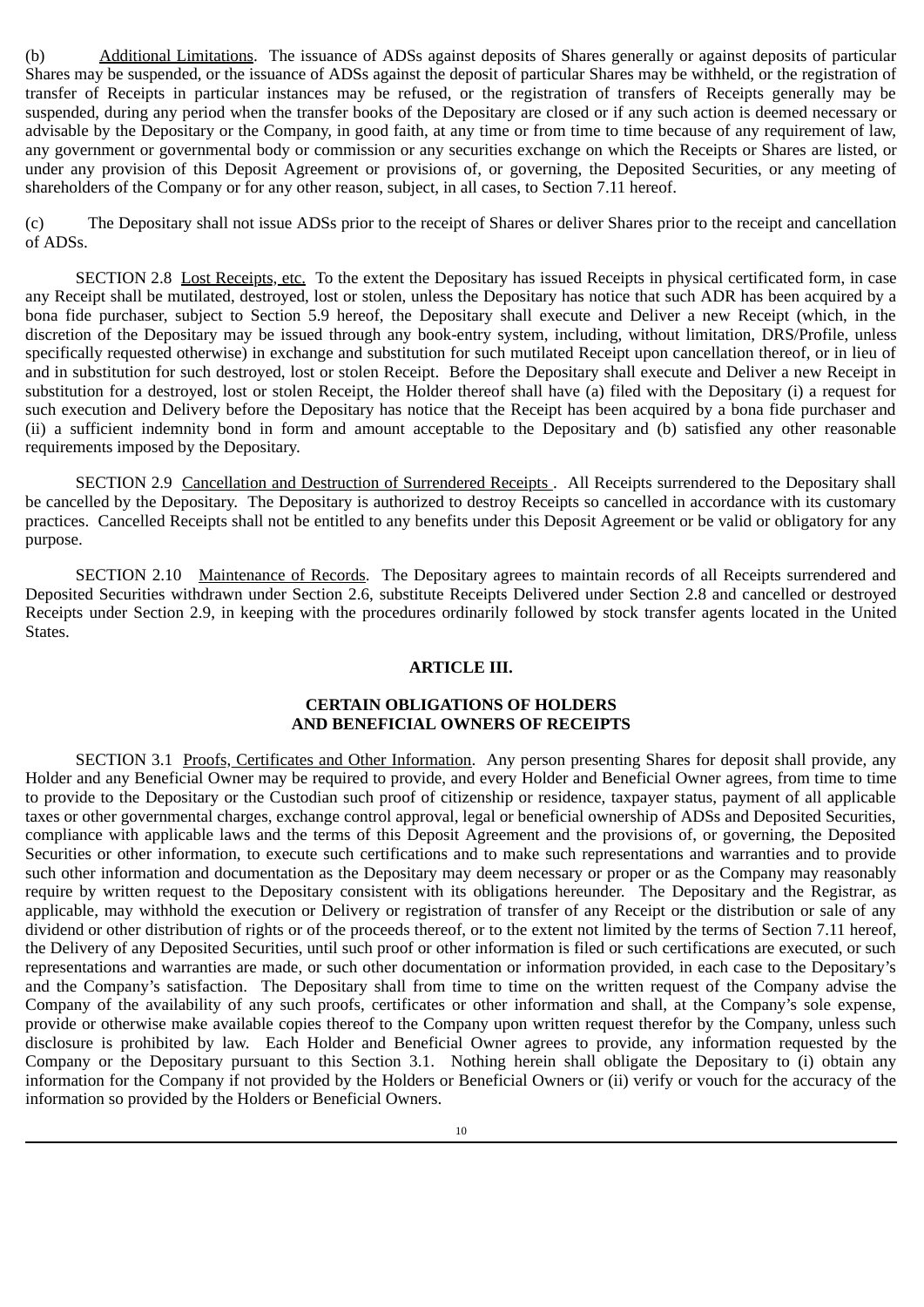(b) Additional Limitations. The issuance of ADSs against deposits of Shares generally or against deposits of particular Shares may be suspended, or the issuance of ADSs against the deposit of particular Shares may be withheld, or the registration of transfer of Receipts in particular instances may be refused, or the registration of transfers of Receipts generally may be suspended, during any period when the transfer books of the Depositary are closed or if any such action is deemed necessary or advisable by the Depositary or the Company, in good faith, at any time or from time to time because of any requirement of law, any government or governmental body or commission or any securities exchange on which the Receipts or Shares are listed, or under any provision of this Deposit Agreement or provisions of, or governing, the Deposited Securities, or any meeting of shareholders of the Company or for any other reason, subject, in all cases, to Section 7.11 hereof.

(c) The Depositary shall not issue ADSs prior to the receipt of Shares or deliver Shares prior to the receipt and cancellation of ADSs.

SECTION 2.8 Lost Receipts, etc. To the extent the Depositary has issued Receipts in physical certificated form, in case any Receipt shall be mutilated, destroyed, lost or stolen, unless the Depositary has notice that such ADR has been acquired by a bona fide purchaser, subject to Section 5.9 hereof, the Depositary shall execute and Deliver a new Receipt (which, in the discretion of the Depositary may be issued through any book-entry system, including, without limitation, DRS/Profile, unless specifically requested otherwise) in exchange and substitution for such mutilated Receipt upon cancellation thereof, or in lieu of and in substitution for such destroyed, lost or stolen Receipt. Before the Depositary shall execute and Deliver a new Receipt in substitution for a destroyed, lost or stolen Receipt, the Holder thereof shall have (a) filed with the Depositary (i) a request for such execution and Delivery before the Depositary has notice that the Receipt has been acquired by a bona fide purchaser and (ii) a sufficient indemnity bond in form and amount acceptable to the Depositary and (b) satisfied any other reasonable requirements imposed by the Depositary.

SECTION 2.9 Cancellation and Destruction of Surrendered Receipts. All Receipts surrendered to the Depositary shall be cancelled by the Depositary. The Depositary is authorized to destroy Receipts so cancelled in accordance with its customary practices. Cancelled Receipts shall not be entitled to any benefits under this Deposit Agreement or be valid or obligatory for any purpose.

SECTION 2.10 Maintenance of Records. The Depositary agrees to maintain records of all Receipts surrendered and Deposited Securities withdrawn under Section 2.6, substitute Receipts Delivered under Section 2.8 and cancelled or destroyed Receipts under Section 2.9, in keeping with the procedures ordinarily followed by stock transfer agents located in the United States.

## ARTICLE III.

## CERTAIN OBLIGATIONS OF HOLDERS AND BENEFICIAL OWNERS OF RECEIPTS

SECTION 3.1 Proofs, Certificates and Other Information. Any person presenting Shares for deposit shall provide, any Holder and any Beneficial Owner may be required to provide, and every Holder and Beneficial Owner agrees, from time to time to provide to the Depositary or the Custodian such proof of citizenship or residence, taxpayer status, payment of all applicable taxes or other governmental charges, exchange control approval, legal or beneficial ownership of ADSs and Deposited Securities, compliance with applicable laws and the terms of this Deposit Agreement and the provisions of, or governing, the Deposited Securities or other information, to execute such certifications and to make such representations and warranties and to provide such other information and documentation as the Depositary may deem necessary or proper or as the Company may reasonably require by written request to the Depositary consistent with its obligations hereunder. The Depositary and the Registrar, as applicable, may withhold the execution or Delivery or registration of transfer of any Receipt or the distribution or sale of any dividend or other distribution of rights or of the proceeds thereof, or to the extent not limited by the terms of Section 7.11 hereof, the Delivery of any Deposited Securities, until such proof or other information is filed or such certifications are executed, or such representations and warranties are made, or such other documentation or information provided, in each case to the Depositary's and the Company's satisfaction. The Depositary shall from time to time on the written request of the Company advise the Company of the availability of any such proofs, certificates or other information and shall, at the Company's sole expense, provide or otherwise make available copies thereof to the Company upon written request therefor by the Company, unless such disclosure is prohibited by law. Each Holder and Beneficial Owner agrees to provide, any information requested by the Company or the Depositary pursuant to this Section 3.1. Nothing herein shall obligate the Depositary to (i) obtain any information for the Company if not provided by the Holders or Beneficial Owners or (ii) verify or vouch for the accuracy of the information so provided by the Holders or Beneficial Owners.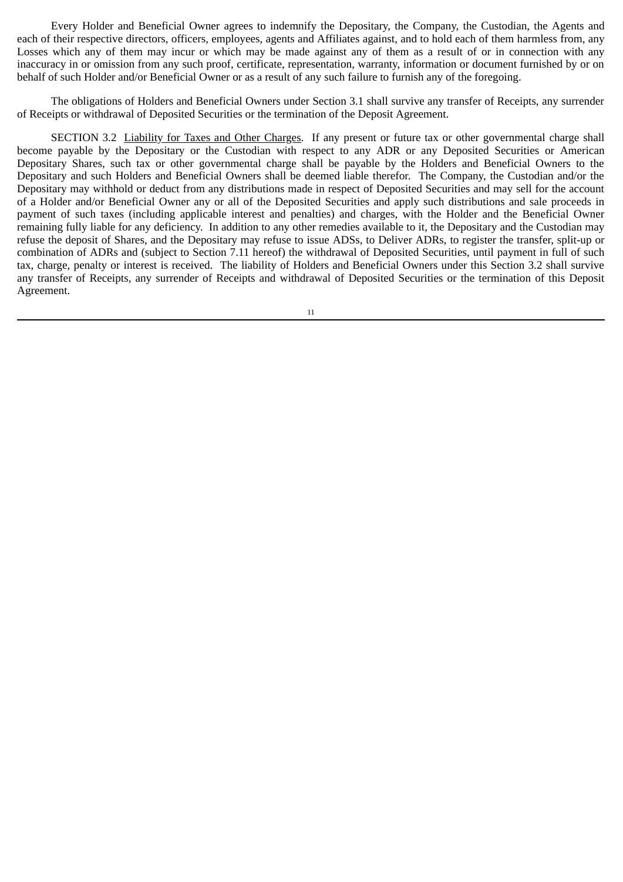Every Holder and Beneficial Owner agrees to indemnify the Depositary, the Company, the Custodian, the Agents and each of their respective directors, officers, employees, agents and Affiliates against, and to hold each of them harmless from, any Losses which any of them may incur or which may be made against any of them as a result of or in connection with any inaccuracy in or omission from any such proof, certificate, representation, warranty, information or document furnished by or on behalf of such Holder and/or Beneficial Owner or as a result of any such failure to furnish any of the foregoing.

The obligations of Holders and Beneficial Owners under Section 3.1 shall survive any transfer of Receipts, any surrender of Receipts or withdrawal of Deposited Securities or the termination of the Deposit Agreement.

SECTION 3.2 Liability for Taxes and Other Charges. If any present or future tax or other governmental charge shall become payable by the Depositary or the Custodian with respect to any ADR or any Deposited Securities or American Depositary Shares, such tax or other governmental charge shall be payable by the Holders and Beneficial Owners to the Depositary and such Holders and Beneficial Owners shall be deemed liable therefor. The Company, the Custodian and/or the Depositary may withhold or deduct from any distributions made in respect of Deposited Securities and may sell for the account of a Holder and/or Beneficial Owner any or all of the Deposited Securities and apply such distributions and sale proceeds in payment of such taxes (including applicable interest and penalties) and charges, with the Holder and the Beneficial Owner remaining fully liable for any deficiency. In addition to any other remedies available to it, the Depositary and the Custodian may refuse the deposit of Shares, and the Depositary may refuse to issue ADSs, to Deliver ADRs, to register the transfer, split-up or combination of ADRs and (subject to Section 7.11 hereof) the withdrawal of Deposited Securities, until payment in full of such tax, charge, penalty or interest is received. The liability of Holders and Beneficial Owners under this Section 3.2 shall survive any transfer of Receipts, any surrender of Receipts and withdrawal of Deposited Securities or the termination of this Deposit Agreement.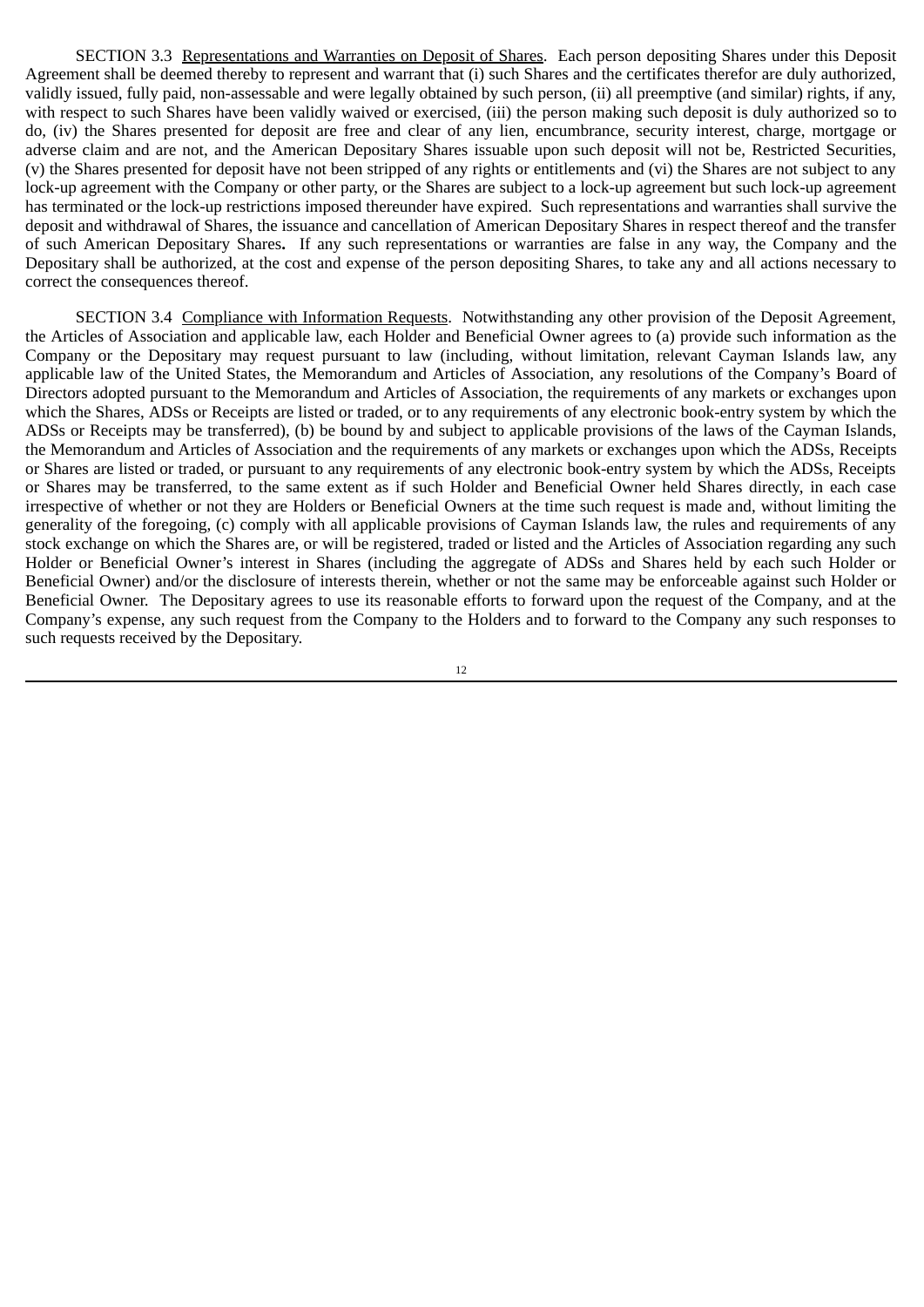SECTION 3.3 Representations and Warranties on Deposit of Shares. Each person depositing Shares under this Deposit Agreement shall be deemed thereby to represent and warrant that (i) such Shares and the certificates therefor are duly authorized, validly issued, fully paid, non-assessable and were legally obtained by such person, (ii) all preemptive (and similar) rights, if any, with respect to such Shares have been validly waived or exercised, (iii) the person making such deposit is duly authorized so to do, (iv) the Shares presented for deposit are free and clear of any lien, encumbrance, security interest, charge, mortgage or adverse claim and are not, and the American Depositary Shares issuable upon such deposit will not be, Restricted Securities, (v) the Shares presented for deposit have not been stripped of any rights or entitlements and (vi) the Shares are not subject to any lock-up agreement with the Company or other party, or the Shares are subject to a lock-up agreement but such lock-up agreement has terminated or the lock-up restrictions imposed thereunder have expired. Such representations and warranties shall survive the deposit and withdrawal of Shares, the issuance and cancellation of American Depositary Shares in respect thereof and the transfer of such American Depositary Shares**.** If any such representations or warranties are false in any way, the Company and the Depositary shall be authorized, at the cost and expense of the person depositing Shares, to take any and all actions necessary to correct the consequences thereof.

SECTION 3.4 Compliance with Information Requests. Notwithstanding any other provision of the Deposit Agreement, the Articles of Association and applicable law, each Holder and Beneficial Owner agrees to (a) provide such information as the Company or the Depositary may request pursuant to law (including, without limitation, relevant Cayman Islands law, any applicable law of the United States, the Memorandum and Articles of Association, any resolutions of the Company's Board of Directors adopted pursuant to the Memorandum and Articles of Association, the requirements of any markets or exchanges upon which the Shares, ADSs or Receipts are listed or traded, or to any requirements of any electronic book-entry system by which the ADSs or Receipts may be transferred), (b) be bound by and subject to applicable provisions of the laws of the Cayman Islands, the Memorandum and Articles of Association and the requirements of any markets or exchanges upon which the ADSs, Receipts or Shares are listed or traded, or pursuant to any requirements of any electronic book-entry system by which the ADSs, Receipts or Shares may be transferred, to the same extent as if such Holder and Beneficial Owner held Shares directly, in each case irrespective of whether or not they are Holders or Beneficial Owners at the time such request is made and, without limiting the generality of the foregoing, (c) comply with all applicable provisions of Cayman Islands law, the rules and requirements of any stock exchange on which the Shares are, or will be registered, traded or listed and the Articles of Association regarding any such Holder or Beneficial Owner's interest in Shares (including the aggregate of ADSs and Shares held by each such Holder or Beneficial Owner) and/or the disclosure of interests therein, whether or not the same may be enforceable against such Holder or Beneficial Owner. The Depositary agrees to use its reasonable efforts to forward upon the request of the Company, and at the Company's expense, any such request from the Company to the Holders and to forward to the Company any such responses to such requests received by the Depositary.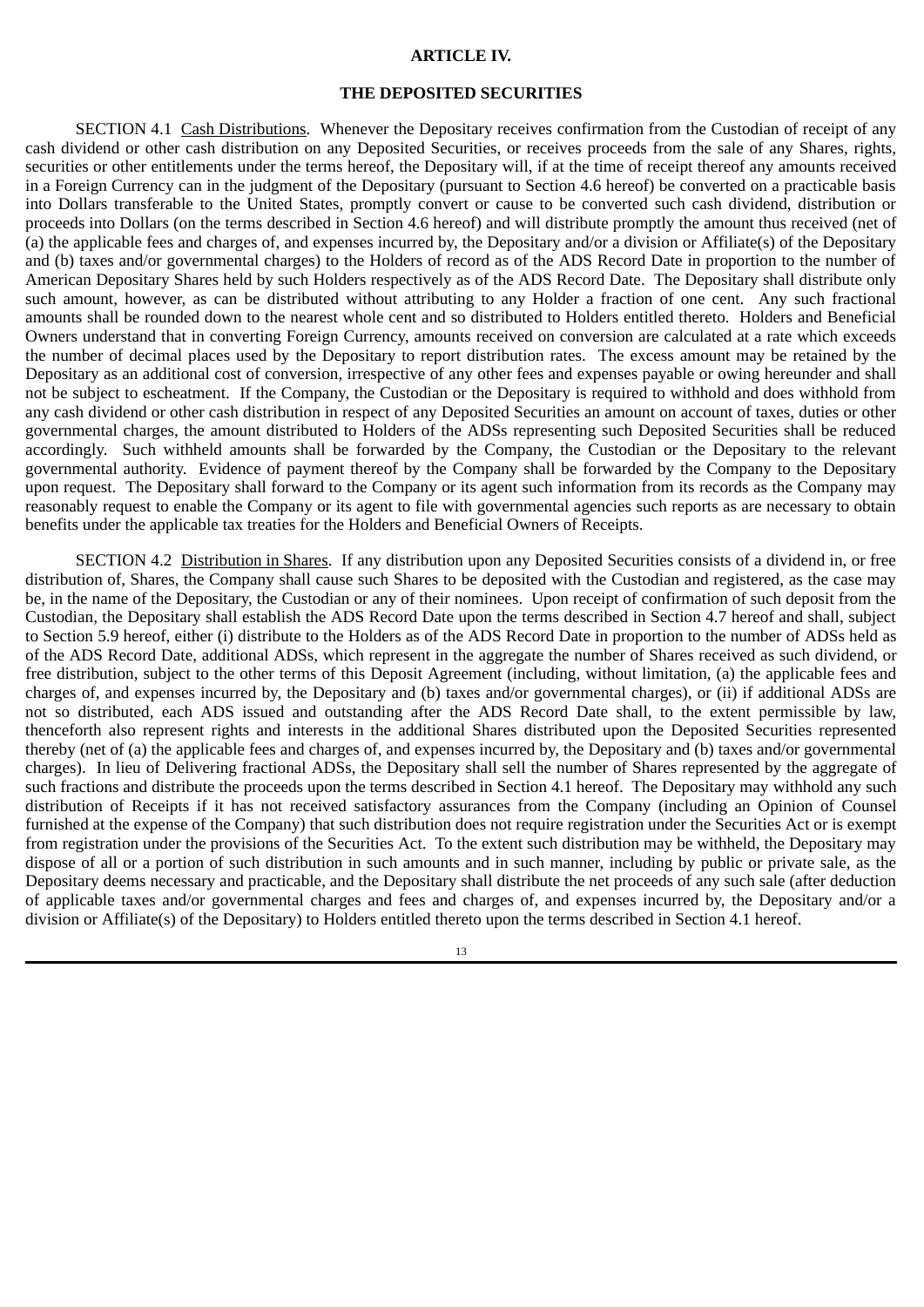## ARTICLE IV.

## THE DEPOSITED SECURITIES

SECTION 4.1 Cash Distributions. Whenever the Depositary receives confirmation from the Custodian of receipt of any cash dividend or other cash distribution on any Deposited Securities, or receives proceeds from the sale of any Shares, rights, securities or other entitlements under the terms hereof, the Depositary will, if at the time of receipt thereof any amounts received in a Foreign Currency can in the judgment of the Depositary (pursuant to Section 4.6 hereof) be converted on a practicable basis into Dollars transferable to the United States, promptly convert or cause to be converted such cash dividend, distribution or proceeds into Dollars (on the terms described in Section 4.6 hereof) and will distribute promptly the amount thus received (net of (a) the applicable fees and charges of, and expenses incurred by, the Depositary and/or a division or Affiliate(s) of the Depositary and (b) taxes and/or governmental charges) to the Holders of record as of the ADS Record Date in proportion to the number of American Depositary Shares held by such Holders respectively as of the ADS Record Date. The Depositary shall distribute only such amount, however, as can be distributed without attributing to any Holder a fraction of one cent. Any such fractional amounts shall be rounded down to the nearest whole cent and so distributed to Holders entitled thereto. Holders and Beneficial Owners understand that in converting Foreign Currency, amounts received on conversion are calculated at a rate which exceeds the number of decimal places used by the Depositary to report distribution rates. The excess amount may be retained by the Depositary as an additional cost of conversion, irrespective of any other fees and expenses payable or owing hereunder and shall not be subject to escheatment. If the Company, the Custodian or the Depositary is required to withhold and does withhold from any cash dividend or other cash distribution in respect of any Deposited Securities an amount on account of taxes, duties or other governmental charges, the amount distributed to Holders of the ADSs representing such Deposited Securities shall be reduced accordingly. Such withheld amounts shall be forwarded by the Company, the Custodian or the Depositary to the relevant governmental authority. Evidence of payment thereof by the Company shall be forwarded by the Company to the Depositary upon request. The Depositary shall forward to the Company or its agent such information from its records as the Company may reasonably request to enable the Company or its agent to file with governmental agencies such reports as are necessary to obtain benefits under the applicable tax treaties for the Holders and Beneficial Owners of Receipts.

SECTION 4.2 Distribution in Shares. If any distribution upon any Deposited Securities consists of a dividend in, or free distribution of, Shares, the Company shall cause such Shares to be deposited with the Custodian and registered, as the case may be, in the name of the Depositary, the Custodian or any of their nominees. Upon receipt of confirmation of such deposit from the Custodian, the Depositary shall establish the ADS Record Date upon the terms described in Section 4.7 hereof and shall, subject to Section 5.9 hereof, either (i) distribute to the Holders as of the ADS Record Date in proportion to the number of ADSs held as of the ADS Record Date, additional ADSs, which represent in the aggregate the number of Shares received as such dividend, or free distribution, subject to the other terms of this Deposit Agreement (including, without limitation, (a) the applicable fees and charges of, and expenses incurred by, the Depositary and (b) taxes and/or governmental charges), or (ii) if additional ADSs are not so distributed, each ADS issued and outstanding after the ADS Record Date shall, to the extent permissible by law, thenceforth also represent rights and interests in the additional Shares distributed upon the Deposited Securities represented thereby (net of (a) the applicable fees and charges of, and expenses incurred by, the Depositary and (b) taxes and/or governmental charges). In lieu of Delivering fractional ADSs, the Depositary shall sell the number of Shares represented by the aggregate of such fractions and distribute the proceeds upon the terms described in Section 4.1 hereof. The Depositary may withhold any such distribution of Receipts if it has not received satisfactory assurances from the Company (including an Opinion of Counsel furnished at the expense of the Company) that such distribution does not require registration under the Securities Act or is exempt from registration under the provisions of the Securities Act. To the extent such distribution may be withheld, the Depositary may dispose of all or a portion of such distribution in such amounts and in such manner, including by public or private sale, as the Depositary deems necessary and practicable, and the Depositary shall distribute the net proceeds of any such sale (after deduction of applicable taxes and/or governmental charges and fees and charges of, and expenses incurred by, the Depositary and/or a division or Affiliate(s) of the Depositary) to Holders entitled thereto upon the terms described in Section 4.1 hereof.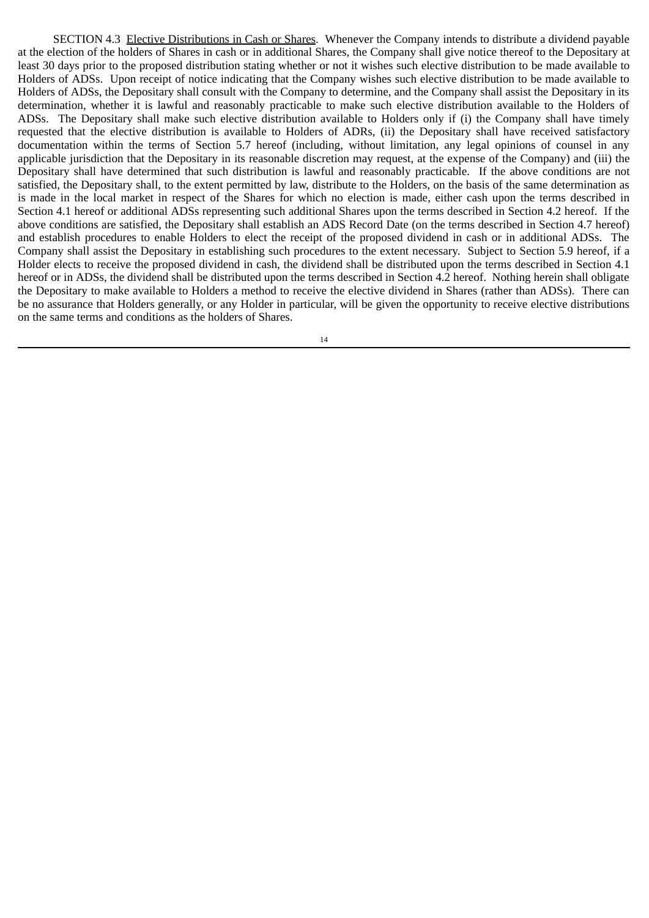SECTION 4.3 Elective Distributions in Cash or Shares. Whenever the Company intends to distribute a dividend payable at the election of the holders of Shares in cash or in additional Shares, the Company shall give notice thereof to the Depositary at least 30 days prior to the proposed distribution stating whether or not it wishes such elective distribution to be made available to Holders of ADSs. Upon receipt of notice indicating that the Company wishes such elective distribution to be made available to Holders of ADSs, the Depositary shall consult with the Company to determine, and the Company shall assist the Depositary in its determination, whether it is lawful and reasonably practicable to make such elective distribution available to the Holders of ADSs. The Depositary shall make such elective distribution available to Holders only if (i) the Company shall have timely requested that the elective distribution is available to Holders of ADRs, (ii) the Depositary shall have received satisfactory documentation within the terms of Section 5.7 hereof (including, without limitation, any legal opinions of counsel in any applicable jurisdiction that the Depositary in its reasonable discretion may request, at the expense of the Company) and (iii) the Depositary shall have determined that such distribution is lawful and reasonably practicable. If the above conditions are not satisfied, the Depositary shall, to the extent permitted by law, distribute to the Holders, on the basis of the same determination as is made in the local market in respect of the Shares for which no election is made, either cash upon the terms described in Section 4.1 hereof or additional ADSs representing such additional Shares upon the terms described in Section 4.2 hereof. If the above conditions are satisfied, the Depositary shall establish an ADS Record Date (on the terms described in Section 4.7 hereof) and establish procedures to enable Holders to elect the receipt of the proposed dividend in cash or in additional ADSs. The Company shall assist the Depositary in establishing such procedures to the extent necessary. Subject to Section 5.9 hereof, if a Holder elects to receive the proposed dividend in cash, the dividend shall be distributed upon the terms described in Section 4.1 hereof or in ADSs, the dividend shall be distributed upon the terms described in Section 4.2 hereof. Nothing herein shall obligate the Depositary to make available to Holders a method to receive the elective dividend in Shares (rather than ADSs). There can be no assurance that Holders generally, or any Holder in particular, will be given the opportunity to receive elective distributions on the same terms and conditions as the holders of Shares.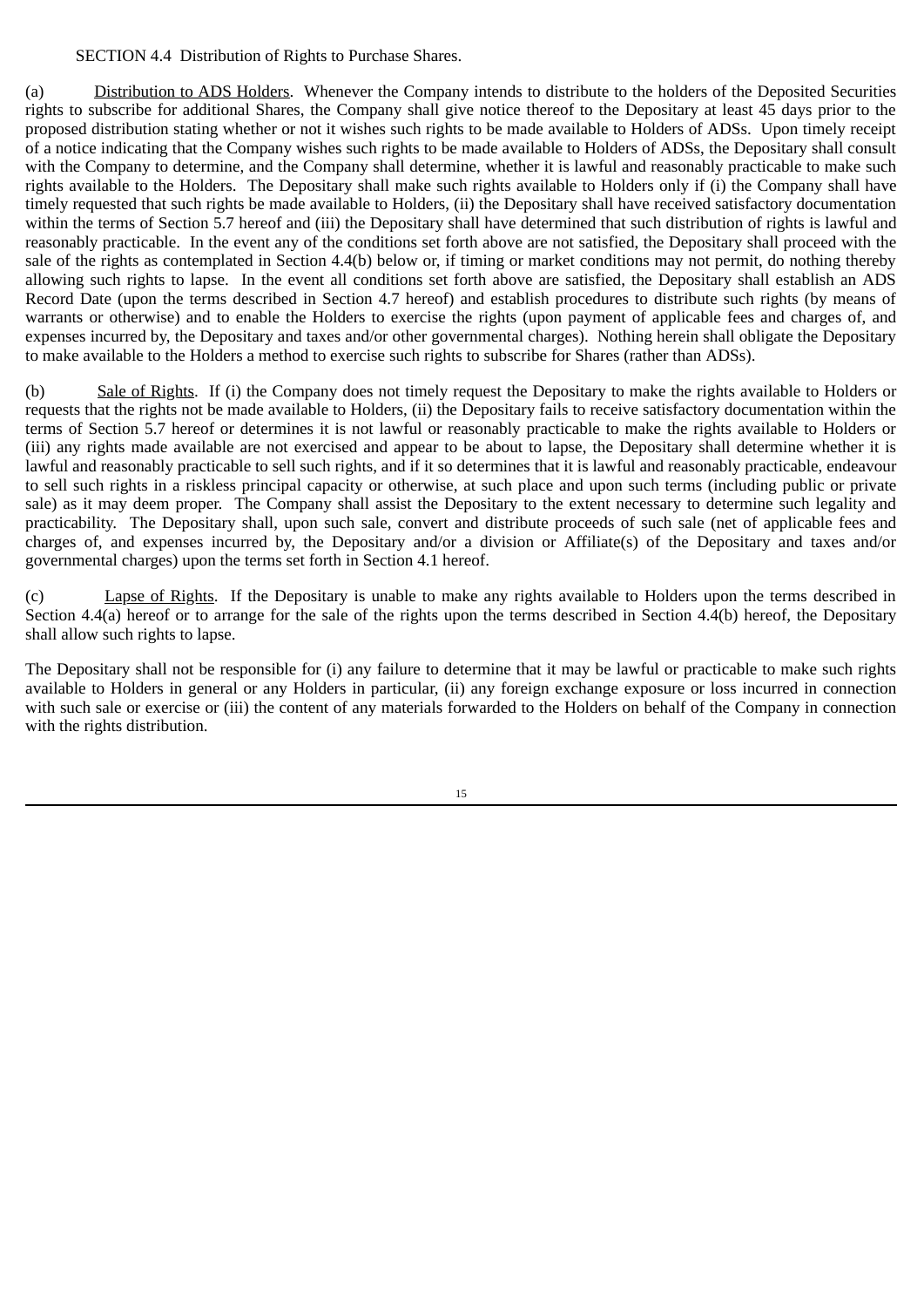SECTION 4.4 Distribution of Rights to Purchase Shares.

(a) Distribution to ADS Holders. Whenever the Company intends to distribute to the holders of the Deposited Securities rights to subscribe for additional Shares, the Company shall give notice thereof to the Depositary at least 45 days prior to the proposed distribution stating whether or not it wishes such rights to be made available to Holders of ADSs. Upon timely receipt of a notice indicating that the Company wishes such rights to be made available to Holders of ADSs, the Depositary shall consult with the Company to determine, and the Company shall determine, whether it is lawful and reasonably practicable to make such rights available to the Holders. The Depositary shall make such rights available to Holders only if (i) the Company shall have timely requested that such rights be made available to Holders, (ii) the Depositary shall have received satisfactory documentation within the terms of Section 5.7 hereof and (iii) the Depositary shall have determined that such distribution of rights is lawful and reasonably practicable. In the event any of the conditions set forth above are not satisfied, the Depositary shall proceed with the sale of the rights as contemplated in Section 4.4(b) below or, if timing or market conditions may not permit, do nothing thereby allowing such rights to lapse. In the event all conditions set forth above are satisfied, the Depositary shall establish an ADS Record Date (upon the terms described in Section 4.7 hereof) and establish procedures to distribute such rights (by means of warrants or otherwise) and to enable the Holders to exercise the rights (upon payment of applicable fees and charges of, and expenses incurred by, the Depositary and taxes and/or other governmental charges). Nothing herein shall obligate the Depositary to make available to the Holders a method to exercise such rights to subscribe for Shares (rather than ADSs).

(b) Sale of Rights. If (i) the Company does not timely request the Depositary to make the rights available to Holders or requests that the rights not be made available to Holders, (ii) the Depositary fails to receive satisfactory documentation within the terms of Section 5.7 hereof or determines it is not lawful or reasonably practicable to make the rights available to Holders or (iii) any rights made available are not exercised and appear to be about to lapse, the Depositary shall determine whether it is lawful and reasonably practicable to sell such rights, and if it so determines that it is lawful and reasonably practicable, endeavour to sell such rights in a riskless principal capacity or otherwise, at such place and upon such terms (including public or private sale) as it may deem proper. The Company shall assist the Depositary to the extent necessary to determine such legality and practicability. The Depositary shall, upon such sale, convert and distribute proceeds of such sale (net of applicable fees and charges of, and expenses incurred by, the Depositary and/or a division or Affiliate(s) of the Depositary and taxes and/or governmental charges) upon the terms set forth in Section 4.1 hereof.

(c) Lapse of Rights. If the Depositary is unable to make any rights available to Holders upon the terms described in Section 4.4(a) hereof or to arrange for the sale of the rights upon the terms described in Section 4.4(b) hereof, the Depositary shall allow such rights to lapse.

The Depositary shall not be responsible for (i) any failure to determine that it may be lawful or practicable to make such rights available to Holders in general or any Holders in particular, (ii) any foreign exchange exposure or loss incurred in connection with such sale or exercise or (iii) the content of any materials forwarded to the Holders on behalf of the Company in connection with the rights distribution.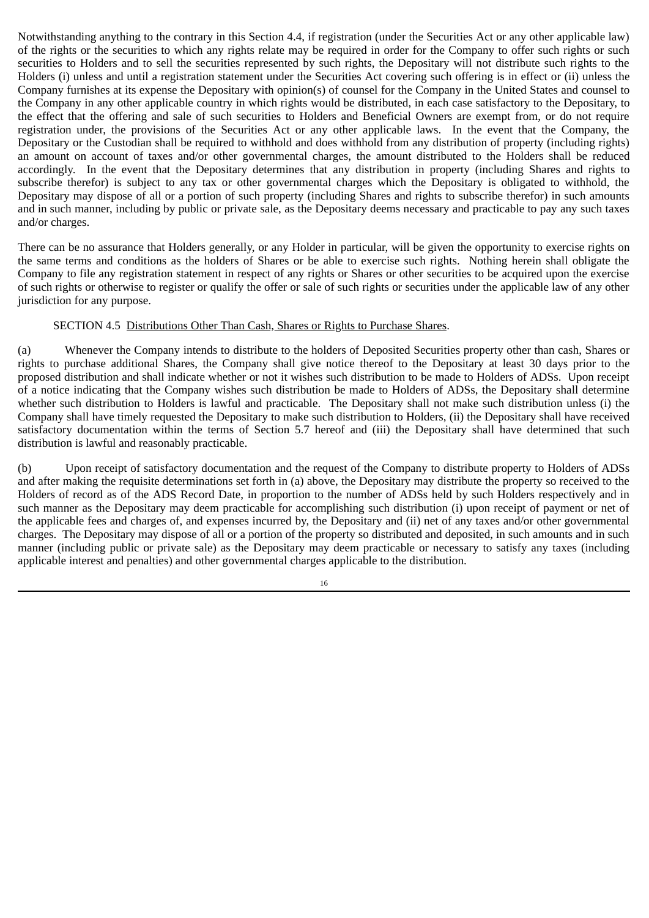Notwithstanding anything to the contrary in this Section 4.4, if registration (under the Securities Act or any other applicable law) of the rights or the securities to which any rights relate may be required in order for the Company to offer such rights or such securities to Holders and to sell the securities represented by such rights, the Depositary will not distribute such rights to the Holders (i) unless and until a registration statement under the Securities Act covering such offering is in effect or (ii) unless the Company furnishes at its expense the Depositary with opinion(s) of counsel for the Company in the United States and counsel to the Company in any other applicable country in which rights would be distributed, in each case satisfactory to the Depositary, to the effect that the offering and sale of such securities to Holders and Beneficial Owners are exempt from, or do not require registration under, the provisions of the Securities Act or any other applicable laws. In the event that the Company, the Depositary or the Custodian shall be required to withhold and does withhold from any distribution of property (including rights) an amount on account of taxes and/or other governmental charges, the amount distributed to the Holders shall be reduced accordingly. In the event that the Depositary determines that any distribution in property (including Shares and rights to subscribe therefor) is subject to any tax or other governmental charges which the Depositary is obligated to withhold, the Depositary may dispose of all or a portion of such property (including Shares and rights to subscribe therefor) in such amounts and in such manner, including by public or private sale, as the Depositary deems necessary and practicable to pay any such taxes and/or charges.

There can be no assurance that Holders generally, or any Holder in particular, will be given the opportunity to exercise rights on the same terms and conditions as the holders of Shares or be able to exercise such rights. Nothing herein shall obligate the Company to file any registration statement in respect of any rights or Shares or other securities to be acquired upon the exercise of such rights or otherwise to register or qualify the offer or sale of such rights or securities under the applicable law of any other jurisdiction for any purpose.

SECTION 4.5 Distributions Other Than Cash, Shares or Rights to Purchase Shares.

(a) Whenever the Company intends to distribute to the holders of Deposited Securities property other than cash, Shares or rights to purchase additional Shares, the Company shall give notice thereof to the Depositary at least 30 days prior to the proposed distribution and shall indicate whether or not it wishes such distribution to be made to Holders of ADSs. Upon receipt of a notice indicating that the Company wishes such distribution be made to Holders of ADSs, the Depositary shall determine whether such distribution to Holders is lawful and practicable. The Depositary shall not make such distribution unless (i) the Company shall have timely requested the Depositary to make such distribution to Holders, (ii) the Depositary shall have received satisfactory documentation within the terms of Section 5.7 hereof and (iii) the Depositary shall have determined that such distribution is lawful and reasonably practicable.

(b) Upon receipt of satisfactory documentation and the request of the Company to distribute property to Holders of ADSs and after making the requisite determinations set forth in (a) above, the Depositary may distribute the property so received to the Holders of record as of the ADS Record Date, in proportion to the number of ADSs held by such Holders respectively and in such manner as the Depositary may deem practicable for accomplishing such distribution (i) upon receipt of payment or net of the applicable fees and charges of, and expenses incurred by, the Depositary and (ii) net of any taxes and/or other governmental charges. The Depositary may dispose of all or a portion of the property so distributed and deposited, in such amounts and in such manner (including public or private sale) as the Depositary may deem practicable or necessary to satisfy any taxes (including applicable interest and penalties) and other governmental charges applicable to the distribution.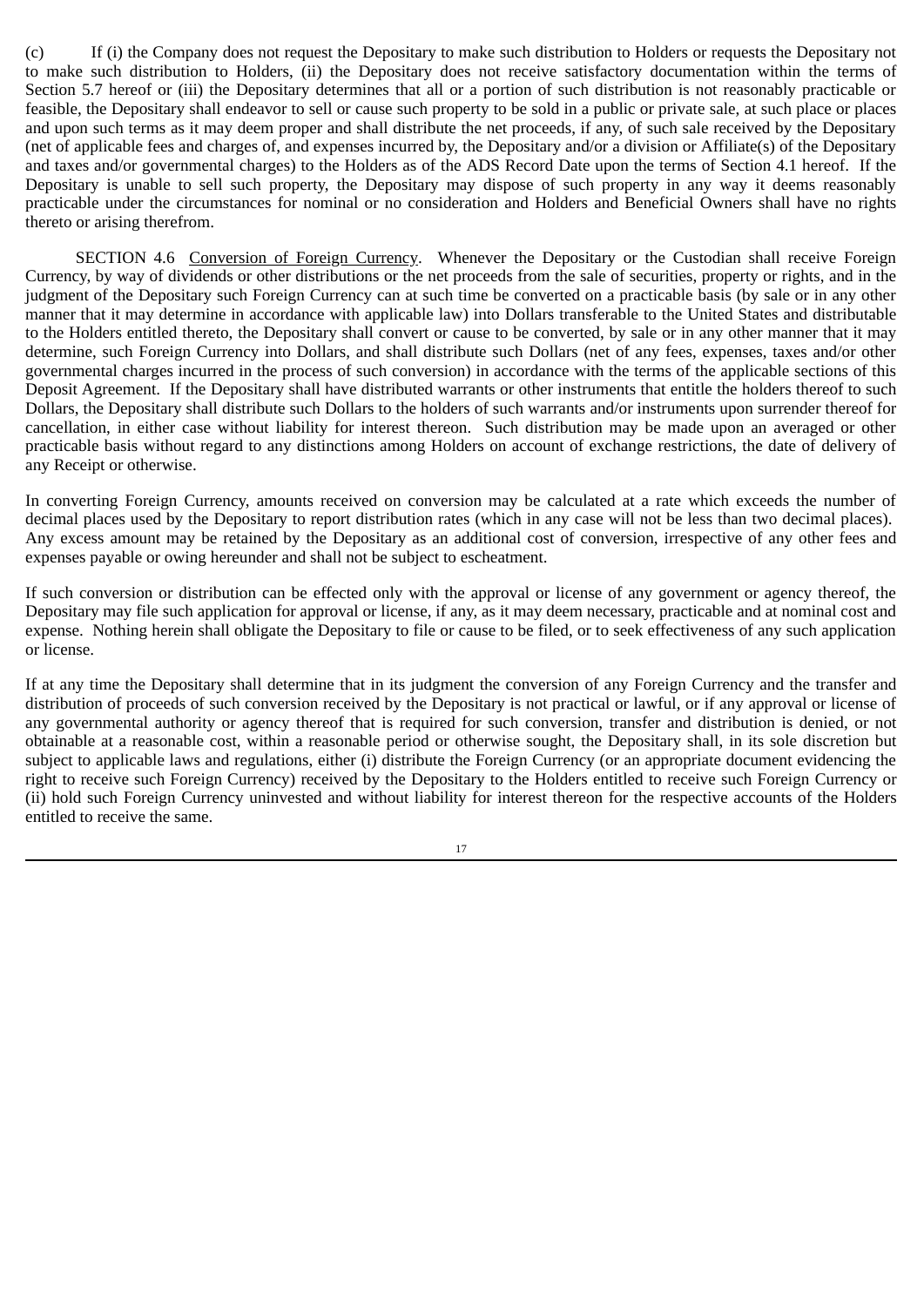(c) If (i) the Company does not request the Depositary to make such distribution to Holders or requests the Depositary not to make such distribution to Holders, (ii) the Depositary does not receive satisfactory documentation within the terms of Section 5.7 hereof or (iii) the Depositary determines that all or a portion of such distribution is not reasonably practicable or feasible, the Depositary shall endeavor to sell or cause such property to be sold in a public or private sale, at such place or places and upon such terms as it may deem proper and shall distribute the net proceeds, if any, of such sale received by the Depositary (net of applicable fees and charges of, and expenses incurred by, the Depositary and/or a division or Affiliate(s) of the Depositary and taxes and/or governmental charges) to the Holders as of the ADS Record Date upon the terms of Section 4.1 hereof. If the Depositary is unable to sell such property, the Depositary may dispose of such property in any way it deems reasonably practicable under the circumstances for nominal or no consideration and Holders and Beneficial Owners shall have no rights thereto or arising therefrom.

SECTION 4.6 Conversion of Foreign Currency. Whenever the Depositary or the Custodian shall receive Foreign Currency, by way of dividends or other distributions or the net proceeds from the sale of securities, property or rights, and in the judgment of the Depositary such Foreign Currency can at such time be converted on a practicable basis (by sale or in any other manner that it may determine in accordance with applicable law) into Dollars transferable to the United States and distributable to the Holders entitled thereto, the Depositary shall convert or cause to be converted, by sale or in any other manner that it may determine, such Foreign Currency into Dollars, and shall distribute such Dollars (net of any fees, expenses, taxes and/or other governmental charges incurred in the process of such conversion) in accordance with the terms of the applicable sections of this Deposit Agreement. If the Depositary shall have distributed warrants or other instruments that entitle the holders thereof to such Dollars, the Depositary shall distribute such Dollars to the holders of such warrants and/or instruments upon surrender thereof for cancellation, in either case without liability for interest thereon. Such distribution may be made upon an averaged or other practicable basis without regard to any distinctions among Holders on account of exchange restrictions, the date of delivery of any Receipt or otherwise.

In converting Foreign Currency, amounts received on conversion may be calculated at a rate which exceeds the number of decimal places used by the Depositary to report distribution rates (which in any case will not be less than two decimal places). Any excess amount may be retained by the Depositary as an additional cost of conversion, irrespective of any other fees and expenses payable or owing hereunder and shall not be subject to escheatment.

If such conversion or distribution can be effected only with the approval or license of any government or agency thereof, the Depositary may file such application for approval or license, if any, as it may deem necessary, practicable and at nominal cost and expense. Nothing herein shall obligate the Depositary to file or cause to be filed, or to seek effectiveness of any such application or license.

If at any time the Depositary shall determine that in its judgment the conversion of any Foreign Currency and the transfer and distribution of proceeds of such conversion received by the Depositary is not practical or lawful, or if any approval or license of any governmental authority or agency thereof that is required for such conversion, transfer and distribution is denied, or not obtainable at a reasonable cost, within a reasonable period or otherwise sought, the Depositary shall, in its sole discretion but subject to applicable laws and regulations, either (i) distribute the Foreign Currency (or an appropriate document evidencing the right to receive such Foreign Currency) received by the Depositary to the Holders entitled to receive such Foreign Currency or (ii) hold such Foreign Currency uninvested and without liability for interest thereon for the respective accounts of the Holders entitled to receive the same.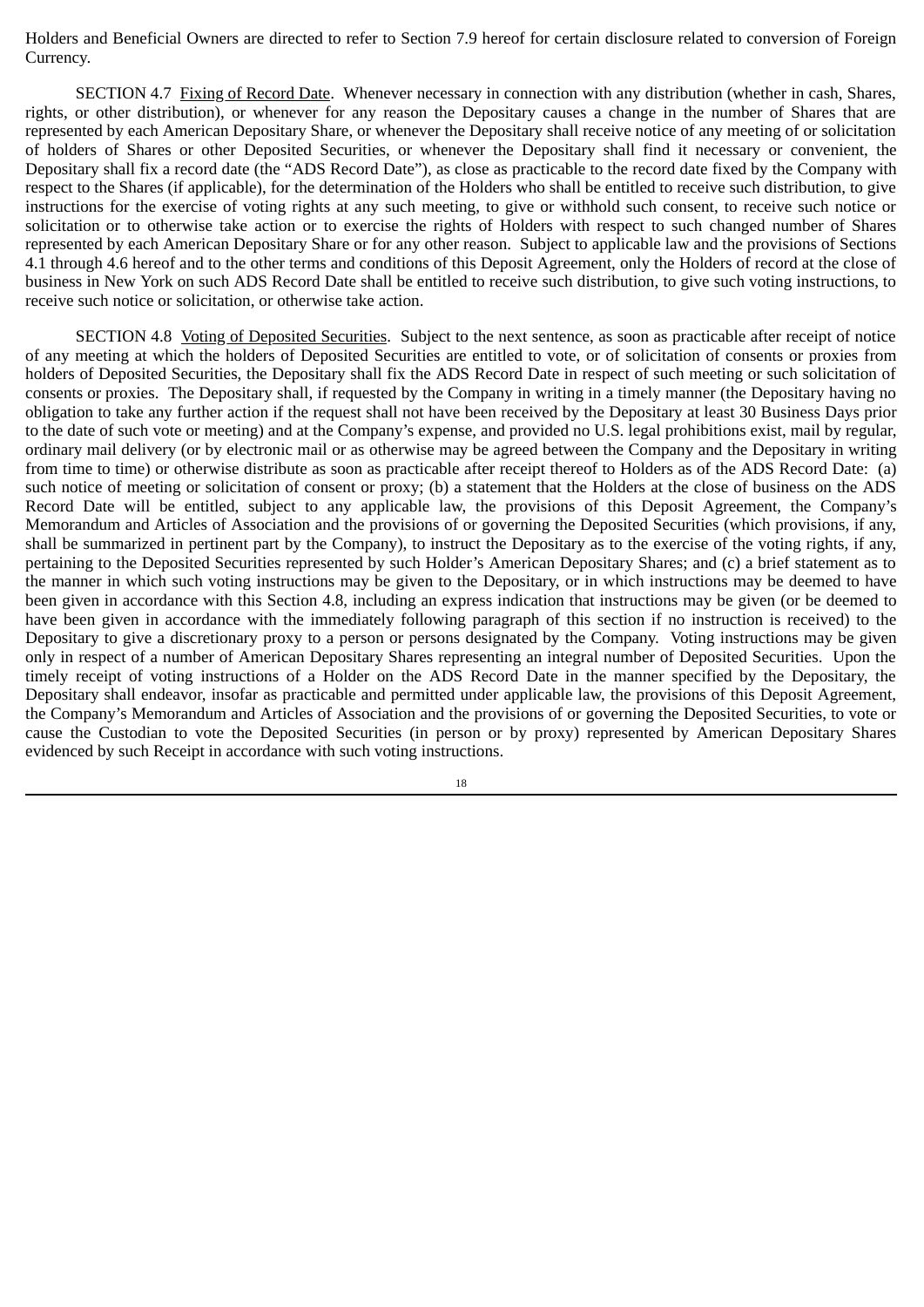Holders and Beneficial Owners are directed to refer to Section 7.9 hereof for certain disclosure related to conversion of Foreign Currency.

SECTION 4.7 Fixing of Record Date. Whenever necessary in connection with any distribution (whether in cash, Shares, rights, or other distribution), or whenever for any reason the Depositary causes a change in the number of Shares that are represented by each American Depositary Share, or whenever the Depositary shall receive notice of any meeting of or solicitation of holders of Shares or other Deposited Securities, or whenever the Depositary shall find it necessary or convenient, the Depositary shall fix a record date (the "ADS Record Date"), as close as practicable to the record date fixed by the Company with respect to the Shares (if applicable), for the determination of the Holders who shall be entitled to receive such distribution, to give instructions for the exercise of voting rights at any such meeting, to give or withhold such consent, to receive such notice or solicitation or to otherwise take action or to exercise the rights of Holders with respect to such changed number of Shares represented by each American Depositary Share or for any other reason. Subject to applicable law and the provisions of Sections 4.1 through 4.6 hereof and to the other terms and conditions of this Deposit Agreement, only the Holders of record at the close of business in New York on such ADS Record Date shall be entitled to receive such distribution, to give such voting instructions, to receive such notice or solicitation, or otherwise take action.

SECTION 4.8 Voting of Deposited Securities. Subject to the next sentence, as soon as practicable after receipt of notice of any meeting at which the holders of Deposited Securities are entitled to vote, or of solicitation of consents or proxies from holders of Deposited Securities, the Depositary shall fix the ADS Record Date in respect of such meeting or such solicitation of consents or proxies. The Depositary shall, if requested by the Company in writing in a timely manner (the Depositary having no obligation to take any further action if the request shall not have been received by the Depositary at least 30 Business Days prior to the date of such vote or meeting) and at the Company's expense, and provided no U.S. legal prohibitions exist, mail by regular, ordinary mail delivery (or by electronic mail or as otherwise may be agreed between the Company and the Depositary in writing from time to time) or otherwise distribute as soon as practicable after receipt thereof to Holders as of the ADS Record Date: (a) such notice of meeting or solicitation of consent or proxy; (b) a statement that the Holders at the close of business on the ADS Record Date will be entitled, subject to any applicable law, the provisions of this Deposit Agreement, the Company's Memorandum and Articles of Association and the provisions of or governing the Deposited Securities (which provisions, if any, shall be summarized in pertinent part by the Company), to instruct the Depositary as to the exercise of the voting rights, if any, pertaining to the Deposited Securities represented by such Holder's American Depositary Shares; and (c) a brief statement as to the manner in which such voting instructions may be given to the Depositary, or in which instructions may be deemed to have been given in accordance with this Section 4.8, including an express indication that instructions may be given (or be deemed to have been given in accordance with the immediately following paragraph of this section if no instruction is received) to the Depositary to give a discretionary proxy to a person or persons designated by the Company. Voting instructions may be given only in respect of a number of American Depositary Shares representing an integral number of Deposited Securities. Upon the timely receipt of voting instructions of a Holder on the ADS Record Date in the manner specified by the Depositary, the Depositary shall endeavor, insofar as practicable and permitted under applicable law, the provisions of this Deposit Agreement, the Company's Memorandum and Articles of Association and the provisions of or governing the Deposited Securities, to vote or cause the Custodian to vote the Deposited Securities (in person or by proxy) represented by American Depositary Shares evidenced by such Receipt in accordance with such voting instructions.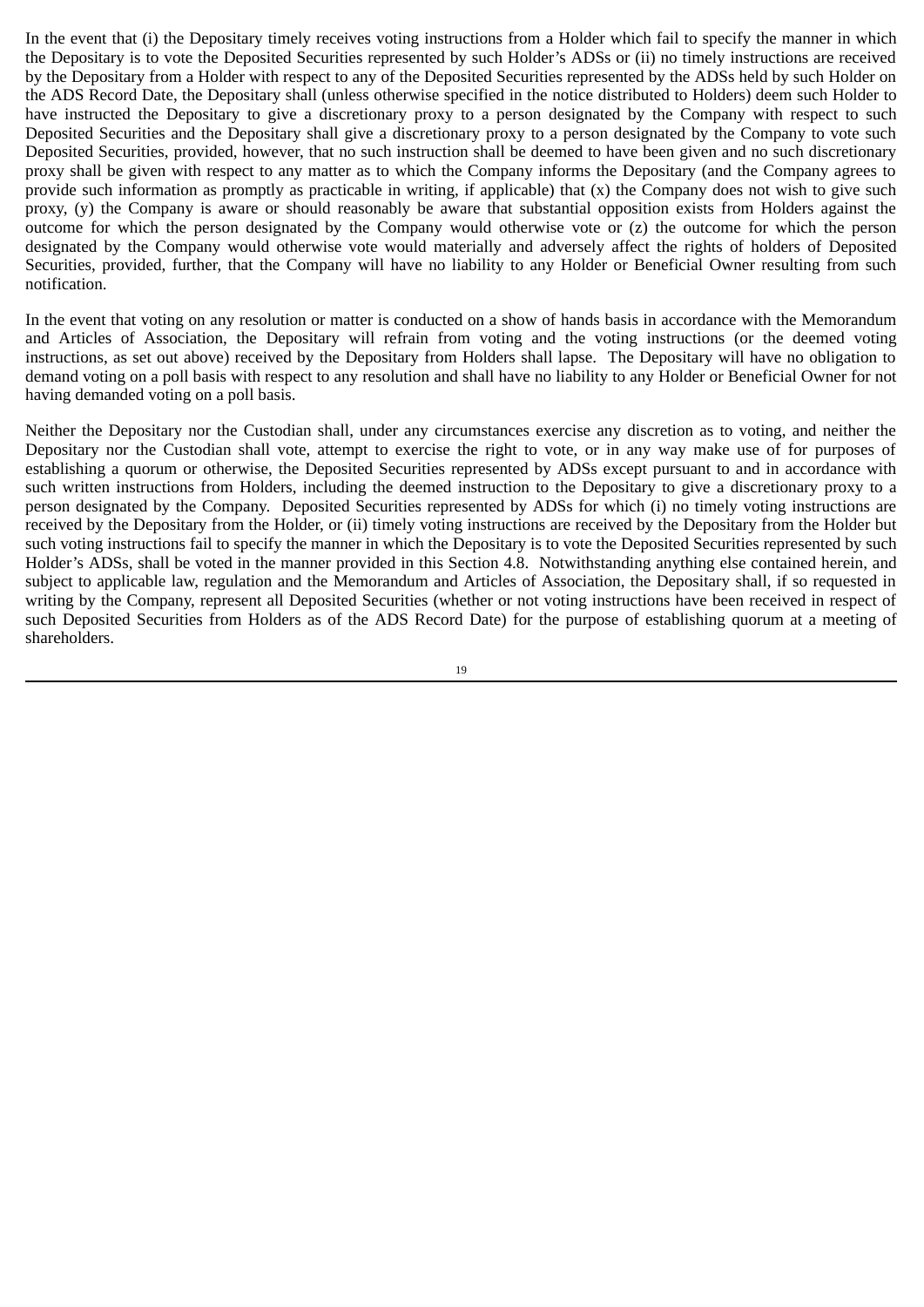In the event that (i) the Depositary timely receives voting instructions from a Holder which fail to specify the manner in which the Depositary is to vote the Deposited Securities represented by such Holder's ADSs or (ii) no timely instructions are received by the Depositary from a Holder with respect to any of the Deposited Securities represented by the ADSs held by such Holder on the ADS Record Date, the Depositary shall (unless otherwise specified in the notice distributed to Holders) deem such Holder to have instructed the Depositary to give a discretionary proxy to a person designated by the Company with respect to such Deposited Securities and the Depositary shall give a discretionary proxy to a person designated by the Company to vote such Deposited Securities, provided, however, that no such instruction shall be deemed to have been given and no such discretionary proxy shall be given with respect to any matter as to which the Company informs the Depositary (and the Company agrees to provide such information as promptly as practicable in writing, if applicable) that (x) the Company does not wish to give such proxy, (y) the Company is aware or should reasonably be aware that substantial opposition exists from Holders against the outcome for which the person designated by the Company would otherwise vote or (z) the outcome for which the person designated by the Company would otherwise vote would materially and adversely affect the rights of holders of Deposited Securities, provided, further, that the Company will have no liability to any Holder or Beneficial Owner resulting from such notification.

In the event that voting on any resolution or matter is conducted on a show of hands basis in accordance with the Memorandum and Articles of Association, the Depositary will refrain from voting and the voting instructions (or the deemed voting instructions, as set out above) received by the Depositary from Holders shall lapse. The Depositary will have no obligation to demand voting on a poll basis with respect to any resolution and shall have no liability to any Holder or Beneficial Owner for not having demanded voting on a poll basis.

Neither the Depositary nor the Custodian shall, under any circumstances exercise any discretion as to voting, and neither the Depositary nor the Custodian shall vote, attempt to exercise the right to vote, or in any way make use of for purposes of establishing a quorum or otherwise, the Deposited Securities represented by ADSs except pursuant to and in accordance with such written instructions from Holders, including the deemed instruction to the Depositary to give a discretionary proxy to a person designated by the Company. Deposited Securities represented by ADSs for which (i) no timely voting instructions are received by the Depositary from the Holder, or (ii) timely voting instructions are received by the Depositary from the Holder but such voting instructions fail to specify the manner in which the Depositary is to vote the Deposited Securities represented by such Holder's ADSs, shall be voted in the manner provided in this Section 4.8. Notwithstanding anything else contained herein, and subject to applicable law, regulation and the Memorandum and Articles of Association, the Depositary shall, if so requested in writing by the Company, represent all Deposited Securities (whether or not voting instructions have been received in respect of such Deposited Securities from Holders as of the ADS Record Date) for the purpose of establishing quorum at a meeting of shareholders.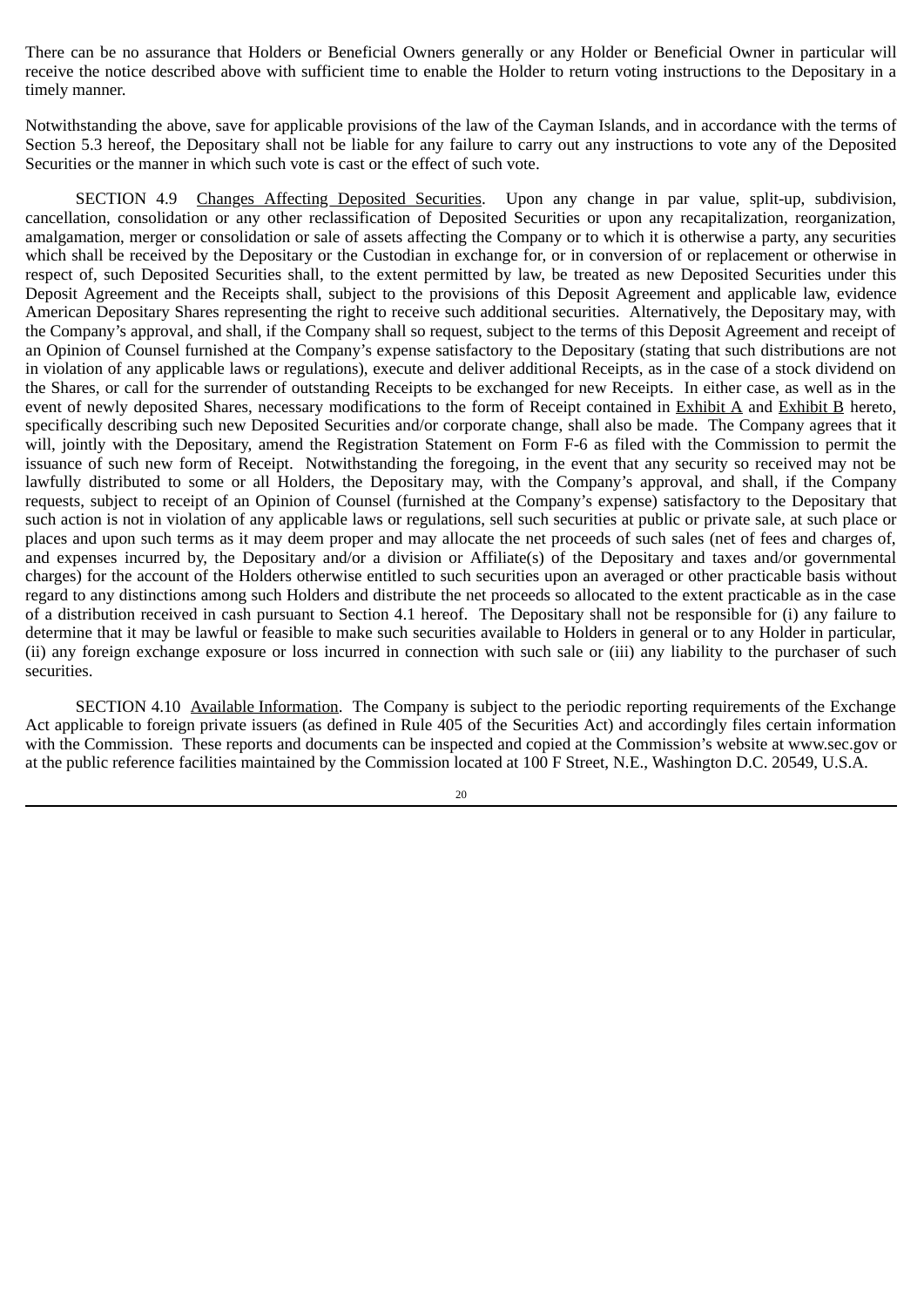There can be no assurance that Holders or Beneficial Owners generally or any Holder or Beneficial Owner in particular will receive the notice described above with sufficient time to enable the Holder to return voting instructions to the Depositary in a timely manner.

Notwithstanding the above, save for applicable provisions of the law of the Cayman Islands, and in accordance with the terms of Section 5.3 hereof, the Depositary shall not be liable for any failure to carry out any instructions to vote any of the Deposited Securities or the manner in which such vote is cast or the effect of such vote.

SECTION 4.9 Changes Affecting Deposited Securities. Upon any change in par value, split-up, subdivision, cancellation, consolidation or any other reclassification of Deposited Securities or upon any recapitalization, reorganization, amalgamation, merger or consolidation or sale of assets affecting the Company or to which it is otherwise a party, any securities which shall be received by the Depositary or the Custodian in exchange for, or in conversion of or replacement or otherwise in respect of, such Deposited Securities shall, to the extent permitted by law, be treated as new Deposited Securities under this Deposit Agreement and the Receipts shall, subject to the provisions of this Deposit Agreement and applicable law, evidence American Depositary Shares representing the right to receive such additional securities. Alternatively, the Depositary may, with the Company's approval, and shall, if the Company shall so request, subject to the terms of this Deposit Agreement and receipt of an Opinion of Counsel furnished at the Company's expense satisfactory to the Depositary (stating that such distributions are not in violation of any applicable laws or regulations), execute and deliver additional Receipts, as in the case of a stock dividend on the Shares, or call for the surrender of outstanding Receipts to be exchanged for new Receipts. In either case, as well as in the event of newly deposited Shares, necessary modifications to the form of Receipt contained in Exhibit A and Exhibit B hereto, specifically describing such new Deposited Securities and/or corporate change, shall also be made. The Company agrees that it will, jointly with the Depositary, amend the Registration Statement on Form F-6 as filed with the Commission to permit the issuance of such new form of Receipt. Notwithstanding the foregoing, in the event that any security so received may not be lawfully distributed to some or all Holders, the Depositary may, with the Company's approval, and shall, if the Company requests, subject to receipt of an Opinion of Counsel (furnished at the Company's expense) satisfactory to the Depositary that such action is not in violation of any applicable laws or regulations, sell such securities at public or private sale, at such place or places and upon such terms as it may deem proper and may allocate the net proceeds of such sales (net of fees and charges of, and expenses incurred by, the Depositary and/or a division or Affiliate(s) of the Depositary and taxes and/or governmental charges) for the account of the Holders otherwise entitled to such securities upon an averaged or other practicable basis without regard to any distinctions among such Holders and distribute the net proceeds so allocated to the extent practicable as in the case of a distribution received in cash pursuant to Section 4.1 hereof. The Depositary shall not be responsible for (i) any failure to determine that it may be lawful or feasible to make such securities available to Holders in general or to any Holder in particular, (ii) any foreign exchange exposure or loss incurred in connection with such sale or (iii) any liability to the purchaser of such securities.

SECTION 4.10 Available Information. The Company is subject to the periodic reporting requirements of the Exchange Act applicable to foreign private issuers (as defined in Rule 405 of the Securities Act) and accordingly files certain information with the Commission. These reports and documents can be inspected and copied at the Commission's website at www.sec.gov or at the public reference facilities maintained by the Commission located at 100 F Street, N.E., Washington D.C. 20549, U.S.A.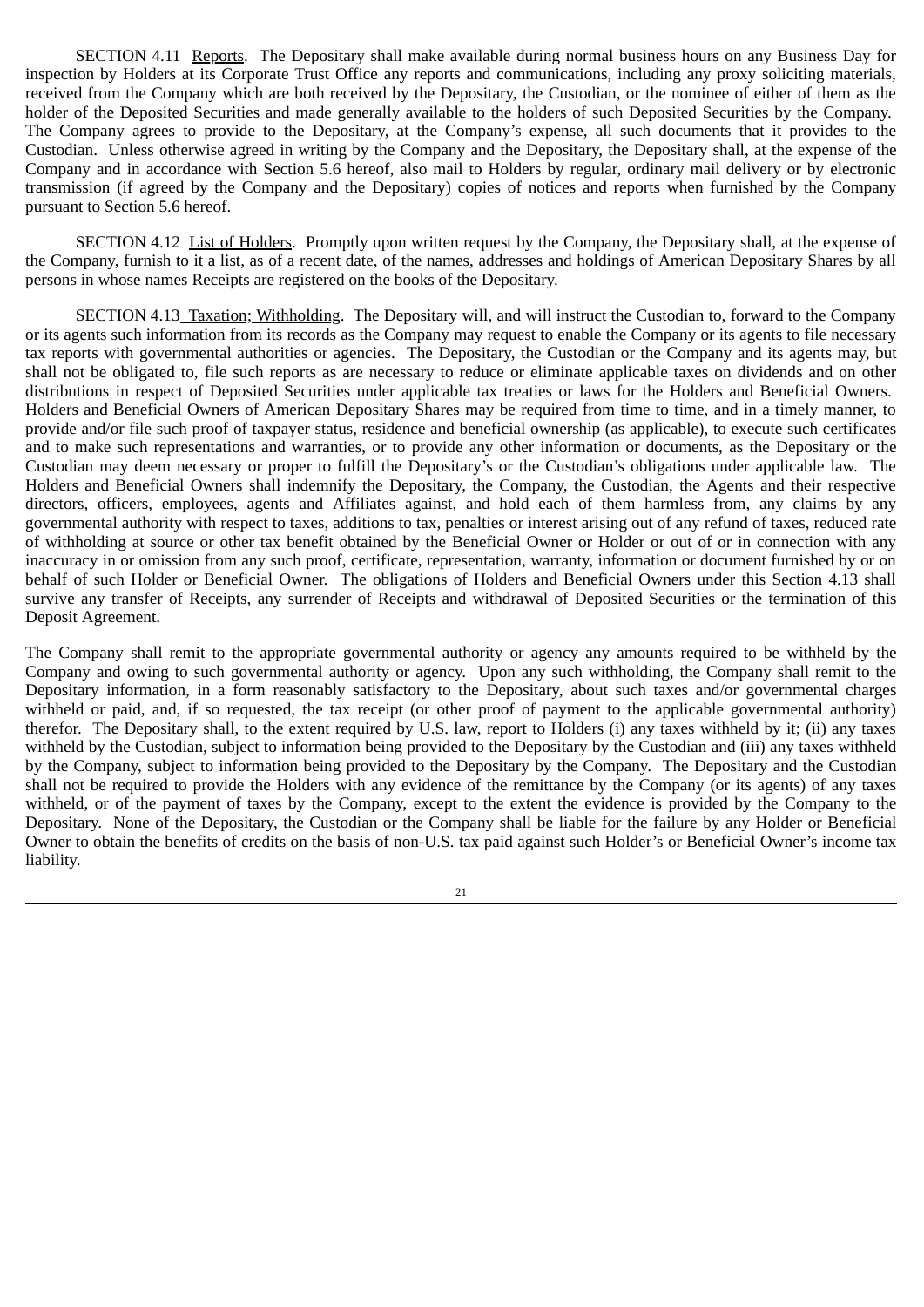SECTION 4.11 Reports. The Depositary shall make available during normal business hours on any Business Day for inspection by Holders at its Corporate Trust Office any reports and communications, including any proxy soliciting materials, received from the Company which are both received by the Depositary, the Custodian, or the nominee of either of them as the holder of the Deposited Securities and made generally available to the holders of such Deposited Securities by the Company. The Company agrees to provide to the Depositary, at the Company's expense, all such documents that it provides to the Custodian. Unless otherwise agreed in writing by the Company and the Depositary, the Depositary shall, at the expense of the Company and in accordance with Section 5.6 hereof, also mail to Holders by regular, ordinary mail delivery or by electronic transmission (if agreed by the Company and the Depositary) copies of notices and reports when furnished by the Company pursuant to Section 5.6 hereof.

SECTION 4.12 List of Holders. Promptly upon written request by the Company, the Depositary shall, at the expense of the Company, furnish to it a list, as of a recent date, of the names, addresses and holdings of American Depositary Shares by all persons in whose names Receipts are registered on the books of the Depositary.

SECTION 4.13 Taxation; Withholding. The Depositary will, and will instruct the Custodian to, forward to the Company or its agents such information from its records as the Company may request to enable the Company or its agents to file necessary tax reports with governmental authorities or agencies. The Depositary, the Custodian or the Company and its agents may, but shall not be obligated to, file such reports as are necessary to reduce or eliminate applicable taxes on dividends and on other distributions in respect of Deposited Securities under applicable tax treaties or laws for the Holders and Beneficial Owners. Holders and Beneficial Owners of American Depositary Shares may be required from time to time, and in a timely manner, to provide and/or file such proof of taxpayer status, residence and beneficial ownership (as applicable), to execute such certificates and to make such representations and warranties, or to provide any other information or documents, as the Depositary or the Custodian may deem necessary or proper to fulfill the Depositary's or the Custodian's obligations under applicable law. The Holders and Beneficial Owners shall indemnify the Depositary, the Company, the Custodian, the Agents and their respective directors, officers, employees, agents and Affiliates against, and hold each of them harmless from, any claims by any governmental authority with respect to taxes, additions to tax, penalties or interest arising out of any refund of taxes, reduced rate of withholding at source or other tax benefit obtained by the Beneficial Owner or Holder or out of or in connection with any inaccuracy in or omission from any such proof, certificate, representation, warranty, information or document furnished by or on behalf of such Holder or Beneficial Owner. The obligations of Holders and Beneficial Owners under this Section 4.13 shall survive any transfer of Receipts, any surrender of Receipts and withdrawal of Deposited Securities or the termination of this Deposit Agreement.

The Company shall remit to the appropriate governmental authority or agency any amounts required to be withheld by the Company and owing to such governmental authority or agency. Upon any such withholding, the Company shall remit to the Depositary information, in a form reasonably satisfactory to the Depositary, about such taxes and/or governmental charges withheld or paid, and, if so requested, the tax receipt (or other proof of payment to the applicable governmental authority) therefor. The Depositary shall, to the extent required by U.S. law, report to Holders (i) any taxes withheld by it; (ii) any taxes withheld by the Custodian, subject to information being provided to the Depositary by the Custodian and (iii) any taxes withheld by the Company, subject to information being provided to the Depositary by the Company. The Depositary and the Custodian shall not be required to provide the Holders with any evidence of the remittance by the Company (or its agents) of any taxes withheld, or of the payment of taxes by the Company, except to the extent the evidence is provided by the Company to the Depositary. None of the Depositary, the Custodian or the Company shall be liable for the failure by any Holder or Beneficial Owner to obtain the benefits of credits on the basis of non-U.S. tax paid against such Holder's or Beneficial Owner's income tax liability.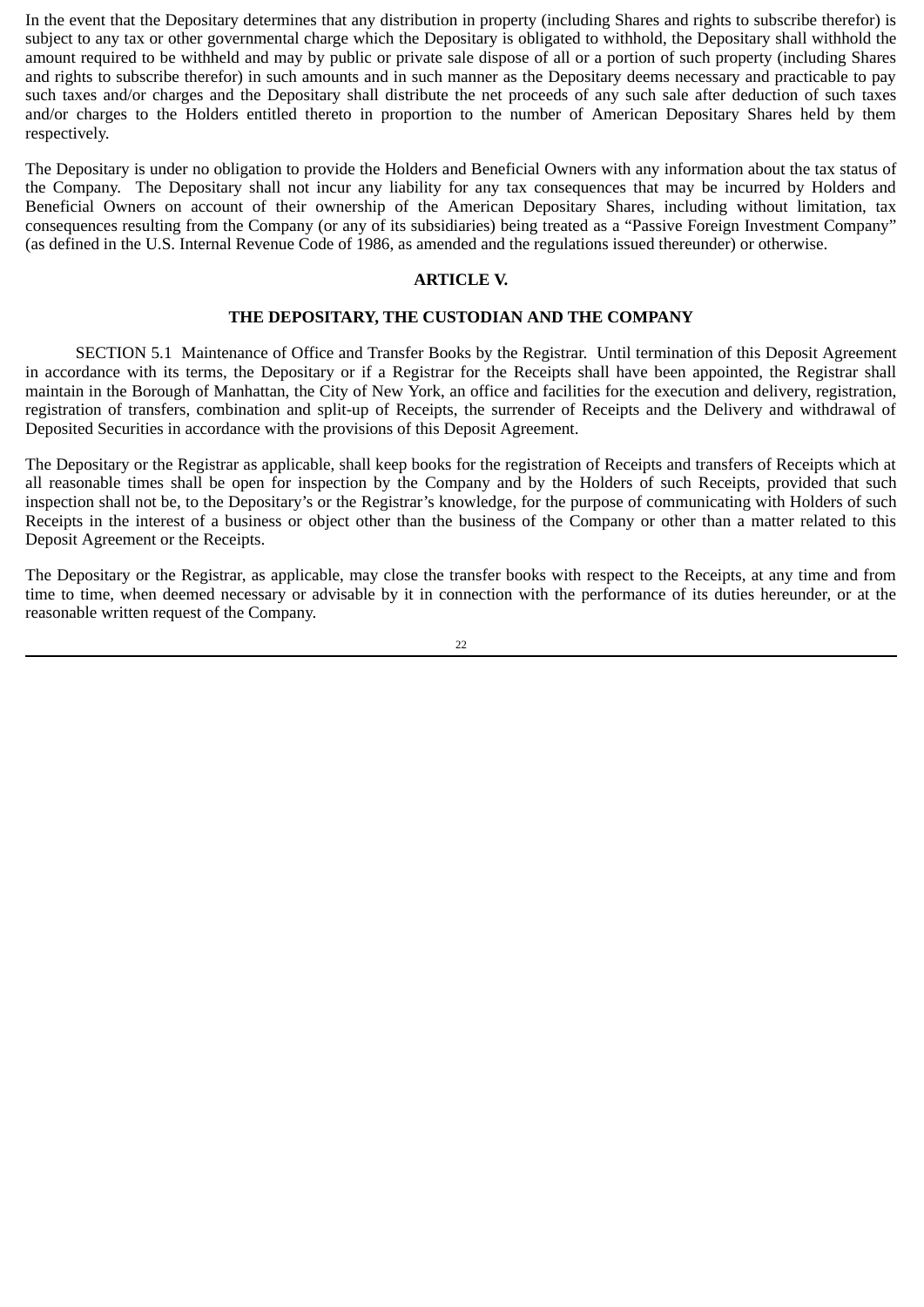In the event that the Depositary determines that any distribution in property (including Shares and rights to subscribe therefor) is subject to any tax or other governmental charge which the Depositary is obligated to withhold, the Depositary shall withhold the amount required to be withheld and may by public or private sale dispose of all or a portion of such property (including Shares and rights to subscribe therefor) in such amounts and in such manner as the Depositary deems necessary and practicable to pay such taxes and/or charges and the Depositary shall distribute the net proceeds of any such sale after deduction of such taxes and/or charges to the Holders entitled thereto in proportion to the number of American Depositary Shares held by them respectively.

The Depositary is under no obligation to provide the Holders and Beneficial Owners with any information about the tax status of the Company. The Depositary shall not incur any liability for any tax consequences that may be incurred by Holders and Beneficial Owners on account of their ownership of the American Depositary Shares, including without limitation, tax consequences resulting from the Company (or any of its subsidiaries) being treated as a "Passive Foreign Investment Company" (as defined in the U.S. Internal Revenue Code of 1986, as amended and the regulations issued thereunder) or otherwise.

## ARTICLE V.

## THE DEPOSITARY, THE CUSTODIAN AND THE COMPANY

SECTION 5.1 Maintenance of Office and Transfer Books by the Registrar. Until termination of this Deposit Agreement in accordance with its terms, the Depositary or if a Registrar for the Receipts shall have been appointed, the Registrar shall maintain in the Borough of Manhattan, the City of New York, an office and facilities for the execution and delivery, registration, registration of transfers, combination and split-up of Receipts, the surrender of Receipts and the Delivery and withdrawal of Deposited Securities in accordance with the provisions of this Deposit Agreement.

The Depositary or the Registrar as applicable, shall keep books for the registration of Receipts and transfers of Receipts which at all reasonable times shall be open for inspection by the Company and by the Holders of such Receipts, provided that such inspection shall not be, to the Depositary's or the Registrar's knowledge, for the purpose of communicating with Holders of such Receipts in the interest of a business or object other than the business of the Company or other than a matter related to this Deposit Agreement or the Receipts.

The Depositary or the Registrar, as applicable, may close the transfer books with respect to the Receipts, at any time and from time to time, when deemed necessary or advisable by it in connection with the performance of its duties hereunder, or at the reasonable written request of the Company.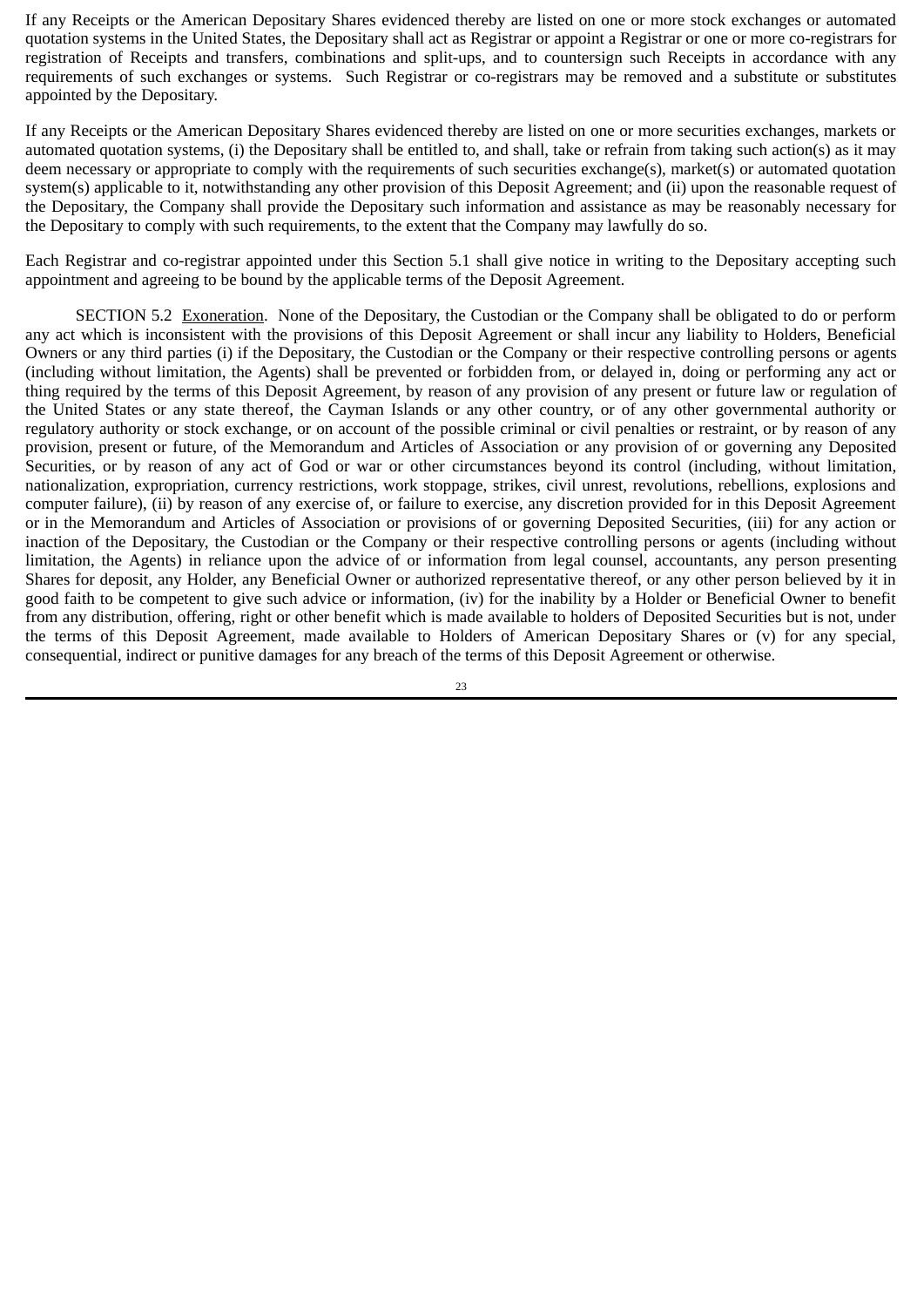If any Receipts or the American Depositary Shares evidenced thereby are listed on one or more stock exchanges or automated quotation systems in the United States, the Depositary shall act as Registrar or appoint a Registrar or one or more co-registrars for registration of Receipts and transfers, combinations and split-ups, and to countersign such Receipts in accordance with any requirements of such exchanges or systems. Such Registrar or co-registrars may be removed and a substitute or substitutes appointed by the Depositary.

If any Receipts or the American Depositary Shares evidenced thereby are listed on one or more securities exchanges, markets or automated quotation systems, (i) the Depositary shall be entitled to, and shall, take or refrain from taking such action(s) as it may deem necessary or appropriate to comply with the requirements of such securities exchange(s), market(s) or automated quotation system(s) applicable to it, notwithstanding any other provision of this Deposit Agreement; and (ii) upon the reasonable request of the Depositary, the Company shall provide the Depositary such information and assistance as may be reasonably necessary for the Depositary to comply with such requirements, to the extent that the Company may lawfully do so.

Each Registrar and co-registrar appointed under this Section 5.1 shall give notice in writing to the Depositary accepting such appointment and agreeing to be bound by the applicable terms of the Deposit Agreement.

SECTION 5.2 Exoneration. None of the Depositary, the Custodian or the Company shall be obligated to do or perform any act which is inconsistent with the provisions of this Deposit Agreement or shall incur any liability to Holders, Beneficial Owners or any third parties (i) if the Depositary, the Custodian or the Company or their respective controlling persons or agents (including without limitation, the Agents) shall be prevented or forbidden from, or delayed in, doing or performing any act or thing required by the terms of this Deposit Agreement, by reason of any provision of any present or future law or regulation of the United States or any state thereof, the Cayman Islands or any other country, or of any other governmental authority or regulatory authority or stock exchange, or on account of the possible criminal or civil penalties or restraint, or by reason of any provision, present or future, of the Memorandum and Articles of Association or any provision of or governing any Deposited Securities, or by reason of any act of God or war or other circumstances beyond its control (including, without limitation, nationalization, expropriation, currency restrictions, work stoppage, strikes, civil unrest, revolutions, rebellions, explosions and computer failure), (ii) by reason of any exercise of, or failure to exercise, any discretion provided for in this Deposit Agreement or in the Memorandum and Articles of Association or provisions of or governing Deposited Securities, (iii) for any action or inaction of the Depositary, the Custodian or the Company or their respective controlling persons or agents (including without limitation, the Agents) in reliance upon the advice of or information from legal counsel, accountants, any person presenting Shares for deposit, any Holder, any Beneficial Owner or authorized representative thereof, or any other person believed by it in good faith to be competent to give such advice or information, (iv) for the inability by a Holder or Beneficial Owner to benefit from any distribution, offering, right or other benefit which is made available to holders of Deposited Securities but is not, under the terms of this Deposit Agreement, made available to Holders of American Depositary Shares or (v) for any special, consequential, indirect or punitive damages for any breach of the terms of this Deposit Agreement or otherwise.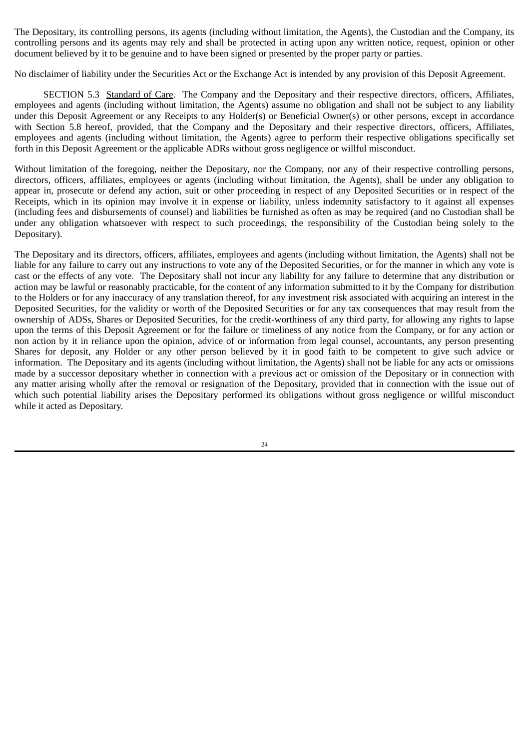The Depositary, its controlling persons, its agents (including without limitation, the Agents), the Custodian and the Company, its controlling persons and its agents may rely and shall be protected in acting upon any written notice, request, opinion or other document believed by it to be genuine and to have been signed or presented by the proper party or parties.

No disclaimer of liability under the Securities Act or the Exchange Act is intended by any provision of this Deposit Agreement.

SECTION 5.3 Standard of Care. The Company and the Depositary and their respective directors, officers, Affiliates, employees and agents (including without limitation, the Agents) assume no obligation and shall not be subject to any liability under this Deposit Agreement or any Receipts to any Holder(s) or Beneficial Owner(s) or other persons, except in accordance with Section 5.8 hereof, provided, that the Company and the Depositary and their respective directors, officers, Affiliates, employees and agents (including without limitation, the Agents) agree to perform their respective obligations specifically set forth in this Deposit Agreement or the applicable ADRs without gross negligence or willful misconduct.

Without limitation of the foregoing, neither the Depositary, nor the Company, nor any of their respective controlling persons, directors, officers, affiliates, employees or agents (including without limitation, the Agents), shall be under any obligation to appear in, prosecute or defend any action, suit or other proceeding in respect of any Deposited Securities or in respect of the Receipts, which in its opinion may involve it in expense or liability, unless indemnity satisfactory to it against all expenses (including fees and disbursements of counsel) and liabilities be furnished as often as may be required (and no Custodian shall be under any obligation whatsoever with respect to such proceedings, the responsibility of the Custodian being solely to the Depositary).

The Depositary and its directors, officers, affiliates, employees and agents (including without limitation, the Agents) shall not be liable for any failure to carry out any instructions to vote any of the Deposited Securities, or for the manner in which any vote is cast or the effects of any vote. The Depositary shall not incur any liability for any failure to determine that any distribution or action may be lawful or reasonably practicable, for the content of any information submitted to it by the Company for distribution to the Holders or for any inaccuracy of any translation thereof, for any investment risk associated with acquiring an interest in the Deposited Securities, for the validity or worth of the Deposited Securities or for any tax consequences that may result from the ownership of ADSs, Shares or Deposited Securities, for the credit-worthiness of any third party, for allowing any rights to lapse upon the terms of this Deposit Agreement or for the failure or timeliness of any notice from the Company, or for any action or non action by it in reliance upon the opinion, advice of or information from legal counsel, accountants, any person presenting Shares for deposit, any Holder or any other person believed by it in good faith to be competent to give such advice or information. The Depositary and its agents (including without limitation, the Agents) shall not be liable for any acts or omissions made by a successor depositary whether in connection with a previous act or omission of the Depositary or in connection with any matter arising wholly after the removal or resignation of the Depositary, provided that in connection with the issue out of which such potential liability arises the Depositary performed its obligations without gross negligence or willful misconduct while it acted as Depositary.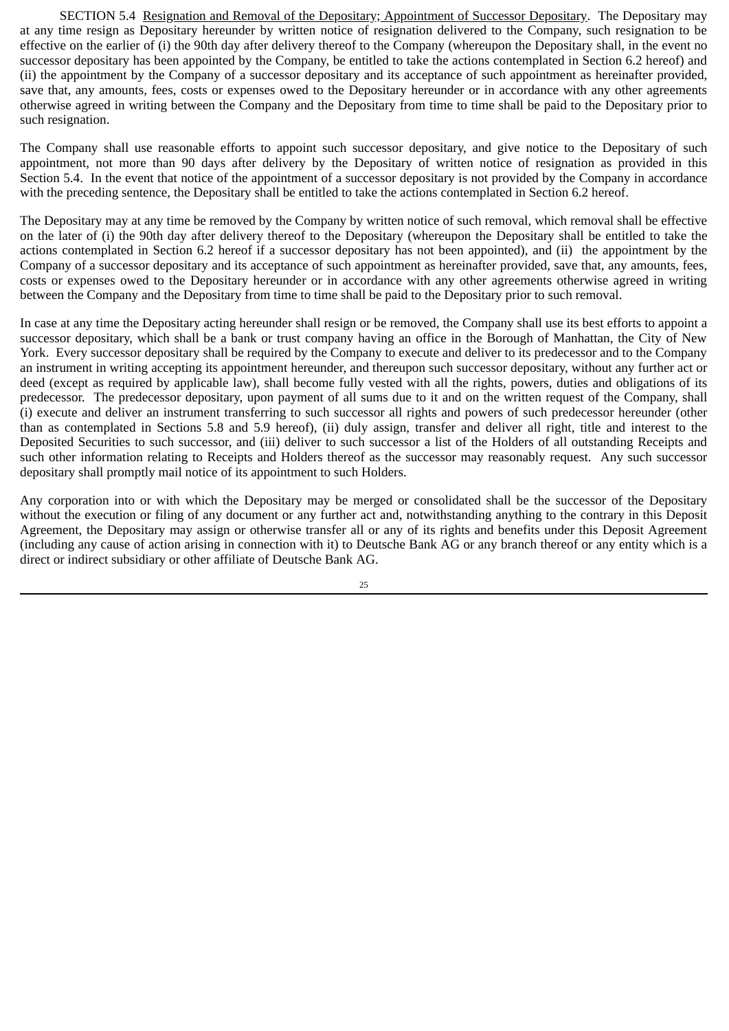SECTION 5.4 Resignation and Removal of the Depositary; Appointment of Successor Depositary. The Depositary may at any time resign as Depositary hereunder by written notice of resignation delivered to the Company, such resignation to be effective on the earlier of (i) the 90th day after delivery thereof to the Company (whereupon the Depositary shall, in the event no successor depositary has been appointed by the Company, be entitled to take the actions contemplated in Section 6.2 hereof) and (ii) the appointment by the Company of a successor depositary and its acceptance of such appointment as hereinafter provided, save that, any amounts, fees, costs or expenses owed to the Depositary hereunder or in accordance with any other agreements otherwise agreed in writing between the Company and the Depositary from time to time shall be paid to the Depositary prior to such resignation.

The Company shall use reasonable efforts to appoint such successor depositary, and give notice to the Depositary of such appointment, not more than 90 days after delivery by the Depositary of written notice of resignation as provided in this Section 5.4. In the event that notice of the appointment of a successor depositary is not provided by the Company in accordance with the preceding sentence, the Depositary shall be entitled to take the actions contemplated in Section 6.2 hereof.

The Depositary may at any time be removed by the Company by written notice of such removal, which removal shall be effective on the later of (i) the 90th day after delivery thereof to the Depositary (whereupon the Depositary shall be entitled to take the actions contemplated in Section 6.2 hereof if a successor depositary has not been appointed), and (ii) the appointment by the Company of a successor depositary and its acceptance of such appointment as hereinafter provided, save that, any amounts, fees, costs or expenses owed to the Depositary hereunder or in accordance with any other agreements otherwise agreed in writing between the Company and the Depositary from time to time shall be paid to the Depositary prior to such removal.

In case at any time the Depositary acting hereunder shall resign or be removed, the Company shall use its best efforts to appoint a successor depositary, which shall be a bank or trust company having an office in the Borough of Manhattan, the City of New York. Every successor depositary shall be required by the Company to execute and deliver to its predecessor and to the Company an instrument in writing accepting its appointment hereunder, and thereupon such successor depositary, without any further act or deed (except as required by applicable law), shall become fully vested with all the rights, powers, duties and obligations of its predecessor. The predecessor depositary, upon payment of all sums due to it and on the written request of the Company, shall (i) execute and deliver an instrument transferring to such successor all rights and powers of such predecessor hereunder (other than as contemplated in Sections 5.8 and 5.9 hereof), (ii) duly assign, transfer and deliver all right, title and interest to the Deposited Securities to such successor, and (iii) deliver to such successor a list of the Holders of all outstanding Receipts and such other information relating to Receipts and Holders thereof as the successor may reasonably request. Any such successor depositary shall promptly mail notice of its appointment to such Holders.

Any corporation into or with which the Depositary may be merged or consolidated shall be the successor of the Depositary without the execution or filing of any document or any further act and, notwithstanding anything to the contrary in this Deposit Agreement, the Depositary may assign or otherwise transfer all or any of its rights and benefits under this Deposit Agreement (including any cause of action arising in connection with it) to Deutsche Bank AG or any branch thereof or any entity which is a direct or indirect subsidiary or other affiliate of Deutsche Bank AG.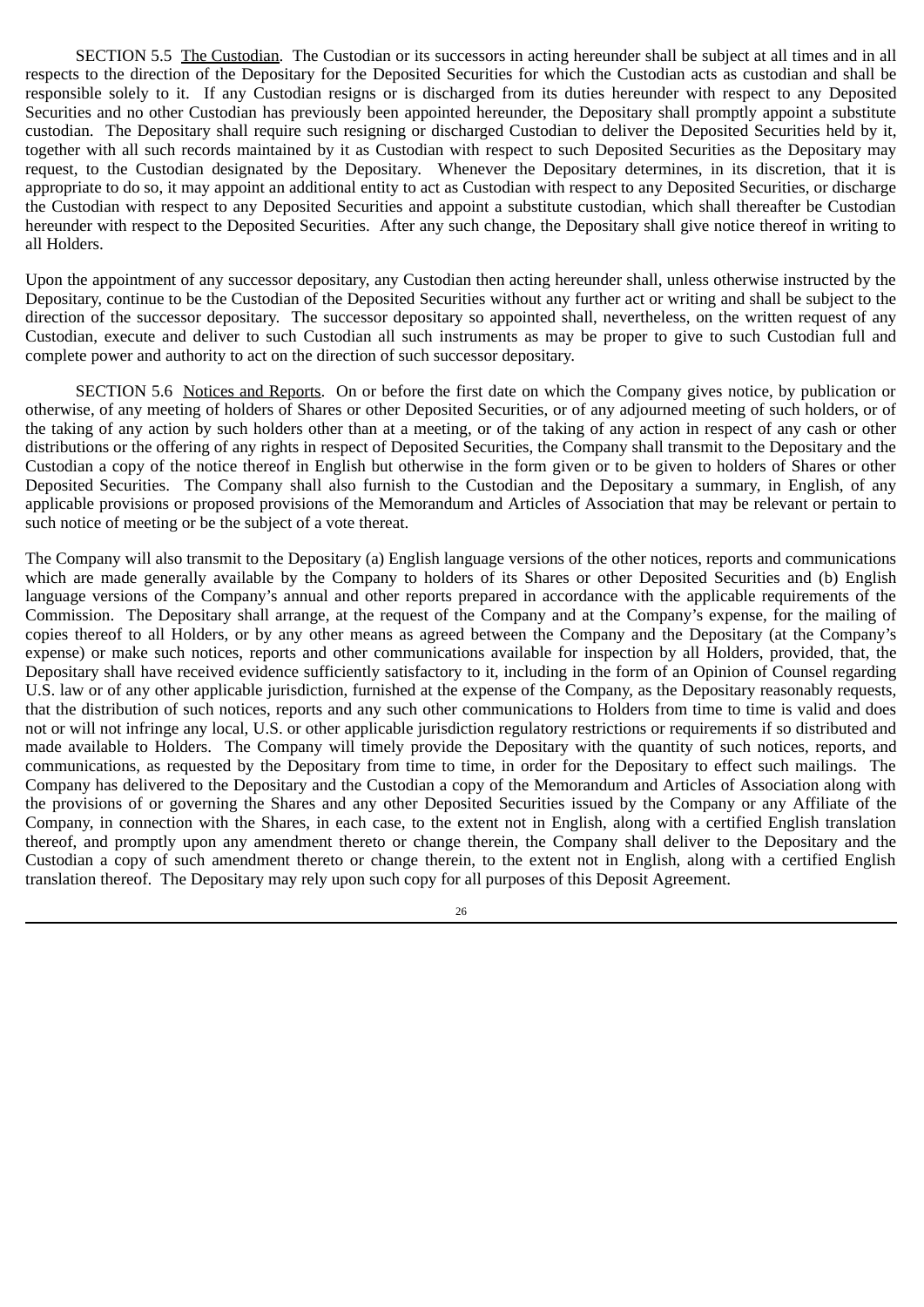SECTION 5.5 The Custodian. The Custodian or its successors in acting hereunder shall be subject at all times and in all respects to the direction of the Depositary for the Deposited Securities for which the Custodian acts as custodian and shall be responsible solely to it. If any Custodian resigns or is discharged from its duties hereunder with respect to any Deposited Securities and no other Custodian has previously been appointed hereunder, the Depositary shall promptly appoint a substitute custodian. The Depositary shall require such resigning or discharged Custodian to deliver the Deposited Securities held by it, together with all such records maintained by it as Custodian with respect to such Deposited Securities as the Depositary may request, to the Custodian designated by the Depositary. Whenever the Depositary determines, in its discretion, that it is appropriate to do so, it may appoint an additional entity to act as Custodian with respect to any Deposited Securities, or discharge the Custodian with respect to any Deposited Securities and appoint a substitute custodian, which shall thereafter be Custodian hereunder with respect to the Deposited Securities. After any such change, the Depositary shall give notice thereof in writing to all Holders.

Upon the appointment of any successor depositary, any Custodian then acting hereunder shall, unless otherwise instructed by the Depositary, continue to be the Custodian of the Deposited Securities without any further act or writing and shall be subject to the direction of the successor depositary. The successor depositary so appointed shall, nevertheless, on the written request of any Custodian, execute and deliver to such Custodian all such instruments as may be proper to give to such Custodian full and complete power and authority to act on the direction of such successor depositary.

SECTION 5.6 Notices and Reports. On or before the first date on which the Company gives notice, by publication or otherwise, of any meeting of holders of Shares or other Deposited Securities, or of any adjourned meeting of such holders, or of the taking of any action by such holders other than at a meeting, or of the taking of any action in respect of any cash or other distributions or the offering of any rights in respect of Deposited Securities, the Company shall transmit to the Depositary and the Custodian a copy of the notice thereof in English but otherwise in the form given or to be given to holders of Shares or other Deposited Securities. The Company shall also furnish to the Custodian and the Depositary a summary, in English, of any applicable provisions or proposed provisions of the Memorandum and Articles of Association that may be relevant or pertain to such notice of meeting or be the subject of a vote thereat.

The Company will also transmit to the Depositary (a) English language versions of the other notices, reports and communications which are made generally available by the Company to holders of its Shares or other Deposited Securities and (b) English language versions of the Company's annual and other reports prepared in accordance with the applicable requirements of the Commission. The Depositary shall arrange, at the request of the Company and at the Company's expense, for the mailing of copies thereof to all Holders, or by any other means as agreed between the Company and the Depositary (at the Company's expense) or make such notices, reports and other communications available for inspection by all Holders, provided, that, the Depositary shall have received evidence sufficiently satisfactory to it, including in the form of an Opinion of Counsel regarding U.S. law or of any other applicable jurisdiction, furnished at the expense of the Company, as the Depositary reasonably requests, that the distribution of such notices, reports and any such other communications to Holders from time to time is valid and does not or will not infringe any local, U.S. or other applicable jurisdiction regulatory restrictions or requirements if so distributed and made available to Holders. The Company will timely provide the Depositary with the quantity of such notices, reports, and communications, as requested by the Depositary from time to time, in order for the Depositary to effect such mailings. The Company has delivered to the Depositary and the Custodian a copy of the Memorandum and Articles of Association along with the provisions of or governing the Shares and any other Deposited Securities issued by the Company or any Affiliate of the Company, in connection with the Shares, in each case, to the extent not in English, along with a certified English translation thereof, and promptly upon any amendment thereto or change therein, the Company shall deliver to the Depositary and the Custodian a copy of such amendment thereto or change therein, to the extent not in English, along with a certified English translation thereof. The Depositary may rely upon such copy for all purposes of this Deposit Agreement.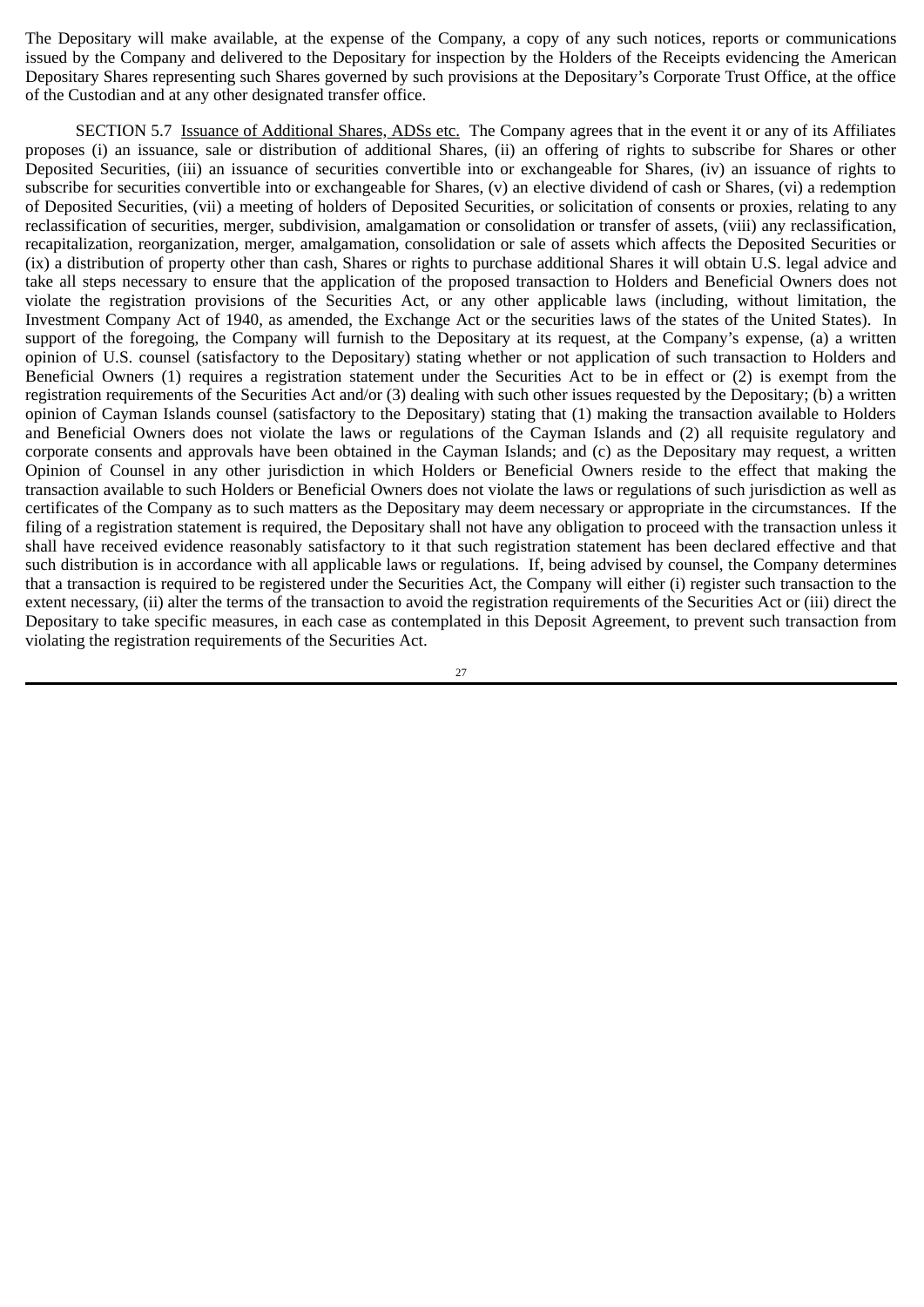The Depositary will make available, at the expense of the Company, a copy of any such notices, reports or communications issued by the Company and delivered to the Depositary for inspection by the Holders of the Receipts evidencing the American Depositary Shares representing such Shares governed by such provisions at the Depositary's Corporate Trust Office, at the office of the Custodian and at any other designated transfer office.

SECTION 5.7 Issuance of Additional Shares, ADSs etc. The Company agrees that in the event it or any of its Affiliates proposes (i) an issuance, sale or distribution of additional Shares, (ii) an offering of rights to subscribe for Shares or other Deposited Securities, (iii) an issuance of securities convertible into or exchangeable for Shares, (iv) an issuance of rights to subscribe for securities convertible into or exchangeable for Shares, (v) an elective dividend of cash or Shares, (vi) a redemption of Deposited Securities, (vii) a meeting of holders of Deposited Securities, or solicitation of consents or proxies, relating to any reclassification of securities, merger, subdivision, amalgamation or consolidation or transfer of assets, (viii) any reclassification, recapitalization, reorganization, merger, amalgamation, consolidation or sale of assets which affects the Deposited Securities or (ix) a distribution of property other than cash, Shares or rights to purchase additional Shares it will obtain U.S. legal advice and take all steps necessary to ensure that the application of the proposed transaction to Holders and Beneficial Owners does not violate the registration provisions of the Securities Act, or any other applicable laws (including, without limitation, the Investment Company Act of 1940, as amended, the Exchange Act or the securities laws of the states of the United States). In support of the foregoing, the Company will furnish to the Depositary at its request, at the Company's expense, (a) a written opinion of U.S. counsel (satisfactory to the Depositary) stating whether or not application of such transaction to Holders and Beneficial Owners (1) requires a registration statement under the Securities Act to be in effect or (2) is exempt from the registration requirements of the Securities Act and/or (3) dealing with such other issues requested by the Depositary; (b) a written opinion of Cayman Islands counsel (satisfactory to the Depositary) stating that (1) making the transaction available to Holders and Beneficial Owners does not violate the laws or regulations of the Cayman Islands and (2) all requisite regulatory and corporate consents and approvals have been obtained in the Cayman Islands; and (c) as the Depositary may request, a written Opinion of Counsel in any other jurisdiction in which Holders or Beneficial Owners reside to the effect that making the transaction available to such Holders or Beneficial Owners does not violate the laws or regulations of such jurisdiction as well as certificates of the Company as to such matters as the Depositary may deem necessary or appropriate in the circumstances. If the filing of a registration statement is required, the Depositary shall not have any obligation to proceed with the transaction unless it shall have received evidence reasonably satisfactory to it that such registration statement has been declared effective and that such distribution is in accordance with all applicable laws or regulations. If, being advised by counsel, the Company determines that a transaction is required to be registered under the Securities Act, the Company will either (i) register such transaction to the extent necessary, (ii) alter the terms of the transaction to avoid the registration requirements of the Securities Act or (iii) direct the Depositary to take specific measures, in each case as contemplated in this Deposit Agreement, to prevent such transaction from violating the registration requirements of the Securities Act.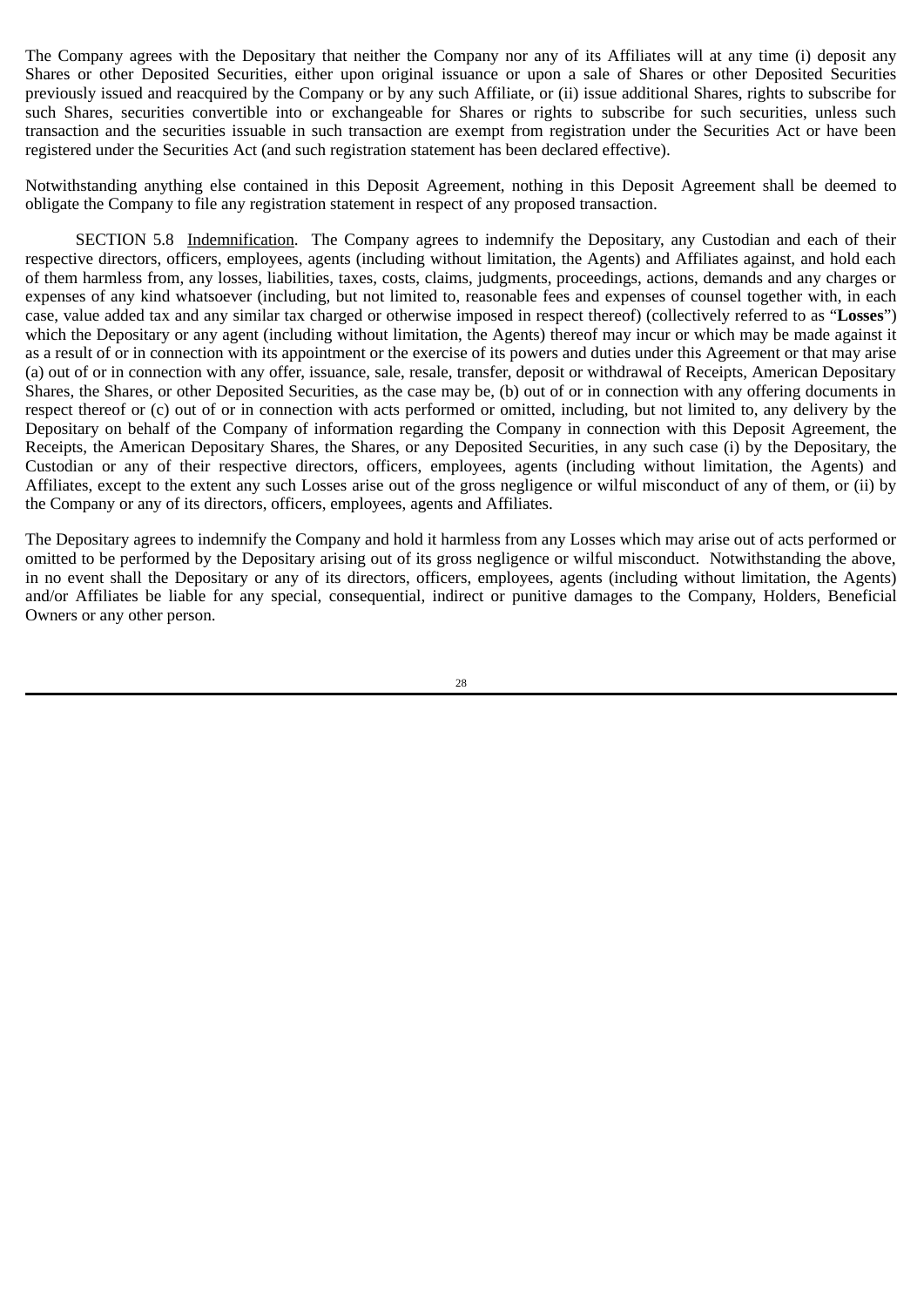The Company agrees with the Depositary that neither the Company nor any of its Affiliates will at any time (i) deposit any Shares or other Deposited Securities, either upon original issuance or upon a sale of Shares or other Deposited Securities previously issued and reacquired by the Company or by any such Affiliate, or (ii) issue additional Shares, rights to subscribe for such Shares, securities convertible into or exchangeable for Shares or rights to subscribe for such securities, unless such transaction and the securities issuable in such transaction are exempt from registration under the Securities Act or have been registered under the Securities Act (and such registration statement has been declared effective).

Notwithstanding anything else contained in this Deposit Agreement, nothing in this Deposit Agreement shall be deemed to obligate the Company to file any registration statement in respect of any proposed transaction.

SECTION 5.8 Indemnification. The Company agrees to indemnify the Depositary, any Custodian and each of their respective directors, officers, employees, agents (including without limitation, the Agents) and Affiliates against, and hold each of them harmless from, any losses, liabilities, taxes, costs, claims, judgments, proceedings, actions, demands and any charges or expenses of any kind whatsoever (including, but not limited to, reasonable fees and expenses of counsel together with, in each case, value added tax and any similar tax charged or otherwise imposed in respect thereof) (collectively referred to as "**Losses**") which the Depositary or any agent (including without limitation, the Agents) thereof may incur or which may be made against it as a result of or in connection with its appointment or the exercise of its powers and duties under this Agreement or that may arise (a) out of or in connection with any offer, issuance, sale, resale, transfer, deposit or withdrawal of Receipts, American Depositary Shares, the Shares, or other Deposited Securities, as the case may be, (b) out of or in connection with any offering documents in respect thereof or (c) out of or in connection with acts performed or omitted, including, but not limited to, any delivery by the Depositary on behalf of the Company of information regarding the Company in connection with this Deposit Agreement, the Receipts, the American Depositary Shares, the Shares, or any Deposited Securities, in any such case (i) by the Depositary, the Custodian or any of their respective directors, officers, employees, agents (including without limitation, the Agents) and Affiliates, except to the extent any such Losses arise out of the gross negligence or wilful misconduct of any of them, or (ii) by the Company or any of its directors, officers, employees, agents and Affiliates.

The Depositary agrees to indemnify the Company and hold it harmless from any Losses which may arise out of acts performed or omitted to be performed by the Depositary arising out of its gross negligence or wilful misconduct. Notwithstanding the above, in no event shall the Depositary or any of its directors, officers, employees, agents (including without limitation, the Agents) and/or Affiliates be liable for any special, consequential, indirect or punitive damages to the Company, Holders, Beneficial Owners or any other person.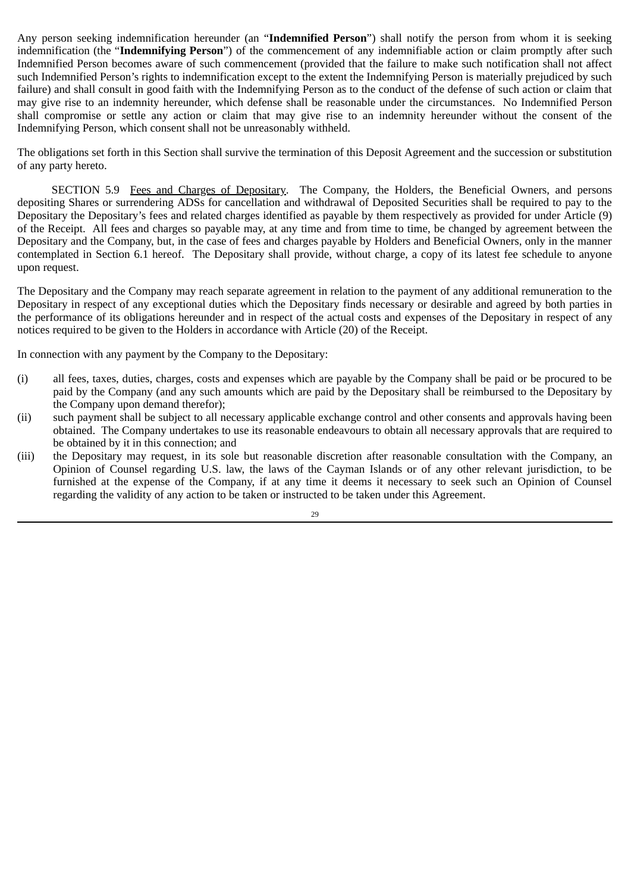Any person seeking indemnification hereunder (an "**Indemnified Person**") shall notify the person from whom it is seeking indemnification (the "**Indemnifying Person**") of the commencement of any indemnifiable action or claim promptly after such Indemnified Person becomes aware of such commencement (provided that the failure to make such notification shall not affect such Indemnified Person's rights to indemnification except to the extent the Indemnifying Person is materially prejudiced by such failure) and shall consult in good faith with the Indemnifying Person as to the conduct of the defense of such action or claim that may give rise to an indemnity hereunder, which defense shall be reasonable under the circumstances. No Indemnified Person shall compromise or settle any action or claim that may give rise to an indemnity hereunder without the consent of the Indemnifying Person, which consent shall not be unreasonably withheld.

The obligations set forth in this Section shall survive the termination of this Deposit Agreement and the succession or substitution of any party hereto.

SECTION 5.9 Fees and Charges of Depositary. The Company, the Holders, the Beneficial Owners, and persons depositing Shares or surrendering ADSs for cancellation and withdrawal of Deposited Securities shall be required to pay to the Depositary the Depositary's fees and related charges identified as payable by them respectively as provided for under Article (9) of the Receipt. All fees and charges so payable may, at any time and from time to time, be changed by agreement between the Depositary and the Company, but, in the case of fees and charges payable by Holders and Beneficial Owners, only in the manner contemplated in Section 6.1 hereof. The Depositary shall provide, without charge, a copy of its latest fee schedule to anyone upon request.

The Depositary and the Company may reach separate agreement in relation to the payment of any additional remuneration to the Depositary in respect of any exceptional duties which the Depositary finds necessary or desirable and agreed by both parties in the performance of its obligations hereunder and in respect of the actual costs and expenses of the Depositary in respect of any notices required to be given to the Holders in accordance with Article (20) of the Receipt.

In connection with any payment by the Company to the Depositary:

(i) all fees, taxes, duties, charges, costs and expenses which are payable by the Company shall be paid or be procured to be paid by the Company (and any such amounts which are paid by the Depositary shall be reimbursed to the Depositary by the Company upon demand therefor);

(ii) such payment shall be subject to all necessary applicable exchange control and other consents and approvals having been obtained. The Company undertakes to use its reasonable endeavours to obtain all necessary approvals that are required to be obtained by it in this connection; and

(iii) the Depositary may request, in its sole but reasonable discretion after reasonable consultation with the Company, an Opinion of Counsel regarding U.S. law, the laws of the Cayman Islands or of any other relevant jurisdiction, to be furnished at the expense of the Company, if at any time it deems it necessary to seek such an Opinion of Counsel regarding the validity of any action to be taken or instructed to be taken under this Agreement.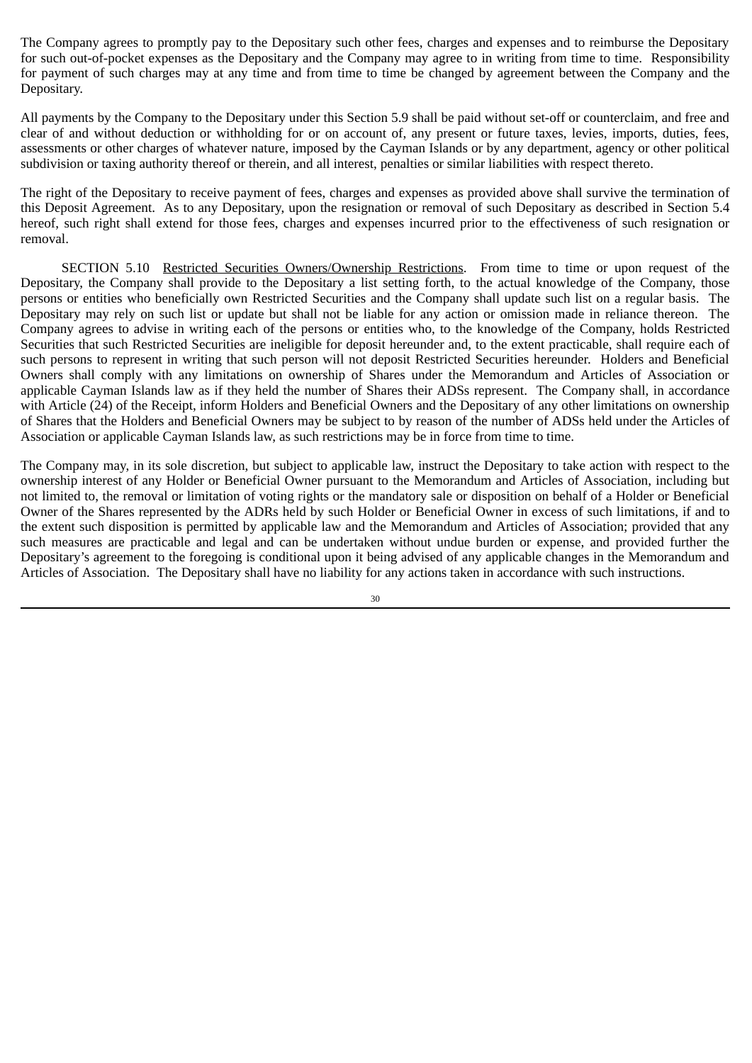The Company agrees to promptly pay to the Depositary such other fees, charges and expenses and to reimburse the Depositary for such out-of-pocket expenses as the Depositary and the Company may agree to in writing from time to time. Responsibility for payment of such charges may at any time and from time to time be changed by agreement between the Company and the Depositary.

All payments by the Company to the Depositary under this Section 5.9 shall be paid without set-off or counterclaim, and free and clear of and without deduction or withholding for or on account of, any present or future taxes, levies, imports, duties, fees, assessments or other charges of whatever nature, imposed by the Cayman Islands or by any department, agency or other political subdivision or taxing authority thereof or therein, and all interest, penalties or similar liabilities with respect thereto.

The right of the Depositary to receive payment of fees, charges and expenses as provided above shall survive the termination of this Deposit Agreement. As to any Depositary, upon the resignation or removal of such Depositary as described in Section 5.4 hereof, such right shall extend for those fees, charges and expenses incurred prior to the effectiveness of such resignation or removal.

SECTION 5.10 Restricted Securities Owners/Ownership Restrictions. From time to time or upon request of the Depositary, the Company shall provide to the Depositary a list setting forth, to the actual knowledge of the Company, those persons or entities who beneficially own Restricted Securities and the Company shall update such list on a regular basis. The Depositary may rely on such list or update but shall not be liable for any action or omission made in reliance thereon. The Company agrees to advise in writing each of the persons or entities who, to the knowledge of the Company, holds Restricted Securities that such Restricted Securities are ineligible for deposit hereunder and, to the extent practicable, shall require each of such persons to represent in writing that such person will not deposit Restricted Securities hereunder. Holders and Beneficial Owners shall comply with any limitations on ownership of Shares under the Memorandum and Articles of Association or applicable Cayman Islands law as if they held the number of Shares their ADSs represent. The Company shall, in accordance with Article (24) of the Receipt, inform Holders and Beneficial Owners and the Depositary of any other limitations on ownership of Shares that the Holders and Beneficial Owners may be subject to by reason of the number of ADSs held under the Articles of Association or applicable Cayman Islands law, as such restrictions may be in force from time to time.

The Company may, in its sole discretion, but subject to applicable law, instruct the Depositary to take action with respect to the ownership interest of any Holder or Beneficial Owner pursuant to the Memorandum and Articles of Association, including but not limited to, the removal or limitation of voting rights or the mandatory sale or disposition on behalf of a Holder or Beneficial Owner of the Shares represented by the ADRs held by such Holder or Beneficial Owner in excess of such limitations, if and to the extent such disposition is permitted by applicable law and the Memorandum and Articles of Association; provided that any such measures are practicable and legal and can be undertaken without undue burden or expense, and provided further the Depositary's agreement to the foregoing is conditional upon it being advised of any applicable changes in the Memorandum and Articles of Association. The Depositary shall have no liability for any actions taken in accordance with such instructions.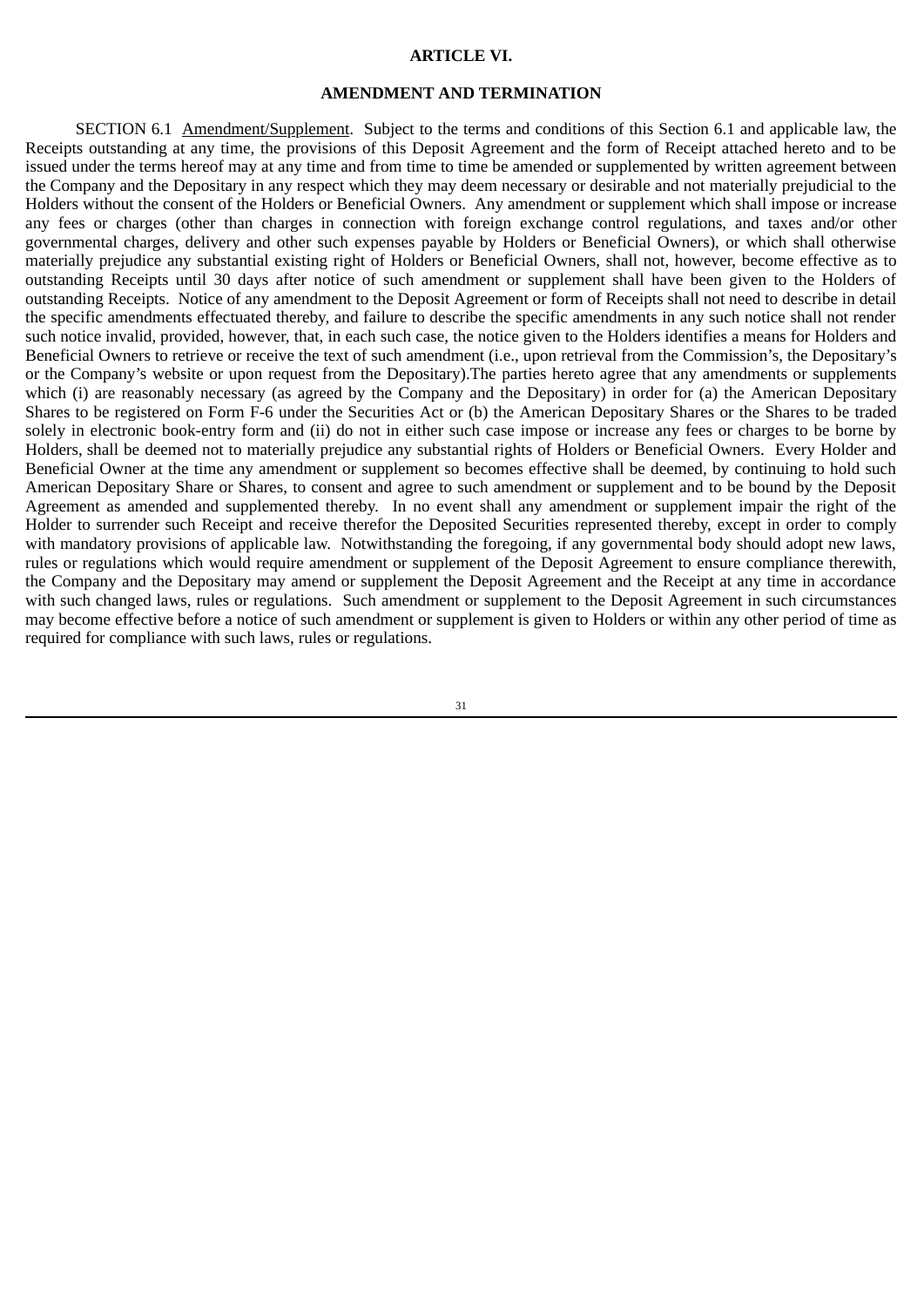# ARTICLE VI.

## AMENDMENT AND TERMINATION

SECTION 6.1 Amendment/Supplement. Subject to the terms and conditions of this Section 6.1 and applicable law, the Receipts outstanding at any time, the provisions of this Deposit Agreement and the form of Receipt attached hereto and to be issued under the terms hereof may at any time and from time to time be amended or supplemented by written agreement between the Company and the Depositary in any respect which they may deem necessary or desirable and not materially prejudicial to the Holders without the consent of the Holders or Beneficial Owners. Any amendment or supplement which shall impose or increase any fees or charges (other than charges in connection with foreign exchange control regulations, and taxes and/or other governmental charges, delivery and other such expenses payable by Holders or Beneficial Owners), or which shall otherwise materially prejudice any substantial existing right of Holders or Beneficial Owners, shall not, however, become effective as to outstanding Receipts until 30 days after notice of such amendment or supplement shall have been given to the Holders of outstanding Receipts. Notice of any amendment to the Deposit Agreement or form of Receipts shall not need to describe in detail the specific amendments effectuated thereby, and failure to describe the specific amendments in any such notice shall not render such notice invalid, provided, however, that, in each such case, the notice given to the Holders identifies a means for Holders and Beneficial Owners to retrieve or receive the text of such amendment (i.e., upon retrieval from the Commission's, the Depositary's or the Company's website or upon request from the Depositary).The parties hereto agree that any amendments or supplements which (i) are reasonably necessary (as agreed by the Company and the Depositary) in order for (a) the American Depositary Shares to be registered on Form F-6 under the Securities Act or (b) the American Depositary Shares or the Shares to be traded solely in electronic book-entry form and (ii) do not in either such case impose or increase any fees or charges to be borne by Holders, shall be deemed not to materially prejudice any substantial rights of Holders or Beneficial Owners. Every Holder and Beneficial Owner at the time any amendment or supplement so becomes effective shall be deemed, by continuing to hold such American Depositary Share or Shares, to consent and agree to such amendment or supplement and to be bound by the Deposit Agreement as amended and supplemented thereby. In no event shall any amendment or supplement impair the right of the Holder to surrender such Receipt and receive therefor the Deposited Securities represented thereby, except in order to comply with mandatory provisions of applicable law. Notwithstanding the foregoing, if any governmental body should adopt new laws, rules or regulations which would require amendment or supplement of the Deposit Agreement to ensure compliance therewith, the Company and the Depositary may amend or supplement the Deposit Agreement and the Receipt at any time in accordance with such changed laws, rules or regulations. Such amendment or supplement to the Deposit Agreement in such circumstances may become effective before a notice of such amendment or supplement is given to Holders or within any other period of time as required for compliance with such laws, rules or regulations.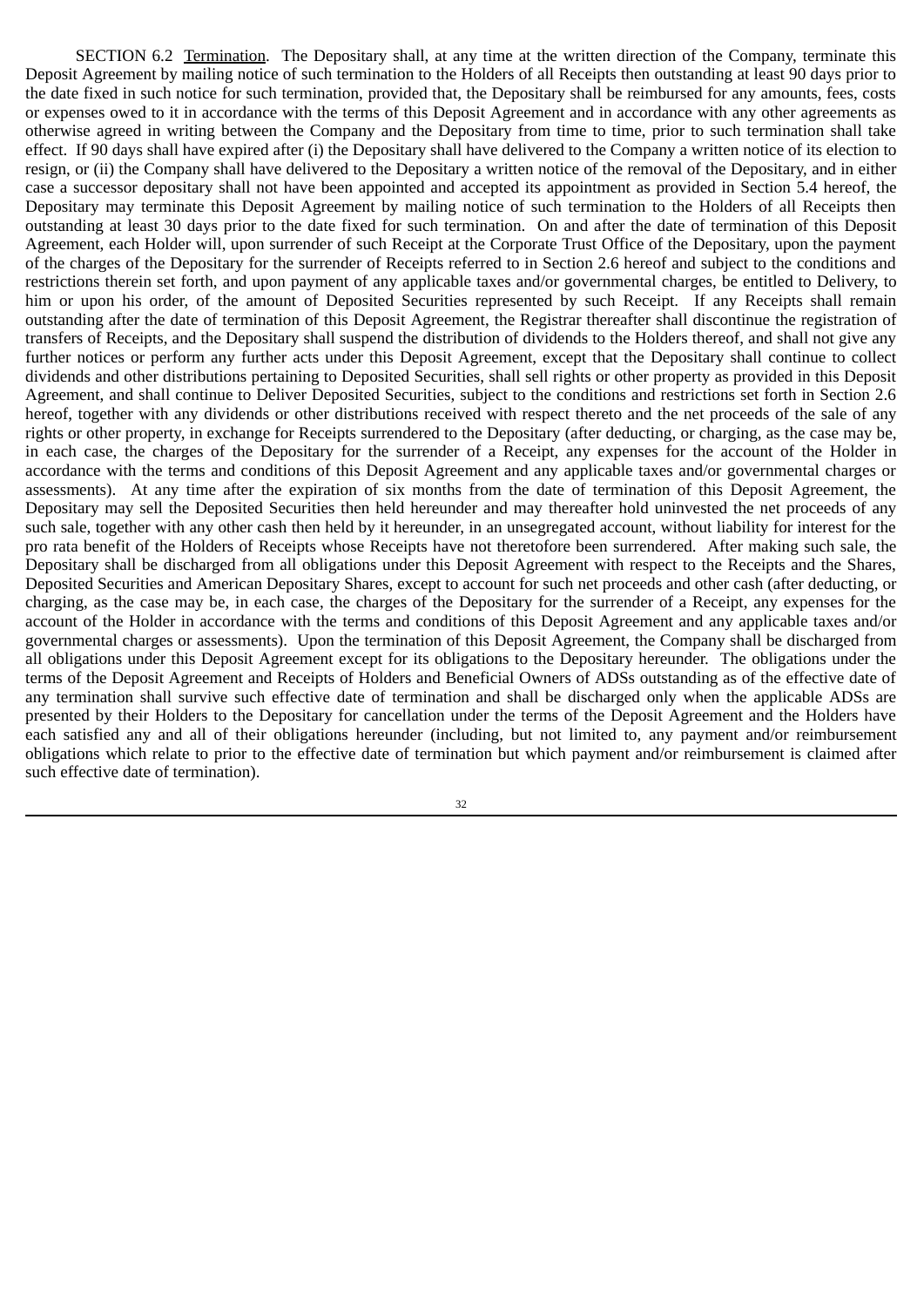SECTION 6.2 Termination. The Depositary shall, at any time at the written direction of the Company, terminate this Deposit Agreement by mailing notice of such termination to the Holders of all Receipts then outstanding at least 90 days prior to the date fixed in such notice for such termination, provided that, the Depositary shall be reimbursed for any amounts, fees, costs or expenses owed to it in accordance with the terms of this Deposit Agreement and in accordance with any other agreements as otherwise agreed in writing between the Company and the Depositary from time to time, prior to such termination shall take effect. If 90 days shall have expired after (i) the Depositary shall have delivered to the Company a written notice of its election to resign, or (ii) the Company shall have delivered to the Depositary a written notice of the removal of the Depositary, and in either case a successor depositary shall not have been appointed and accepted its appointment as provided in Section 5.4 hereof, the Depositary may terminate this Deposit Agreement by mailing notice of such termination to the Holders of all Receipts then outstanding at least 30 days prior to the date fixed for such termination. On and after the date of termination of this Deposit Agreement, each Holder will, upon surrender of such Receipt at the Corporate Trust Office of the Depositary, upon the payment of the charges of the Depositary for the surrender of Receipts referred to in Section 2.6 hereof and subject to the conditions and restrictions therein set forth, and upon payment of any applicable taxes and/or governmental charges, be entitled to Delivery, to him or upon his order, of the amount of Deposited Securities represented by such Receipt. If any Receipts shall remain outstanding after the date of termination of this Deposit Agreement, the Registrar thereafter shall discontinue the registration of transfers of Receipts, and the Depositary shall suspend the distribution of dividends to the Holders thereof, and shall not give any further notices or perform any further acts under this Deposit Agreement, except that the Depositary shall continue to collect dividends and other distributions pertaining to Deposited Securities, shall sell rights or other property as provided in this Deposit Agreement, and shall continue to Deliver Deposited Securities, subject to the conditions and restrictions set forth in Section 2.6 hereof, together with any dividends or other distributions received with respect thereto and the net proceeds of the sale of any rights or other property, in exchange for Receipts surrendered to the Depositary (after deducting, or charging, as the case may be, in each case, the charges of the Depositary for the surrender of a Receipt, any expenses for the account of the Holder in accordance with the terms and conditions of this Deposit Agreement and any applicable taxes and/or governmental charges or assessments). At any time after the expiration of six months from the date of termination of this Deposit Agreement, the Depositary may sell the Deposited Securities then held hereunder and may thereafter hold uninvested the net proceeds of any such sale, together with any other cash then held by it hereunder, in an unsegregated account, without liability for interest for the pro rata benefit of the Holders of Receipts whose Receipts have not theretofore been surrendered. After making such sale, the Depositary shall be discharged from all obligations under this Deposit Agreement with respect to the Receipts and the Shares, Deposited Securities and American Depositary Shares, except to account for such net proceeds and other cash (after deducting, or charging, as the case may be, in each case, the charges of the Depositary for the surrender of a Receipt, any expenses for the account of the Holder in accordance with the terms and conditions of this Deposit Agreement and any applicable taxes and/or governmental charges or assessments). Upon the termination of this Deposit Agreement, the Company shall be discharged from all obligations under this Deposit Agreement except for its obligations to the Depositary hereunder. The obligations under the terms of the Deposit Agreement and Receipts of Holders and Beneficial Owners of ADSs outstanding as of the effective date of any termination shall survive such effective date of termination and shall be discharged only when the applicable ADSs are presented by their Holders to the Depositary for cancellation under the terms of the Deposit Agreement and the Holders have each satisfied any and all of their obligations hereunder (including, but not limited to, any payment and/or reimbursement obligations which relate to prior to the effective date of termination but which payment and/or reimbursement is claimed after such effective date of termination).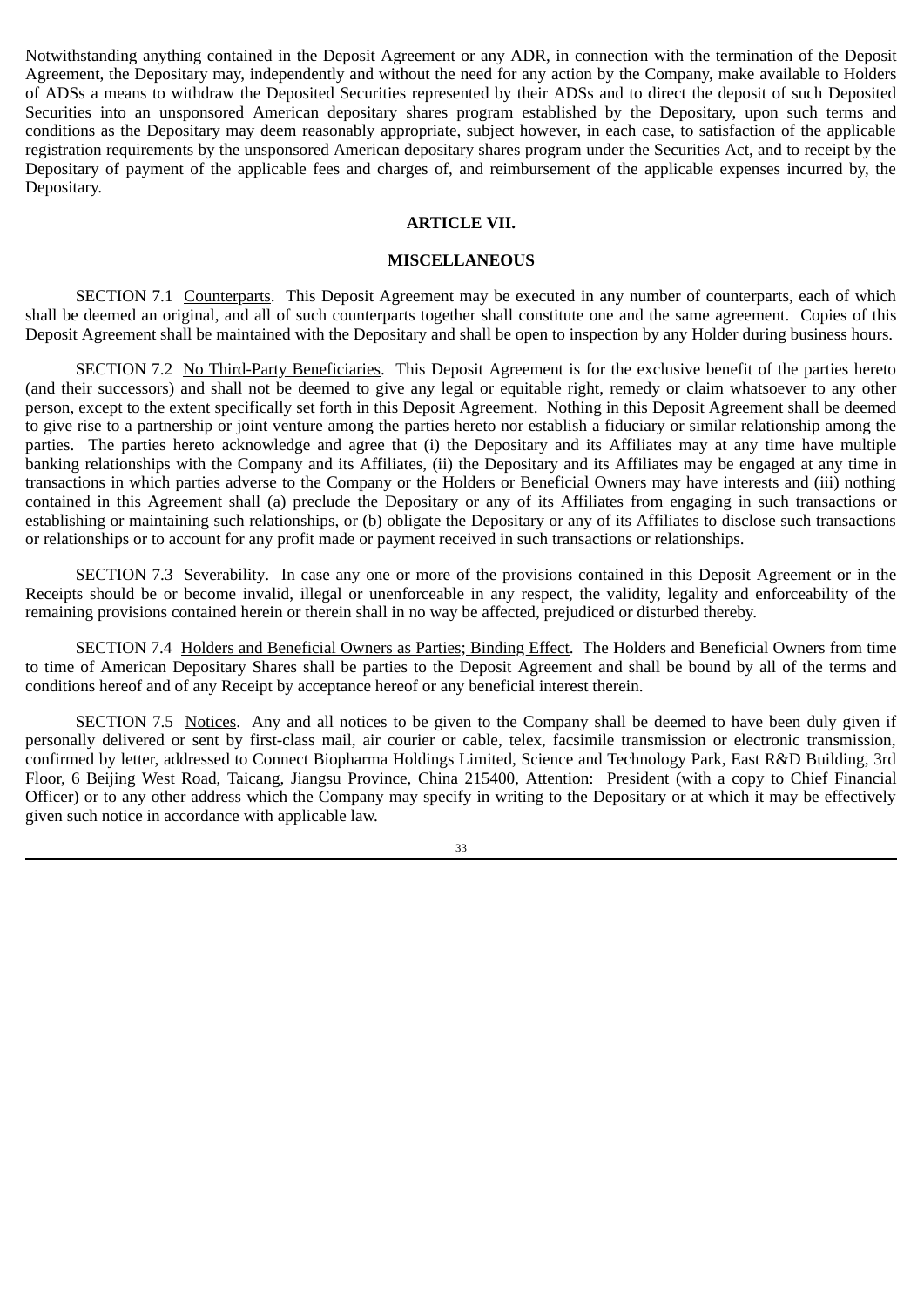Notwithstanding anything contained in the Deposit Agreement or any ADR, in connection with the termination of the Deposit Agreement, the Depositary may, independently and without the need for any action by the Company, make available to Holders of ADSs a means to withdraw the Deposited Securities represented by their ADSs and to direct the deposit of such Deposited Securities into an unsponsored American depositary shares program established by the Depositary, upon such terms and conditions as the Depositary may deem reasonably appropriate, subject however, in each case, to satisfaction of the applicable registration requirements by the unsponsored American depositary shares program under the Securities Act, and to receipt by the Depositary of payment of the applicable fees and charges of, and reimbursement of the applicable expenses incurred by, the Depositary.

## ARTICLE VII.

## MISCELLANEOUS

SECTION 7.1 Counterparts. This Deposit Agreement may be executed in any number of counterparts, each of which shall be deemed an original, and all of such counterparts together shall constitute one and the same agreement. Copies of this Deposit Agreement shall be maintained with the Depositary and shall be open to inspection by any Holder during business hours.

SECTION 7.2 No Third-Party Beneficiaries. This Deposit Agreement is for the exclusive benefit of the parties hereto (and their successors) and shall not be deemed to give any legal or equitable right, remedy or claim whatsoever to any other person, except to the extent specifically set forth in this Deposit Agreement. Nothing in this Deposit Agreement shall be deemed to give rise to a partnership or joint venture among the parties hereto nor establish a fiduciary or similar relationship among the parties. The parties hereto acknowledge and agree that (i) the Depositary and its Affiliates may at any time have multiple banking relationships with the Company and its Affiliates, (ii) the Depositary and its Affiliates may be engaged at any time in transactions in which parties adverse to the Company or the Holders or Beneficial Owners may have interests and (iii) nothing contained in this Agreement shall (a) preclude the Depositary or any of its Affiliates from engaging in such transactions or establishing or maintaining such relationships, or (b) obligate the Depositary or any of its Affiliates to disclose such transactions or relationships or to account for any profit made or payment received in such transactions or relationships.

SECTION 7.3 Severability. In case any one or more of the provisions contained in this Deposit Agreement or in the Receipts should be or become invalid, illegal or unenforceable in any respect, the validity, legality and enforceability of the remaining provisions contained herein or therein shall in no way be affected, prejudiced or disturbed thereby.

SECTION 7.4 Holders and Beneficial Owners as Parties; Binding Effect. The Holders and Beneficial Owners from time to time of American Depositary Shares shall be parties to the Deposit Agreement and shall be bound by all of the terms and conditions hereof and of any Receipt by acceptance hereof or any beneficial interest therein.

SECTION 7.5 Notices. Any and all notices to be given to the Company shall be deemed to have been duly given if personally delivered or sent by first-class mail, air courier or cable, telex, facsimile transmission or electronic transmission, confirmed by letter, addressed to Connect Biopharma Holdings Limited, Science and Technology Park, East R&D Building, 3rd Floor, 6 Beijing West Road, Taicang, Jiangsu Province, China 215400, Attention: President (with a copy to Chief Financial Officer) or to any other address which the Company may specify in writing to the Depositary or at which it may be effectively given such notice in accordance with applicable law.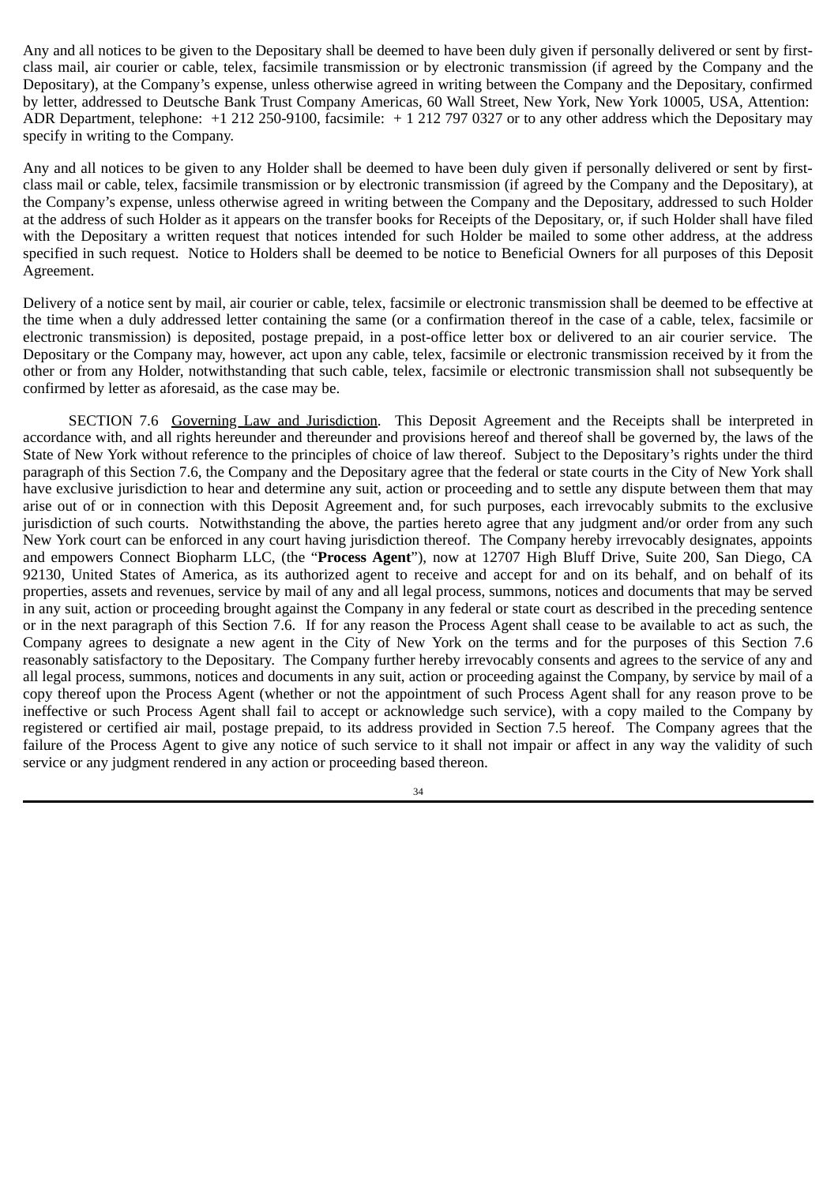Any and all notices to be given to the Depositary shall be deemed to have been duly given if personally delivered or sent by first-class mail, air courier or cable, telex, facsimile transmission or by electronic transmission (if agreed by the Company and the Depositary), at the Company's expense, unless otherwise agreed in writing between the Company and the Depositary, confirmed by letter, addressed to Deutsche Bank Trust Company Americas, 60 Wall Street, New York, New York 10005, USA, Attention: ADR Department, telephone: +1 212 250-9100, facsimile: + 1 212 797 0327 or to any other address which the Depositary may specify in writing to the Company.

Any and all notices to be given to any Holder shall be deemed to have been duly given if personally delivered or sent by first-class mail or cable, telex, facsimile transmission or by electronic transmission (if agreed by the Company and the Depositary), at the Company's expense, unless otherwise agreed in writing between the Company and the Depositary, addressed to such Holder at the address of such Holder as it appears on the transfer books for Receipts of the Depositary, or, if such Holder shall have filed with the Depositary a written request that notices intended for such Holder be mailed to some other address, at the address specified in such request. Notice to Holders shall be deemed to be notice to Beneficial Owners for all purposes of this Deposit Agreement.

Delivery of a notice sent by mail, air courier or cable, telex, facsimile or electronic transmission shall be deemed to be effective at the time when a duly addressed letter containing the same (or a confirmation thereof in the case of a cable, telex, facsimile or electronic transmission) is deposited, postage prepaid, in a post-office letter box or delivered to an air courier service. The Depositary or the Company may, however, act upon any cable, telex, facsimile or electronic transmission received by it from the other or from any Holder, notwithstanding that such cable, telex, facsimile or electronic transmission shall not subsequently be confirmed by letter as aforesaid, as the case may be.

SECTION 7.6 Governing Law and Jurisdiction. This Deposit Agreement and the Receipts shall be interpreted in accordance with, and all rights hereunder and thereunder and provisions hereof and thereof shall be governed by, the laws of the State of New York without reference to the principles of choice of law thereof. Subject to the Depositary's rights under the third paragraph of this Section 7.6, the Company and the Depositary agree that the federal or state courts in the City of New York shall have exclusive jurisdiction to hear and determine any suit, action or proceeding and to settle any dispute between them that may arise out of or in connection with this Deposit Agreement and, for such purposes, each irrevocably submits to the exclusive jurisdiction of such courts. Notwithstanding the above, the parties hereto agree that any judgment and/or order from any such New York court can be enforced in any court having jurisdiction thereof. The Company hereby irrevocably designates, appoints and empowers Connect Biopharm LLC, (the "**Process Agent**"), now at 12707 High Bluff Drive, Suite 200, San Diego, CA 92130, United States of America, as its authorized agent to receive and accept for and on its behalf, and on behalf of its properties, assets and revenues, service by mail of any and all legal process, summons, notices and documents that may be served in any suit, action or proceeding brought against the Company in any federal or state court as described in the preceding sentence or in the next paragraph of this Section 7.6. If for any reason the Process Agent shall cease to be available to act as such, the Company agrees to designate a new agent in the City of New York on the terms and for the purposes of this Section 7.6 reasonably satisfactory to the Depositary. The Company further hereby irrevocably consents and agrees to the service of any and all legal process, summons, notices and documents in any suit, action or proceeding against the Company, by service by mail of a copy thereof upon the Process Agent (whether or not the appointment of such Process Agent shall for any reason prove to be ineffective or such Process Agent shall fail to accept or acknowledge such service), with a copy mailed to the Company by registered or certified air mail, postage prepaid, to its address provided in Section 7.5 hereof. The Company agrees that the failure of the Process Agent to give any notice of such service to it shall not impair or affect in any way the validity of such service or any judgment rendered in any action or proceeding based thereon.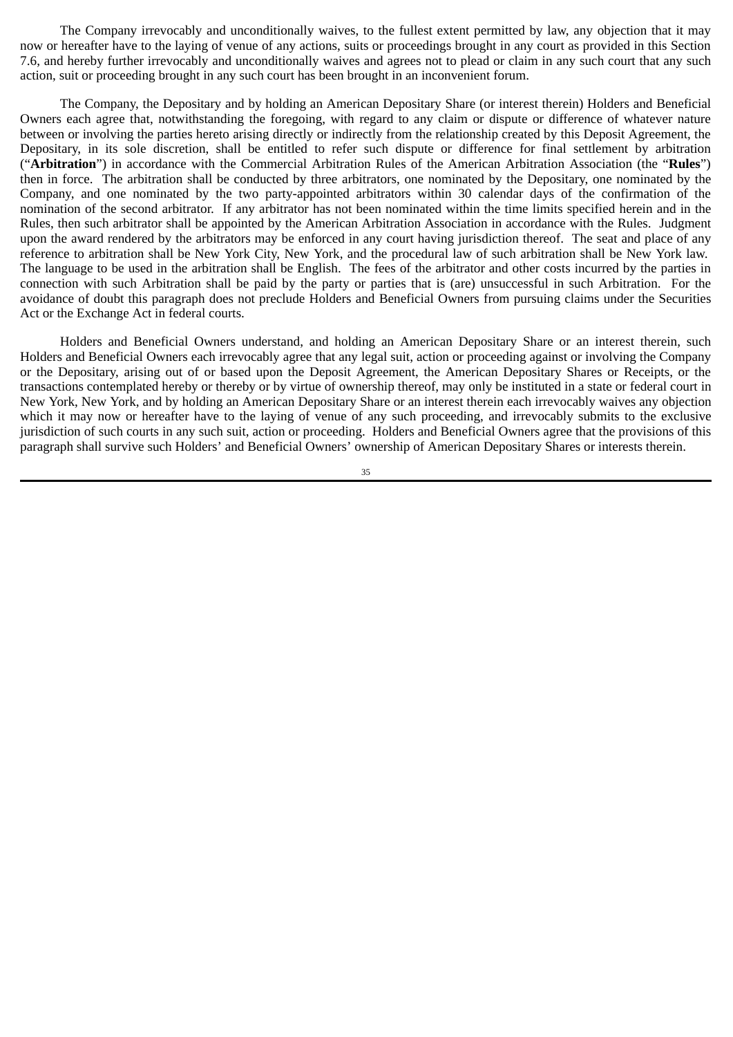The Company irrevocably and unconditionally waives, to the fullest extent permitted by law, any objection that it may now or hereafter have to the laying of venue of any actions, suits or proceedings brought in any court as provided in this Section 7.6, and hereby further irrevocably and unconditionally waives and agrees not to plead or claim in any such court that any such action, suit or proceeding brought in any such court has been brought in an inconvenient forum.

The Company, the Depositary and by holding an American Depositary Share (or interest therein) Holders and Beneficial Owners each agree that, notwithstanding the foregoing, with regard to any claim or dispute or difference of whatever nature between or involving the parties hereto arising directly or indirectly from the relationship created by this Deposit Agreement, the Depositary, in its sole discretion, shall be entitled to refer such dispute or difference for final settlement by arbitration ("**Arbitration**") in accordance with the Commercial Arbitration Rules of the American Arbitration Association (the "**Rules**") then in force. The arbitration shall be conducted by three arbitrators, one nominated by the Depositary, one nominated by the Company, and one nominated by the two party-appointed arbitrators within 30 calendar days of the confirmation of the nomination of the second arbitrator. If any arbitrator has not been nominated within the time limits specified herein and in the Rules, then such arbitrator shall be appointed by the American Arbitration Association in accordance with the Rules. Judgment upon the award rendered by the arbitrators may be enforced in any court having jurisdiction thereof. The seat and place of any reference to arbitration shall be New York City, New York, and the procedural law of such arbitration shall be New York law. The language to be used in the arbitration shall be English. The fees of the arbitrator and other costs incurred by the parties in connection with such Arbitration shall be paid by the party or parties that is (are) unsuccessful in such Arbitration. For the avoidance of doubt this paragraph does not preclude Holders and Beneficial Owners from pursuing claims under the Securities Act or the Exchange Act in federal courts.

Holders and Beneficial Owners understand, and holding an American Depositary Share or an interest therein, such Holders and Beneficial Owners each irrevocably agree that any legal suit, action or proceeding against or involving the Company or the Depositary, arising out of or based upon the Deposit Agreement, the American Depositary Shares or Receipts, or the transactions contemplated hereby or thereby or by virtue of ownership thereof, may only be instituted in a state or federal court in New York, New York, and by holding an American Depositary Share or an interest therein each irrevocably waives any objection which it may now or hereafter have to the laying of venue of any such proceeding, and irrevocably submits to the exclusive jurisdiction of such courts in any such suit, action or proceeding. Holders and Beneficial Owners agree that the provisions of this paragraph shall survive such Holders' and Beneficial Owners' ownership of American Depositary Shares or interests therein.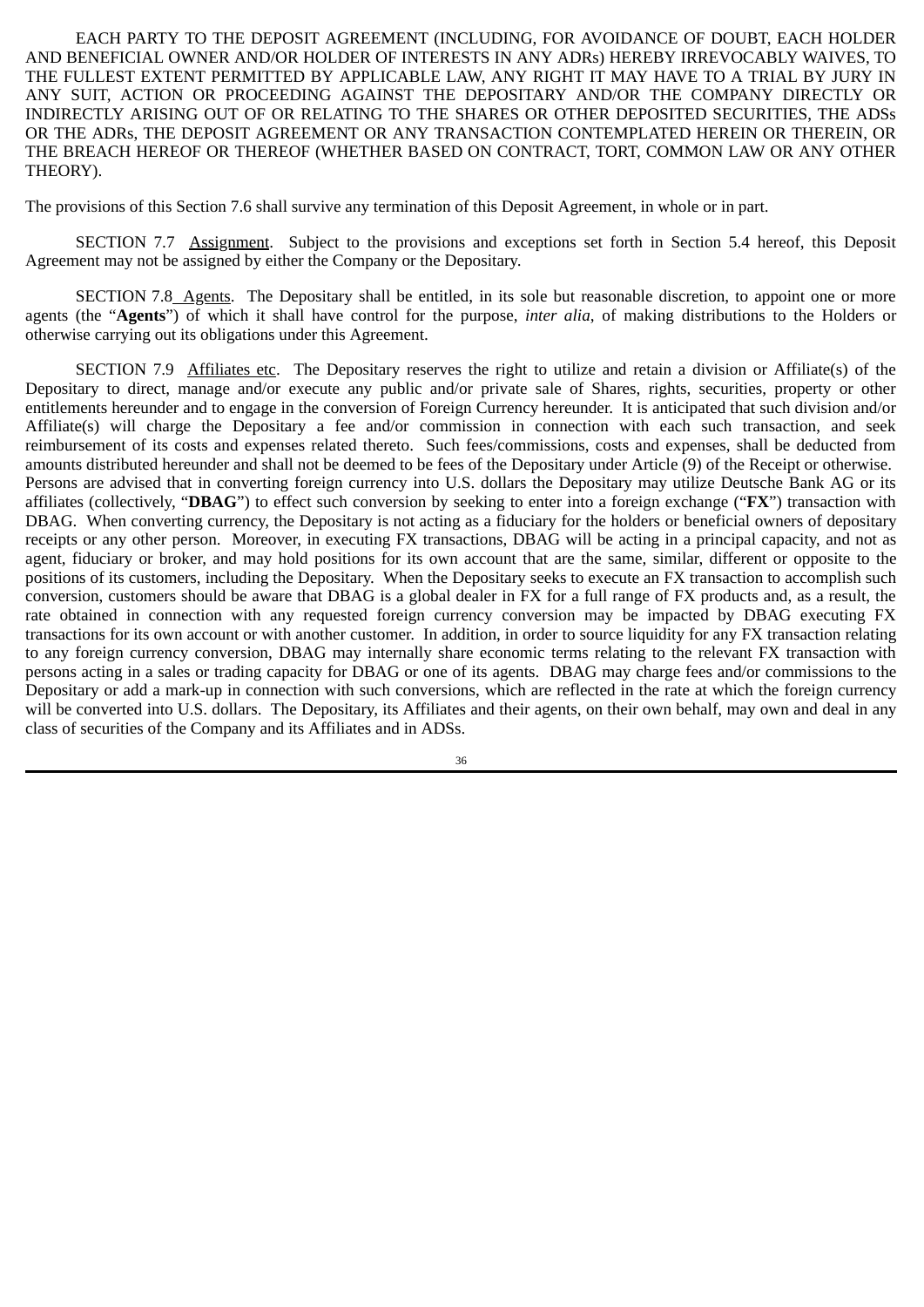EACH PARTY TO THE DEPOSIT AGREEMENT (INCLUDING, FOR AVOIDANCE OF DOUBT, EACH HOLDER AND BENEFICIAL OWNER AND/OR HOLDER OF INTERESTS IN ANY ADRs) HEREBY IRREVOCABLY WAIVES, TO THE FULLEST EXTENT PERMITTED BY APPLICABLE LAW, ANY RIGHT IT MAY HAVE TO A TRIAL BY JURY IN ANY SUIT, ACTION OR PROCEEDING AGAINST THE DEPOSITARY AND/OR THE COMPANY DIRECTLY OR INDIRECTLY ARISING OUT OF OR RELATING TO THE SHARES OR OTHER DEPOSITED SECURITIES, THE ADSs OR THE ADRs, THE DEPOSIT AGREEMENT OR ANY TRANSACTION CONTEMPLATED HEREIN OR THEREIN, OR THE BREACH HEREOF OR THEREOF (WHETHER BASED ON CONTRACT, TORT, COMMON LAW OR ANY OTHER THEORY).

The provisions of this Section 7.6 shall survive any termination of this Deposit Agreement, in whole or in part.

SECTION 7.7 Assignment. Subject to the provisions and exceptions set forth in Section 5.4 hereof, this Deposit Agreement may not be assigned by either the Company or the Depositary.

SECTION 7.8 Agents. The Depositary shall be entitled, in its sole but reasonable discretion, to appoint one or more agents (the "**Agents**") of which it shall have control for the purpose, *inter alia*, of making distributions to the Holders or otherwise carrying out its obligations under this Agreement.

SECTION 7.9 Affiliates etc. The Depositary reserves the right to utilize and retain a division or Affiliate(s) of the Depositary to direct, manage and/or execute any public and/or private sale of Shares, rights, securities, property or other entitlements hereunder and to engage in the conversion of Foreign Currency hereunder. It is anticipated that such division and/or Affiliate(s) will charge the Depositary a fee and/or commission in connection with each such transaction, and seek reimbursement of its costs and expenses related thereto. Such fees/commissions, costs and expenses, shall be deducted from amounts distributed hereunder and shall not be deemed to be fees of the Depositary under Article (9) of the Receipt or otherwise. Persons are advised that in converting foreign currency into U.S. dollars the Depositary may utilize Deutsche Bank AG or its affiliates (collectively, "**DBAG**") to effect such conversion by seeking to enter into a foreign exchange ("**FX**") transaction with DBAG. When converting currency, the Depositary is not acting as a fiduciary for the holders or beneficial owners of depositary receipts or any other person. Moreover, in executing FX transactions, DBAG will be acting in a principal capacity, and not as agent, fiduciary or broker, and may hold positions for its own account that are the same, similar, different or opposite to the positions of its customers, including the Depositary. When the Depositary seeks to execute an FX transaction to accomplish such conversion, customers should be aware that DBAG is a global dealer in FX for a full range of FX products and, as a result, the rate obtained in connection with any requested foreign currency conversion may be impacted by DBAG executing FX transactions for its own account or with another customer. In addition, in order to source liquidity for any FX transaction relating to any foreign currency conversion, DBAG may internally share economic terms relating to the relevant FX transaction with persons acting in a sales or trading capacity for DBAG or one of its agents. DBAG may charge fees and/or commissions to the Depositary or add a mark-up in connection with such conversions, which are reflected in the rate at which the foreign currency will be converted into U.S. dollars. The Depositary, its Affiliates and their agents, on their own behalf, may own and deal in any class of securities of the Company and its Affiliates and in ADSs.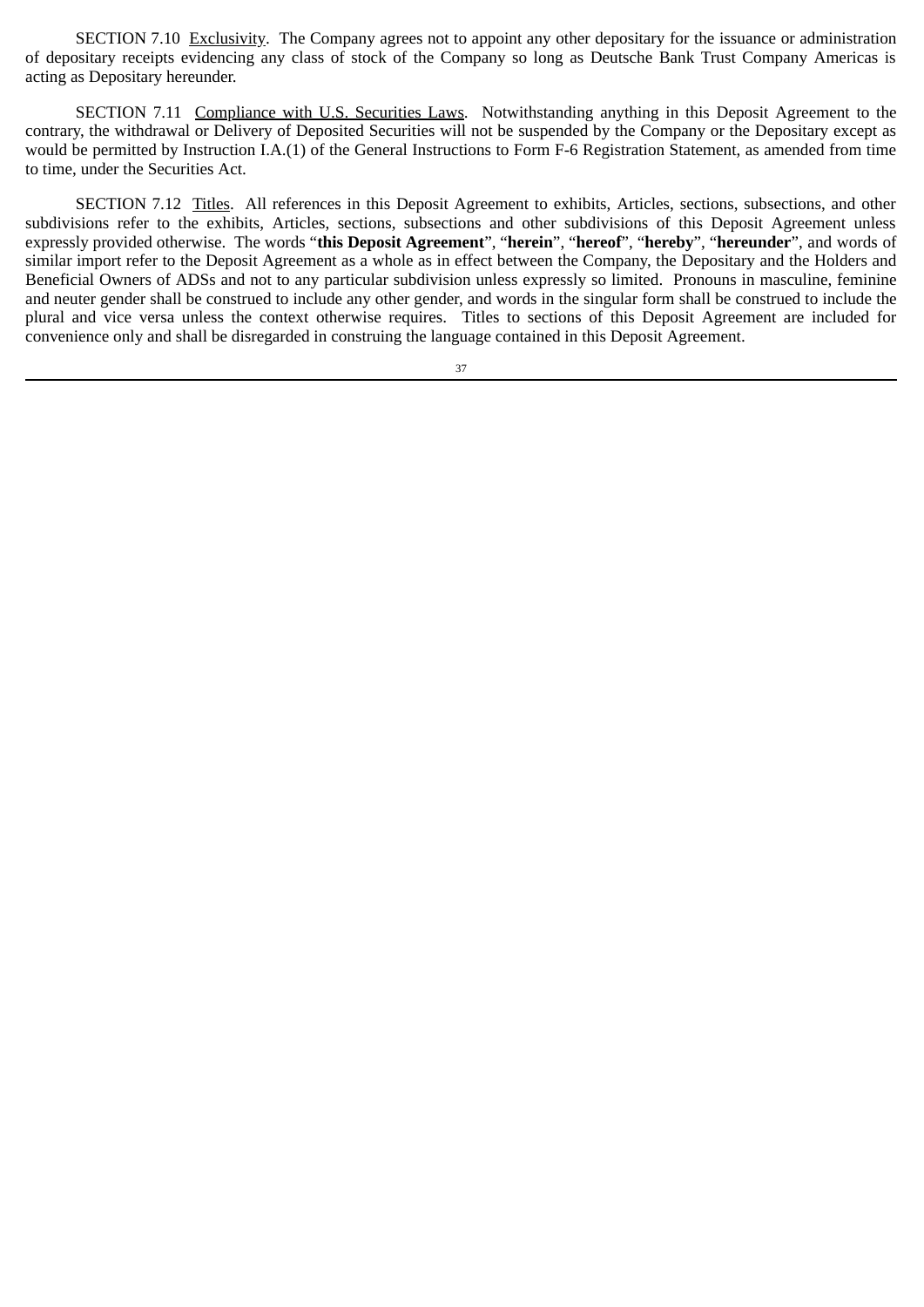SECTION 7.10 <u>Exclusivity</u>. The Company agrees not to appoint any other depositary for the issuance or administration of depositary receipts evidencing any class of stock of the Company so long as Deutsche Bank Trust Company Americas is acting as Depositary hereunder.

SECTION 7.11 <u>Compliance with U.S. Securities Laws</u>. Notwithstanding anything in this Deposit Agreement to the contrary, the withdrawal or Delivery of Deposited Securities will not be suspended by the Company or the Depositary except as would be permitted by Instruction I.A.(1) of the General Instructions to Form F-6 Registration Statement, as amended from time to time, under the Securities Act.

SECTION 7.12 <u>Titles</u>. All references in this Deposit Agreement to exhibits, Articles, sections, subsections, and other subdivisions refer to the exhibits, Articles, sections, subsections and other subdivisions of this Deposit Agreement unless expressly provided otherwise. The words "**this Deposit Agreement**", "**herein**", "**hereof**", "**hereby**", "**hereunder**", and words of similar import refer to the Deposit Agreement as a whole as in effect between the Company, the Depositary and the Holders and Beneficial Owners of ADSs and not to any particular subdivision unless expressly so limited. Pronouns in masculine, feminine and neuter gender shall be construed to include any other gender, and words in the singular form shall be construed to include the plural and vice versa unless the context otherwise requires. Titles to sections of this Deposit Agreement are included for convenience only and shall be disregarded in construing the language contained in this Deposit Agreement.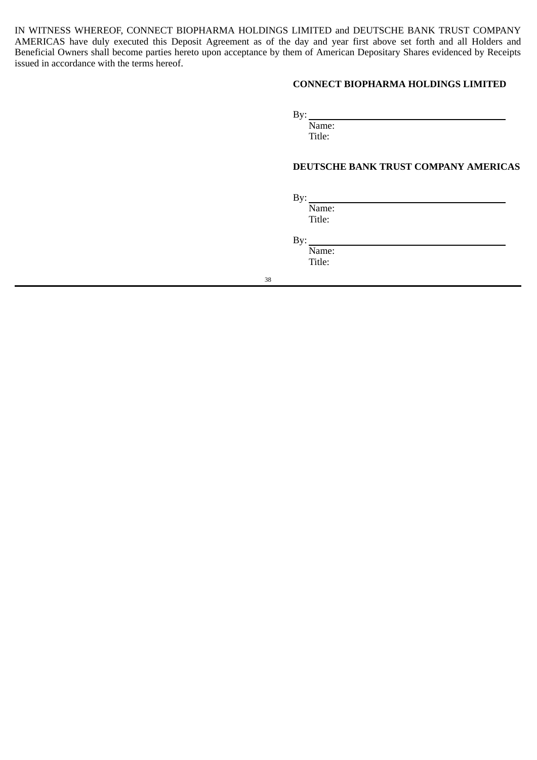IN WITNESS WHEREOF, CONNECT BIOPHARMA HOLDINGS LIMITED and DEUTSCHE BANK TRUST COMPANY AMERICAS have duly executed this Deposit Agreement as of the day and year first above set forth and all Holders and Beneficial Owners shall become parties hereto upon acceptance by them of American Depositary Shares evidenced by Receipts issued in accordance with the terms hereof.

**CONNECT BIOPHARMA HOLDINGS LIMITED**

By: \_\_\_\_\_\_\_\_\_\_\_\_\_\_\_\_\_\_\_\_\_\_\_\_\_\_\_\_\_\_
Name:
Title:

**DEUTSCHE BANK TRUST COMPANY AMERICAS**

By: \_\_\_\_\_\_\_\_\_\_\_\_\_\_\_\_\_\_\_\_\_\_\_\_\_\_\_\_\_\_
Name:
Title:

By: \_\_\_\_\_\_\_\_\_\_\_\_\_\_\_\_\_\_\_\_\_\_\_\_\_\_\_\_\_\_
Name:
Title: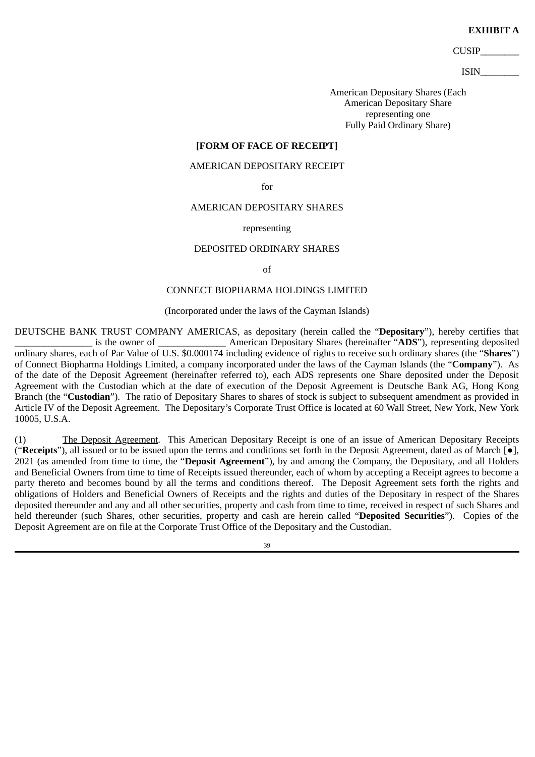**EXHIBIT A**

CUSIP________

ISIN________

American Depositary Shares (Each American Depositary Share representing one Fully Paid Ordinary Share)

**[FORM OF FACE OF RECEIPT]**

AMERICAN DEPOSITARY RECEIPT

for

AMERICAN DEPOSITARY SHARES

representing

DEPOSITED ORDINARY SHARES

of

CONNECT BIOPHARMA HOLDINGS LIMITED

(Incorporated under the laws of the Cayman Islands)

DEUTSCHE BANK TRUST COMPANY AMERICAS, as depositary (herein called the "**Depositary**"), hereby certifies that ________________ is the owner of ______________ American Depositary Shares (hereinafter "**ADS**"), representing deposited ordinary shares, each of Par Value of U.S. $0.000174 including evidence of rights to receive such ordinary shares (the "**Shares**") of Connect Biopharma Holdings Limited, a company incorporated under the laws of the Cayman Islands (the "**Company**"). As of the date of the Deposit Agreement (hereinafter referred to), each ADS represents one Share deposited under the Deposit Agreement with the Custodian which at the date of execution of the Deposit Agreement is Deutsche Bank AG, Hong Kong Branch (the "**Custodian**"). The ratio of Depositary Shares to shares of stock is subject to subsequent amendment as provided in Article IV of the Deposit Agreement. The Depositary's Corporate Trust Office is located at 60 Wall Street, New York, New York 10005, U.S.A.

(1) The Deposit Agreement. This American Depositary Receipt is one of an issue of American Depositary Receipts ("**Receipts**"), all issued or to be issued upon the terms and conditions set forth in the Deposit Agreement, dated as of March [●], 2021 (as amended from time to time, the "**Deposit Agreement**"), by and among the Company, the Depositary, and all Holders and Beneficial Owners from time to time of Receipts issued thereunder, each of whom by accepting a Receipt agrees to become a party thereto and becomes bound by all the terms and conditions thereof. The Deposit Agreement sets forth the rights and obligations of Holders and Beneficial Owners of Receipts and the rights and duties of the Depositary in respect of the Shares deposited thereunder and any and all other securities, property and cash from time to time, received in respect of such Shares and held thereunder (such Shares, other securities, property and cash are herein called "**Deposited Securities**"). Copies of the Deposit Agreement are on file at the Corporate Trust Office of the Depositary and the Custodian.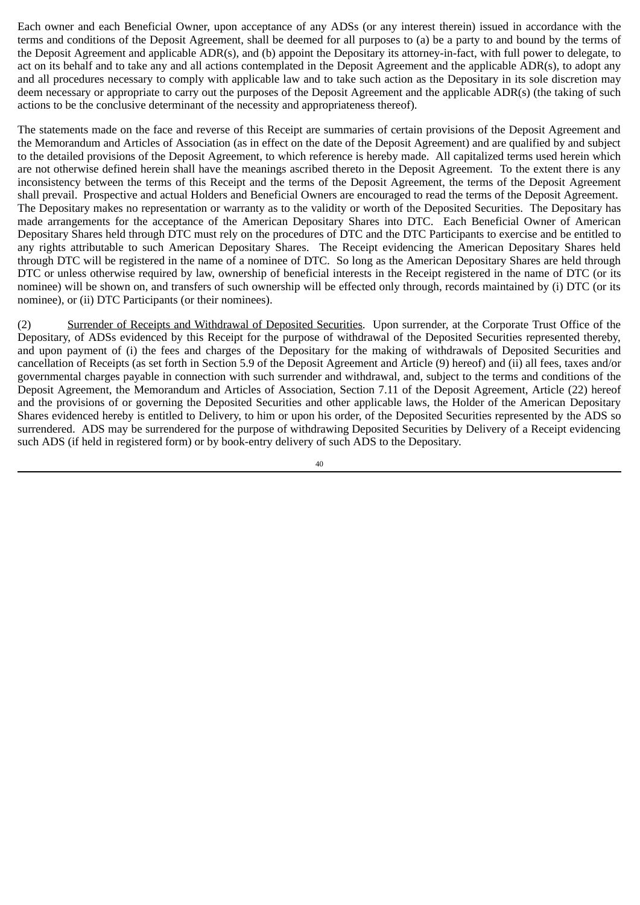Each owner and each Beneficial Owner, upon acceptance of any ADSs (or any interest therein) issued in accordance with the terms and conditions of the Deposit Agreement, shall be deemed for all purposes to (a) be a party to and bound by the terms of the Deposit Agreement and applicable ADR(s), and (b) appoint the Depositary its attorney-in-fact, with full power to delegate, to act on its behalf and to take any and all actions contemplated in the Deposit Agreement and the applicable ADR(s), to adopt any and all procedures necessary to comply with applicable law and to take such action as the Depositary in its sole discretion may deem necessary or appropriate to carry out the purposes of the Deposit Agreement and the applicable ADR(s) (the taking of such actions to be the conclusive determinant of the necessity and appropriateness thereof).

The statements made on the face and reverse of this Receipt are summaries of certain provisions of the Deposit Agreement and the Memorandum and Articles of Association (as in effect on the date of the Deposit Agreement) and are qualified by and subject to the detailed provisions of the Deposit Agreement, to which reference is hereby made. All capitalized terms used herein which are not otherwise defined herein shall have the meanings ascribed thereto in the Deposit Agreement. To the extent there is any inconsistency between the terms of this Receipt and the terms of the Deposit Agreement, the terms of the Deposit Agreement shall prevail. Prospective and actual Holders and Beneficial Owners are encouraged to read the terms of the Deposit Agreement. The Depositary makes no representation or warranty as to the validity or worth of the Deposited Securities. The Depositary has made arrangements for the acceptance of the American Depositary Shares into DTC. Each Beneficial Owner of American Depositary Shares held through DTC must rely on the procedures of DTC and the DTC Participants to exercise and be entitled to any rights attributable to such American Depositary Shares. The Receipt evidencing the American Depositary Shares held through DTC will be registered in the name of a nominee of DTC. So long as the American Depositary Shares are held through DTC or unless otherwise required by law, ownership of beneficial interests in the Receipt registered in the name of DTC (or its nominee) will be shown on, and transfers of such ownership will be effected only through, records maintained by (i) DTC (or its nominee), or (ii) DTC Participants (or their nominees).

(2) Surrender of Receipts and Withdrawal of Deposited Securities. Upon surrender, at the Corporate Trust Office of the Depositary, of ADSs evidenced by this Receipt for the purpose of withdrawal of the Deposited Securities represented thereby, and upon payment of (i) the fees and charges of the Depositary for the making of withdrawals of Deposited Securities and cancellation of Receipts (as set forth in Section 5.9 of the Deposit Agreement and Article (9) hereof) and (ii) all fees, taxes and/or governmental charges payable in connection with such surrender and withdrawal, and, subject to the terms and conditions of the Deposit Agreement, the Memorandum and Articles of Association, Section 7.11 of the Deposit Agreement, Article (22) hereof and the provisions of or governing the Deposited Securities and other applicable laws, the Holder of the American Depositary Shares evidenced hereby is entitled to Delivery, to him or upon his order, of the Deposited Securities represented by the ADS so surrendered. ADS may be surrendered for the purpose of withdrawing Deposited Securities by Delivery of a Receipt evidencing such ADS (if held in registered form) or by book-entry delivery of such ADS to the Depositary.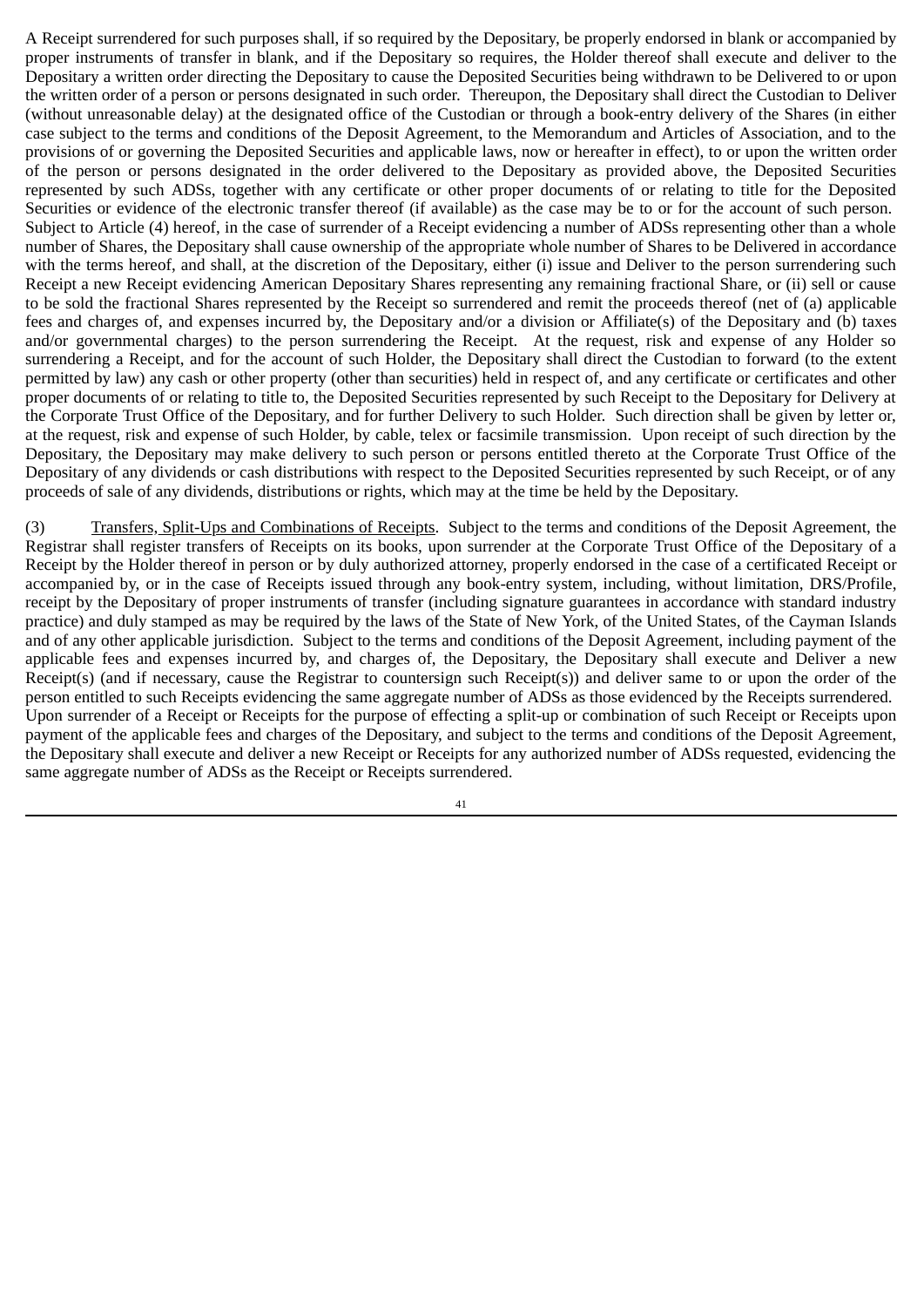A Receipt surrendered for such purposes shall, if so required by the Depositary, be properly endorsed in blank or accompanied by proper instruments of transfer in blank, and if the Depositary so requires, the Holder thereof shall execute and deliver to the Depositary a written order directing the Depositary to cause the Deposited Securities being withdrawn to be Delivered to or upon the written order of a person or persons designated in such order. Thereupon, the Depositary shall direct the Custodian to Deliver (without unreasonable delay) at the designated office of the Custodian or through a book-entry delivery of the Shares (in either case subject to the terms and conditions of the Deposit Agreement, to the Memorandum and Articles of Association, and to the provisions of or governing the Deposited Securities and applicable laws, now or hereafter in effect), to or upon the written order of the person or persons designated in the order delivered to the Depositary as provided above, the Deposited Securities represented by such ADSs, together with any certificate or other proper documents of or relating to title for the Deposited Securities or evidence of the electronic transfer thereof (if available) as the case may be to or for the account of such person. Subject to Article (4) hereof, in the case of surrender of a Receipt evidencing a number of ADSs representing other than a whole number of Shares, the Depositary shall cause ownership of the appropriate whole number of Shares to be Delivered in accordance with the terms hereof, and shall, at the discretion of the Depositary, either (i) issue and Deliver to the person surrendering such Receipt a new Receipt evidencing American Depositary Shares representing any remaining fractional Share, or (ii) sell or cause to be sold the fractional Shares represented by the Receipt so surrendered and remit the proceeds thereof (net of (a) applicable fees and charges of, and expenses incurred by, the Depositary and/or a division or Affiliate(s) of the Depositary and (b) taxes and/or governmental charges) to the person surrendering the Receipt. At the request, risk and expense of any Holder so surrendering a Receipt, and for the account of such Holder, the Depositary shall direct the Custodian to forward (to the extent permitted by law) any cash or other property (other than securities) held in respect of, and any certificate or certificates and other proper documents of or relating to title to, the Deposited Securities represented by such Receipt to the Depositary for Delivery at the Corporate Trust Office of the Depositary, and for further Delivery to such Holder. Such direction shall be given by letter or, at the request, risk and expense of such Holder, by cable, telex or facsimile transmission. Upon receipt of such direction by the Depositary, the Depositary may make delivery to such person or persons entitled thereto at the Corporate Trust Office of the Depositary of any dividends or cash distributions with respect to the Deposited Securities represented by such Receipt, or of any proceeds of sale of any dividends, distributions or rights, which may at the time be held by the Depositary.

(3) Transfers, Split-Ups and Combinations of Receipts. Subject to the terms and conditions of the Deposit Agreement, the Registrar shall register transfers of Receipts on its books, upon surrender at the Corporate Trust Office of the Depositary of a Receipt by the Holder thereof in person or by duly authorized attorney, properly endorsed in the case of a certificated Receipt or accompanied by, or in the case of Receipts issued through any book-entry system, including, without limitation, DRS/Profile, receipt by the Depositary of proper instruments of transfer (including signature guarantees in accordance with standard industry practice) and duly stamped as may be required by the laws of the State of New York, of the United States, of the Cayman Islands and of any other applicable jurisdiction. Subject to the terms and conditions of the Deposit Agreement, including payment of the applicable fees and expenses incurred by, and charges of, the Depositary, the Depositary shall execute and Deliver a new Receipt(s) (and if necessary, cause the Registrar to countersign such Receipt(s)) and deliver same to or upon the order of the person entitled to such Receipts evidencing the same aggregate number of ADSs as those evidenced by the Receipts surrendered. Upon surrender of a Receipt or Receipts for the purpose of effecting a split-up or combination of such Receipt or Receipts upon payment of the applicable fees and charges of the Depositary, and subject to the terms and conditions of the Deposit Agreement, the Depositary shall execute and deliver a new Receipt or Receipts for any authorized number of ADSs requested, evidencing the same aggregate number of ADSs as the Receipt or Receipts surrendered.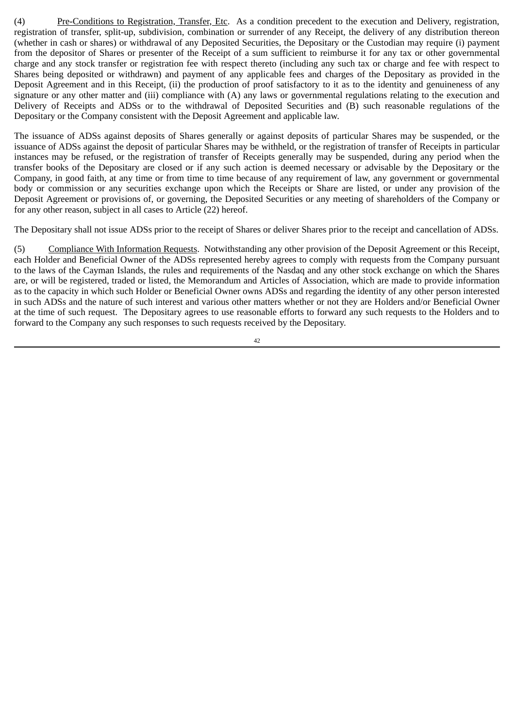(4) Pre-Conditions to Registration, Transfer, Etc. As a condition precedent to the execution and Delivery, registration, registration of transfer, split-up, subdivision, combination or surrender of any Receipt, the delivery of any distribution thereon (whether in cash or shares) or withdrawal of any Deposited Securities, the Depositary or the Custodian may require (i) payment from the depositor of Shares or presenter of the Receipt of a sum sufficient to reimburse it for any tax or other governmental charge and any stock transfer or registration fee with respect thereto (including any such tax or charge and fee with respect to Shares being deposited or withdrawn) and payment of any applicable fees and charges of the Depositary as provided in the Deposit Agreement and in this Receipt, (ii) the production of proof satisfactory to it as to the identity and genuineness of any signature or any other matter and (iii) compliance with (A) any laws or governmental regulations relating to the execution and Delivery of Receipts and ADSs or to the withdrawal of Deposited Securities and (B) such reasonable regulations of the Depositary or the Company consistent with the Deposit Agreement and applicable law.

The issuance of ADSs against deposits of Shares generally or against deposits of particular Shares may be suspended, or the issuance of ADSs against the deposit of particular Shares may be withheld, or the registration of transfer of Receipts in particular instances may be refused, or the registration of transfer of Receipts generally may be suspended, during any period when the transfer books of the Depositary are closed or if any such action is deemed necessary or advisable by the Depositary or the Company, in good faith, at any time or from time to time because of any requirement of law, any government or governmental body or commission or any securities exchange upon which the Receipts or Share are listed, or under any provision of the Deposit Agreement or provisions of, or governing, the Deposited Securities or any meeting of shareholders of the Company or for any other reason, subject in all cases to Article (22) hereof.

The Depositary shall not issue ADSs prior to the receipt of Shares or deliver Shares prior to the receipt and cancellation of ADSs.

(5) Compliance With Information Requests. Notwithstanding any other provision of the Deposit Agreement or this Receipt, each Holder and Beneficial Owner of the ADSs represented hereby agrees to comply with requests from the Company pursuant to the laws of the Cayman Islands, the rules and requirements of the Nasdaq and any other stock exchange on which the Shares are, or will be registered, traded or listed, the Memorandum and Articles of Association, which are made to provide information as to the capacity in which such Holder or Beneficial Owner owns ADSs and regarding the identity of any other person interested in such ADSs and the nature of such interest and various other matters whether or not they are Holders and/or Beneficial Owner at the time of such request. The Depositary agrees to use reasonable efforts to forward any such requests to the Holders and to forward to the Company any such responses to such requests received by the Depositary.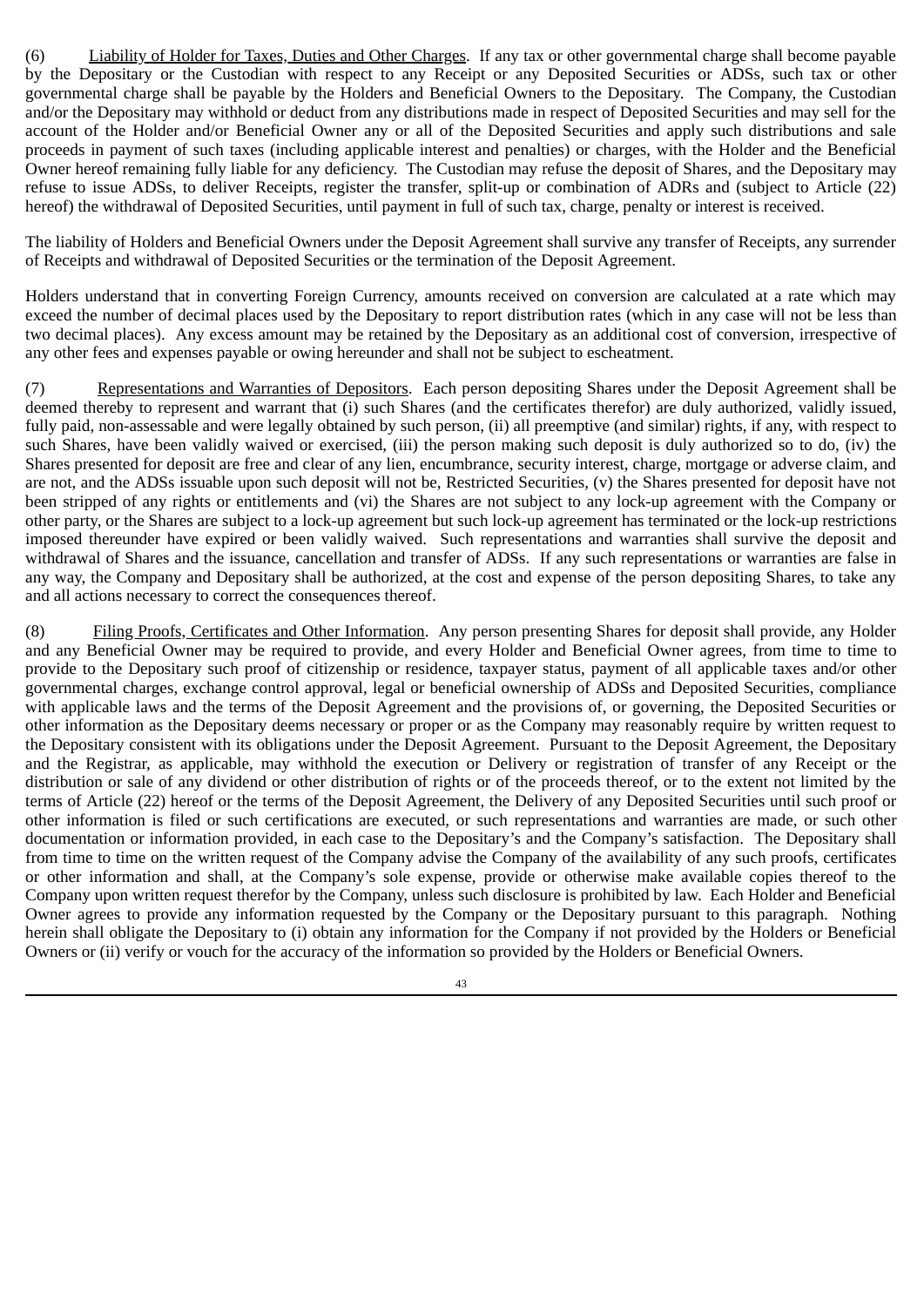(6) Liability of Holder for Taxes, Duties and Other Charges. If any tax or other governmental charge shall become payable by the Depositary or the Custodian with respect to any Receipt or any Deposited Securities or ADSs, such tax or other governmental charge shall be payable by the Holders and Beneficial Owners to the Depositary. The Company, the Custodian and/or the Depositary may withhold or deduct from any distributions made in respect of Deposited Securities and may sell for the account of the Holder and/or Beneficial Owner any or all of the Deposited Securities and apply such distributions and sale proceeds in payment of such taxes (including applicable interest and penalties) or charges, with the Holder and the Beneficial Owner hereof remaining fully liable for any deficiency. The Custodian may refuse the deposit of Shares, and the Depositary may refuse to issue ADSs, to deliver Receipts, register the transfer, split-up or combination of ADRs and (subject to Article (22) hereof) the withdrawal of Deposited Securities, until payment in full of such tax, charge, penalty or interest is received.

The liability of Holders and Beneficial Owners under the Deposit Agreement shall survive any transfer of Receipts, any surrender of Receipts and withdrawal of Deposited Securities or the termination of the Deposit Agreement.

Holders understand that in converting Foreign Currency, amounts received on conversion are calculated at a rate which may exceed the number of decimal places used by the Depositary to report distribution rates (which in any case will not be less than two decimal places). Any excess amount may be retained by the Depositary as an additional cost of conversion, irrespective of any other fees and expenses payable or owing hereunder and shall not be subject to escheatment.

(7) Representations and Warranties of Depositors. Each person depositing Shares under the Deposit Agreement shall be deemed thereby to represent and warrant that (i) such Shares (and the certificates therefor) are duly authorized, validly issued, fully paid, non-assessable and were legally obtained by such person, (ii) all preemptive (and similar) rights, if any, with respect to such Shares, have been validly waived or exercised, (iii) the person making such deposit is duly authorized so to do, (iv) the Shares presented for deposit are free and clear of any lien, encumbrance, security interest, charge, mortgage or adverse claim, and are not, and the ADSs issuable upon such deposit will not be, Restricted Securities, (v) the Shares presented for deposit have not been stripped of any rights or entitlements and (vi) the Shares are not subject to any lock-up agreement with the Company or other party, or the Shares are subject to a lock-up agreement but such lock-up agreement has terminated or the lock-up restrictions imposed thereunder have expired or been validly waived. Such representations and warranties shall survive the deposit and withdrawal of Shares and the issuance, cancellation and transfer of ADSs. If any such representations or warranties are false in any way, the Company and Depositary shall be authorized, at the cost and expense of the person depositing Shares, to take any and all actions necessary to correct the consequences thereof.

(8) Filing Proofs, Certificates and Other Information. Any person presenting Shares for deposit shall provide, any Holder and any Beneficial Owner may be required to provide, and every Holder and Beneficial Owner agrees, from time to time to provide to the Depositary such proof of citizenship or residence, taxpayer status, payment of all applicable taxes and/or other governmental charges, exchange control approval, legal or beneficial ownership of ADSs and Deposited Securities, compliance with applicable laws and the terms of the Deposit Agreement and the provisions of, or governing, the Deposited Securities or other information as the Depositary deems necessary or proper or as the Company may reasonably require by written request to the Depositary consistent with its obligations under the Deposit Agreement. Pursuant to the Deposit Agreement, the Depositary and the Registrar, as applicable, may withhold the execution or Delivery or registration of transfer of any Receipt or the distribution or sale of any dividend or other distribution of rights or of the proceeds thereof, or to the extent not limited by the terms of Article (22) hereof or the terms of the Deposit Agreement, the Delivery of any Deposited Securities until such proof or other information is filed or such certifications are executed, or such representations and warranties are made, or such other documentation or information provided, in each case to the Depositary's and the Company's satisfaction. The Depositary shall from time to time on the written request of the Company advise the Company of the availability of any such proofs, certificates or other information and shall, at the Company's sole expense, provide or otherwise make available copies thereof to the Company upon written request therefor by the Company, unless such disclosure is prohibited by law. Each Holder and Beneficial Owner agrees to provide any information requested by the Company or the Depositary pursuant to this paragraph. Nothing herein shall obligate the Depositary to (i) obtain any information for the Company if not provided by the Holders or Beneficial Owners or (ii) verify or vouch for the accuracy of the information so provided by the Holders or Beneficial Owners.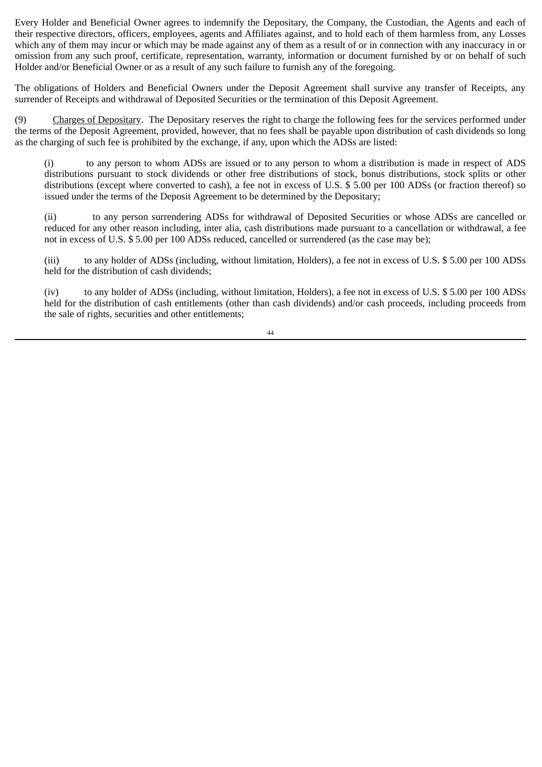Every Holder and Beneficial Owner agrees to indemnify the Depositary, the Company, the Custodian, the Agents and each of their respective directors, officers, employees, agents and Affiliates against, and to hold each of them harmless from, any Losses which any of them may incur or which may be made against any of them as a result of or in connection with any inaccuracy in or omission from any such proof, certificate, representation, warranty, information or document furnished by or on behalf of such Holder and/or Beneficial Owner or as a result of any such failure to furnish any of the foregoing.

The obligations of Holders and Beneficial Owners under the Deposit Agreement shall survive any transfer of Receipts, any surrender of Receipts and withdrawal of Deposited Securities or the termination of this Deposit Agreement.

(9) Charges of Depositary. The Depositary reserves the right to charge the following fees for the services performed under the terms of the Deposit Agreement, provided, however, that no fees shall be payable upon distribution of cash dividends so long as the charging of such fee is prohibited by the exchange, if any, upon which the ADSs are listed:

(i) to any person to whom ADSs are issued or to any person to whom a distribution is made in respect of ADS distributions pursuant to stock dividends or other free distributions of stock, bonus distributions, stock splits or other distributions (except where converted to cash), a fee not in excess of U.S. $ 5.00 per 100 ADSs (or fraction thereof) so issued under the terms of the Deposit Agreement to be determined by the Depositary;

(ii) to any person surrendering ADSs for withdrawal of Deposited Securities or whose ADSs are cancelled or reduced for any other reason including, inter alia, cash distributions made pursuant to a cancellation or withdrawal, a fee not in excess of U.S. $ 5.00 per 100 ADSs reduced, cancelled or surrendered (as the case may be);

(iii) to any holder of ADSs (including, without limitation, Holders), a fee not in excess of U.S. $ 5.00 per 100 ADSs held for the distribution of cash dividends;

(iv) to any holder of ADSs (including, without limitation, Holders), a fee not in excess of U.S. $ 5.00 per 100 ADSs held for the distribution of cash entitlements (other than cash dividends) and/or cash proceeds, including proceeds from the sale of rights, securities and other entitlements;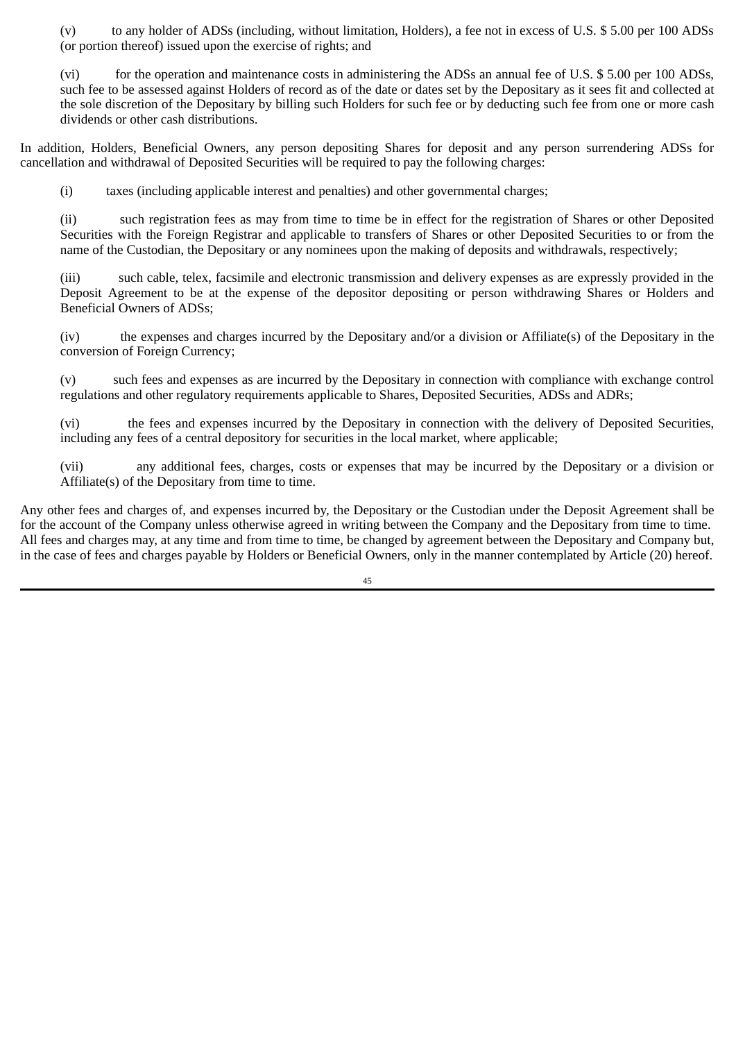(v) to any holder of ADSs (including, without limitation, Holders), a fee not in excess of U.S. $ 5.00 per 100 ADSs (or portion thereof) issued upon the exercise of rights; and

(vi) for the operation and maintenance costs in administering the ADSs an annual fee of U.S. $ 5.00 per 100 ADSs, such fee to be assessed against Holders of record as of the date or dates set by the Depositary as it sees fit and collected at the sole discretion of the Depositary by billing such Holders for such fee or by deducting such fee from one or more cash dividends or other cash distributions.

In addition, Holders, Beneficial Owners, any person depositing Shares for deposit and any person surrendering ADSs for cancellation and withdrawal of Deposited Securities will be required to pay the following charges:

(i) taxes (including applicable interest and penalties) and other governmental charges;

(ii) such registration fees as may from time to time be in effect for the registration of Shares or other Deposited Securities with the Foreign Registrar and applicable to transfers of Shares or other Deposited Securities to or from the name of the Custodian, the Depositary or any nominees upon the making of deposits and withdrawals, respectively;

(iii) such cable, telex, facsimile and electronic transmission and delivery expenses as are expressly provided in the Deposit Agreement to be at the expense of the depositor depositing or person withdrawing Shares or Holders and Beneficial Owners of ADSs;

(iv) the expenses and charges incurred by the Depositary and/or a division or Affiliate(s) of the Depositary in the conversion of Foreign Currency;

(v) such fees and expenses as are incurred by the Depositary in connection with compliance with exchange control regulations and other regulatory requirements applicable to Shares, Deposited Securities, ADSs and ADRs;

(vi) the fees and expenses incurred by the Depositary in connection with the delivery of Deposited Securities, including any fees of a central depository for securities in the local market, where applicable;

(vii) any additional fees, charges, costs or expenses that may be incurred by the Depositary or a division or Affiliate(s) of the Depositary from time to time.

Any other fees and charges of, and expenses incurred by, the Depositary or the Custodian under the Deposit Agreement shall be for the account of the Company unless otherwise agreed in writing between the Company and the Depositary from time to time. All fees and charges may, at any time and from time to time, be changed by agreement between the Depositary and Company but, in the case of fees and charges payable by Holders or Beneficial Owners, only in the manner contemplated by Article (20) hereof.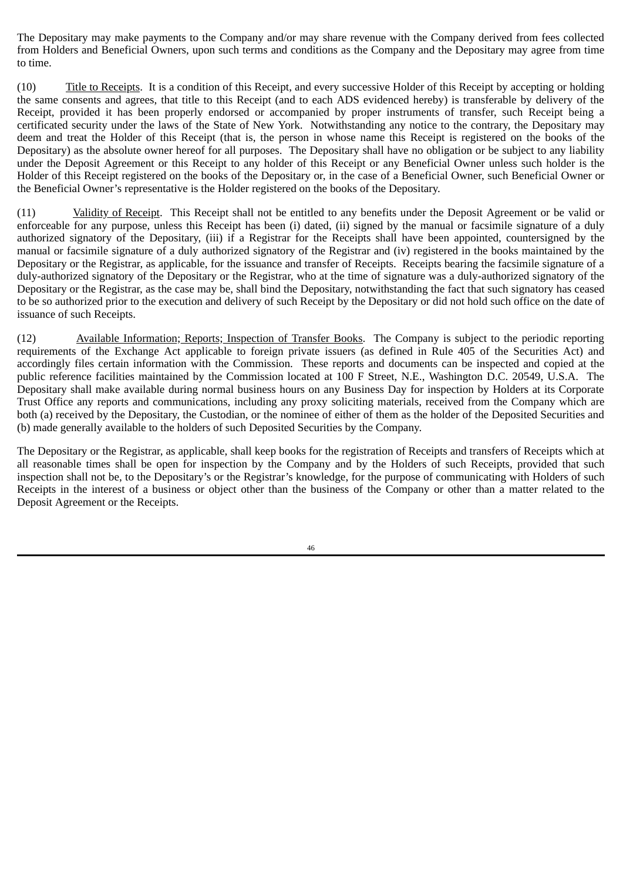The Depositary may make payments to the Company and/or may share revenue with the Company derived from fees collected from Holders and Beneficial Owners, upon such terms and conditions as the Company and the Depositary may agree from time to time.

(10) Title to Receipts. It is a condition of this Receipt, and every successive Holder of this Receipt by accepting or holding the same consents and agrees, that title to this Receipt (and to each ADS evidenced hereby) is transferable by delivery of the Receipt, provided it has been properly endorsed or accompanied by proper instruments of transfer, such Receipt being a certificated security under the laws of the State of New York. Notwithstanding any notice to the contrary, the Depositary may deem and treat the Holder of this Receipt (that is, the person in whose name this Receipt is registered on the books of the Depositary) as the absolute owner hereof for all purposes. The Depositary shall have no obligation or be subject to any liability under the Deposit Agreement or this Receipt to any holder of this Receipt or any Beneficial Owner unless such holder is the Holder of this Receipt registered on the books of the Depositary or, in the case of a Beneficial Owner, such Beneficial Owner or the Beneficial Owner's representative is the Holder registered on the books of the Depositary.

(11) Validity of Receipt. This Receipt shall not be entitled to any benefits under the Deposit Agreement or be valid or enforceable for any purpose, unless this Receipt has been (i) dated, (ii) signed by the manual or facsimile signature of a duly authorized signatory of the Depositary, (iii) if a Registrar for the Receipts shall have been appointed, countersigned by the manual or facsimile signature of a duly authorized signatory of the Registrar and (iv) registered in the books maintained by the Depositary or the Registrar, as applicable, for the issuance and transfer of Receipts. Receipts bearing the facsimile signature of a duly-authorized signatory of the Depositary or the Registrar, who at the time of signature was a duly-authorized signatory of the Depositary or the Registrar, as the case may be, shall bind the Depositary, notwithstanding the fact that such signatory has ceased to be so authorized prior to the execution and delivery of such Receipt by the Depositary or did not hold such office on the date of issuance of such Receipts.

(12) Available Information; Reports; Inspection of Transfer Books. The Company is subject to the periodic reporting requirements of the Exchange Act applicable to foreign private issuers (as defined in Rule 405 of the Securities Act) and accordingly files certain information with the Commission. These reports and documents can be inspected and copied at the public reference facilities maintained by the Commission located at 100 F Street, N.E., Washington D.C. 20549, U.S.A. The Depositary shall make available during normal business hours on any Business Day for inspection by Holders at its Corporate Trust Office any reports and communications, including any proxy soliciting materials, received from the Company which are both (a) received by the Depositary, the Custodian, or the nominee of either of them as the holder of the Deposited Securities and (b) made generally available to the holders of such Deposited Securities by the Company.

The Depositary or the Registrar, as applicable, shall keep books for the registration of Receipts and transfers of Receipts which at all reasonable times shall be open for inspection by the Company and by the Holders of such Receipts, provided that such inspection shall not be, to the Depositary's or the Registrar's knowledge, for the purpose of communicating with Holders of such Receipts in the interest of a business or object other than the business of the Company or other than a matter related to the Deposit Agreement or the Receipts.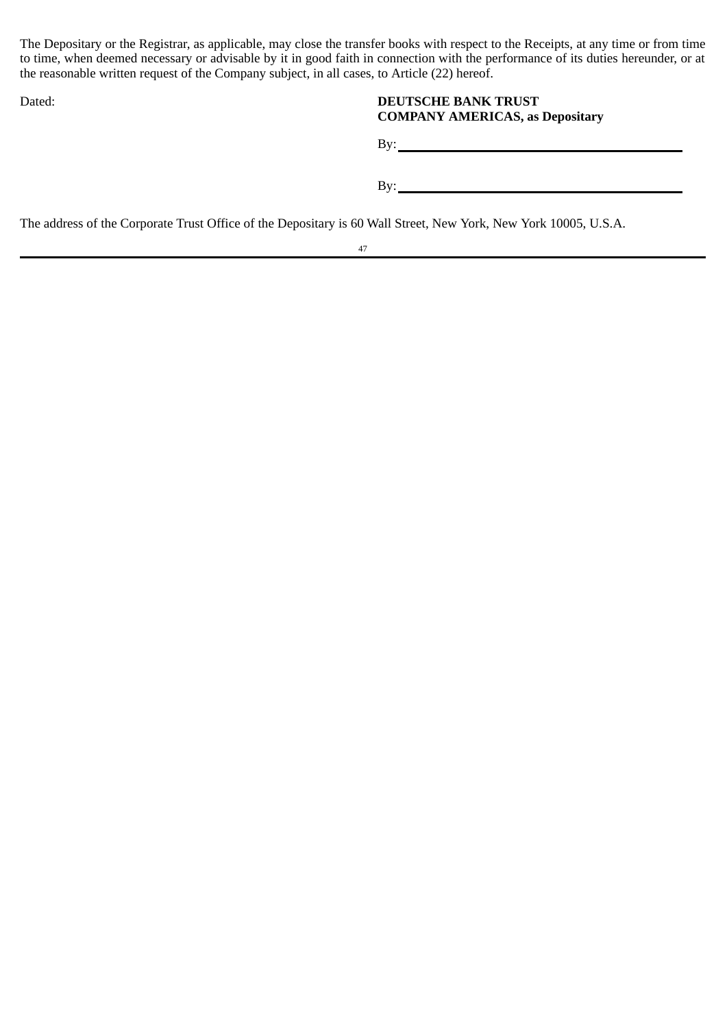The Depositary or the Registrar, as applicable, may close the transfer books with respect to the Receipts, at any time or from time to time, when deemed necessary or advisable by it in good faith in connection with the performance of its duties hereunder, or at the reasonable written request of the Company subject, in all cases, to Article (22) hereof.

Dated:

**DEUTSCHE BANK TRUST COMPANY AMERICAS, as Depositary**

By: \_\_\_\_\_\_\_\_\_\_\_\_\_\_\_\_\_\_\_\_\_\_\_\_\_\_\_\_\_\_\_\_\_\_\_\_\_\_\_\_

By: \_\_\_\_\_\_\_\_\_\_\_\_\_\_\_\_\_\_\_\_\_\_\_\_\_\_\_\_\_\_\_\_\_\_\_\_\_\_\_\_

The address of the Corporate Trust Office of the Depositary is 60 Wall Street, New York, New York 10005, U.S.A.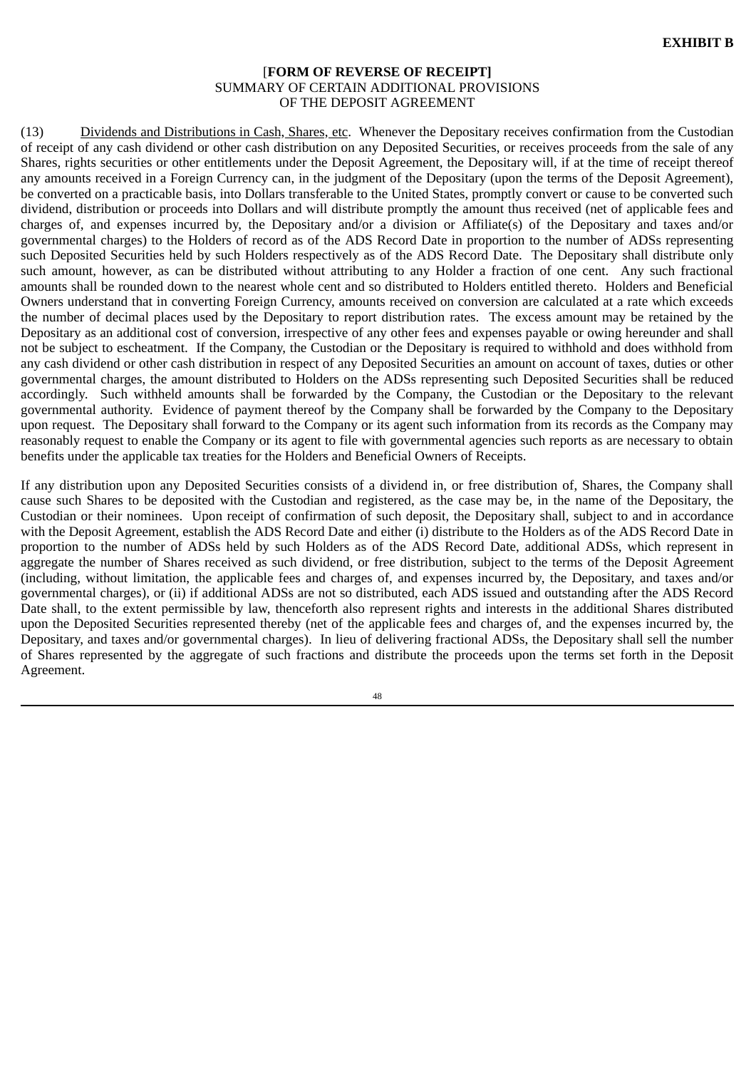**EXHIBIT B**

[**FORM OF REVERSE OF RECEIPT]**
SUMMARY OF CERTAIN ADDITIONAL PROVISIONS
OF THE DEPOSIT AGREEMENT

(13) Dividends and Distributions in Cash, Shares, etc. Whenever the Depositary receives confirmation from the Custodian of receipt of any cash dividend or other cash distribution on any Deposited Securities, or receives proceeds from the sale of any Shares, rights securities or other entitlements under the Deposit Agreement, the Depositary will, if at the time of receipt thereof any amounts received in a Foreign Currency can, in the judgment of the Depositary (upon the terms of the Deposit Agreement), be converted on a practicable basis, into Dollars transferable to the United States, promptly convert or cause to be converted such dividend, distribution or proceeds into Dollars and will distribute promptly the amount thus received (net of applicable fees and charges of, and expenses incurred by, the Depositary and/or a division or Affiliate(s) of the Depositary and taxes and/or governmental charges) to the Holders of record as of the ADS Record Date in proportion to the number of ADSs representing such Deposited Securities held by such Holders respectively as of the ADS Record Date. The Depositary shall distribute only such amount, however, as can be distributed without attributing to any Holder a fraction of one cent. Any such fractional amounts shall be rounded down to the nearest whole cent and so distributed to Holders entitled thereto. Holders and Beneficial Owners understand that in converting Foreign Currency, amounts received on conversion are calculated at a rate which exceeds the number of decimal places used by the Depositary to report distribution rates. The excess amount may be retained by the Depositary as an additional cost of conversion, irrespective of any other fees and expenses payable or owing hereunder and shall not be subject to escheatment. If the Company, the Custodian or the Depositary is required to withhold and does withhold from any cash dividend or other cash distribution in respect of any Deposited Securities an amount on account of taxes, duties or other governmental charges, the amount distributed to Holders on the ADSs representing such Deposited Securities shall be reduced accordingly. Such withheld amounts shall be forwarded by the Company, the Custodian or the Depositary to the relevant governmental authority. Evidence of payment thereof by the Company shall be forwarded by the Company to the Depositary upon request. The Depositary shall forward to the Company or its agent such information from its records as the Company may reasonably request to enable the Company or its agent to file with governmental agencies such reports as are necessary to obtain benefits under the applicable tax treaties for the Holders and Beneficial Owners of Receipts.

If any distribution upon any Deposited Securities consists of a dividend in, or free distribution of, Shares, the Company shall cause such Shares to be deposited with the Custodian and registered, as the case may be, in the name of the Depositary, the Custodian or their nominees. Upon receipt of confirmation of such deposit, the Depositary shall, subject to and in accordance with the Deposit Agreement, establish the ADS Record Date and either (i) distribute to the Holders as of the ADS Record Date in proportion to the number of ADSs held by such Holders as of the ADS Record Date, additional ADSs, which represent in aggregate the number of Shares received as such dividend, or free distribution, subject to the terms of the Deposit Agreement (including, without limitation, the applicable fees and charges of, and expenses incurred by, the Depositary, and taxes and/or governmental charges), or (ii) if additional ADSs are not so distributed, each ADS issued and outstanding after the ADS Record Date shall, to the extent permissible by law, thenceforth also represent rights and interests in the additional Shares distributed upon the Deposited Securities represented thereby (net of the applicable fees and charges of, and the expenses incurred by, the Depositary, and taxes and/or governmental charges). In lieu of delivering fractional ADSs, the Depositary shall sell the number of Shares represented by the aggregate of such fractions and distribute the proceeds upon the terms set forth in the Deposit Agreement.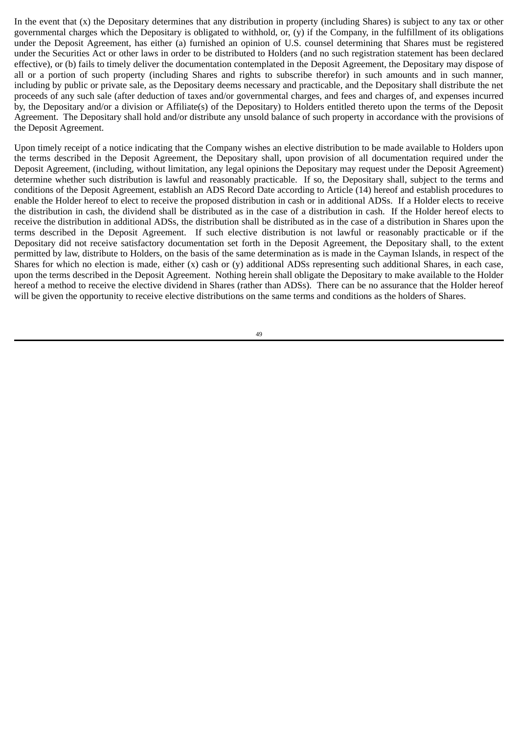In the event that (x) the Depositary determines that any distribution in property (including Shares) is subject to any tax or other governmental charges which the Depositary is obligated to withhold, or, (y) if the Company, in the fulfillment of its obligations under the Deposit Agreement, has either (a) furnished an opinion of U.S. counsel determining that Shares must be registered under the Securities Act or other laws in order to be distributed to Holders (and no such registration statement has been declared effective), or (b) fails to timely deliver the documentation contemplated in the Deposit Agreement, the Depositary may dispose of all or a portion of such property (including Shares and rights to subscribe therefor) in such amounts and in such manner, including by public or private sale, as the Depositary deems necessary and practicable, and the Depositary shall distribute the net proceeds of any such sale (after deduction of taxes and/or governmental charges, and fees and charges of, and expenses incurred by, the Depositary and/or a division or Affiliate(s) of the Depositary) to Holders entitled thereto upon the terms of the Deposit Agreement. The Depositary shall hold and/or distribute any unsold balance of such property in accordance with the provisions of the Deposit Agreement.

Upon timely receipt of a notice indicating that the Company wishes an elective distribution to be made available to Holders upon the terms described in the Deposit Agreement, the Depositary shall, upon provision of all documentation required under the Deposit Agreement, (including, without limitation, any legal opinions the Depositary may request under the Deposit Agreement) determine whether such distribution is lawful and reasonably practicable. If so, the Depositary shall, subject to the terms and conditions of the Deposit Agreement, establish an ADS Record Date according to Article (14) hereof and establish procedures to enable the Holder hereof to elect to receive the proposed distribution in cash or in additional ADSs. If a Holder elects to receive the distribution in cash, the dividend shall be distributed as in the case of a distribution in cash. If the Holder hereof elects to receive the distribution in additional ADSs, the distribution shall be distributed as in the case of a distribution in Shares upon the terms described in the Deposit Agreement. If such elective distribution is not lawful or reasonably practicable or if the Depositary did not receive satisfactory documentation set forth in the Deposit Agreement, the Depositary shall, to the extent permitted by law, distribute to Holders, on the basis of the same determination as is made in the Cayman Islands, in respect of the Shares for which no election is made, either (x) cash or (y) additional ADSs representing such additional Shares, in each case, upon the terms described in the Deposit Agreement. Nothing herein shall obligate the Depositary to make available to the Holder hereof a method to receive the elective dividend in Shares (rather than ADSs). There can be no assurance that the Holder hereof will be given the opportunity to receive elective distributions on the same terms and conditions as the holders of Shares.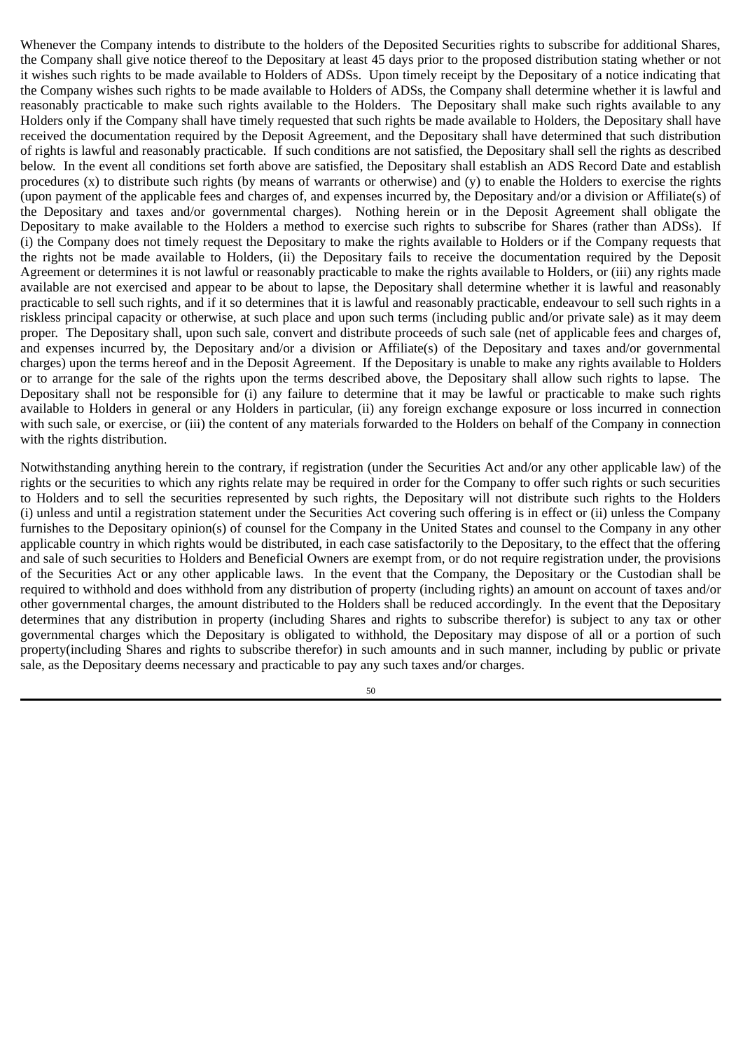Whenever the Company intends to distribute to the holders of the Deposited Securities rights to subscribe for additional Shares, the Company shall give notice thereof to the Depositary at least 45 days prior to the proposed distribution stating whether or not it wishes such rights to be made available to Holders of ADSs. Upon timely receipt by the Depositary of a notice indicating that the Company wishes such rights to be made available to Holders of ADSs, the Company shall determine whether it is lawful and reasonably practicable to make such rights available to the Holders. The Depositary shall make such rights available to any Holders only if the Company shall have timely requested that such rights be made available to Holders, the Depositary shall have received the documentation required by the Deposit Agreement, and the Depositary shall have determined that such distribution of rights is lawful and reasonably practicable. If such conditions are not satisfied, the Depositary shall sell the rights as described below. In the event all conditions set forth above are satisfied, the Depositary shall establish an ADS Record Date and establish procedures (x) to distribute such rights (by means of warrants or otherwise) and (y) to enable the Holders to exercise the rights (upon payment of the applicable fees and charges of, and expenses incurred by, the Depositary and/or a division or Affiliate(s) of the Depositary and taxes and/or governmental charges). Nothing herein or in the Deposit Agreement shall obligate the Depositary to make available to the Holders a method to exercise such rights to subscribe for Shares (rather than ADSs). If (i) the Company does not timely request the Depositary to make the rights available to Holders or if the Company requests that the rights not be made available to Holders, (ii) the Depositary fails to receive the documentation required by the Deposit Agreement or determines it is not lawful or reasonably practicable to make the rights available to Holders, or (iii) any rights made available are not exercised and appear to be about to lapse, the Depositary shall determine whether it is lawful and reasonably practicable to sell such rights, and if it so determines that it is lawful and reasonably practicable, endeavour to sell such rights in a riskless principal capacity or otherwise, at such place and upon such terms (including public and/or private sale) as it may deem proper. The Depositary shall, upon such sale, convert and distribute proceeds of such sale (net of applicable fees and charges of, and expenses incurred by, the Depositary and/or a division or Affiliate(s) of the Depositary and taxes and/or governmental charges) upon the terms hereof and in the Deposit Agreement. If the Depositary is unable to make any rights available to Holders or to arrange for the sale of the rights upon the terms described above, the Depositary shall allow such rights to lapse. The Depositary shall not be responsible for (i) any failure to determine that it may be lawful or practicable to make such rights available to Holders in general or any Holders in particular, (ii) any foreign exchange exposure or loss incurred in connection with such sale, or exercise, or (iii) the content of any materials forwarded to the Holders on behalf of the Company in connection with the rights distribution.

Notwithstanding anything herein to the contrary, if registration (under the Securities Act and/or any other applicable law) of the rights or the securities to which any rights relate may be required in order for the Company to offer such rights or such securities to Holders and to sell the securities represented by such rights, the Depositary will not distribute such rights to the Holders (i) unless and until a registration statement under the Securities Act covering such offering is in effect or (ii) unless the Company furnishes to the Depositary opinion(s) of counsel for the Company in the United States and counsel to the Company in any other applicable country in which rights would be distributed, in each case satisfactorily to the Depositary, to the effect that the offering and sale of such securities to Holders and Beneficial Owners are exempt from, or do not require registration under, the provisions of the Securities Act or any other applicable laws. In the event that the Company, the Depositary or the Custodian shall be required to withhold and does withhold from any distribution of property (including rights) an amount on account of taxes and/or other governmental charges, the amount distributed to the Holders shall be reduced accordingly. In the event that the Depositary determines that any distribution in property (including Shares and rights to subscribe therefor) is subject to any tax or other governmental charges which the Depositary is obligated to withhold, the Depositary may dispose of all or a portion of such property(including Shares and rights to subscribe therefor) in such amounts and in such manner, including by public or private sale, as the Depositary deems necessary and practicable to pay any such taxes and/or charges.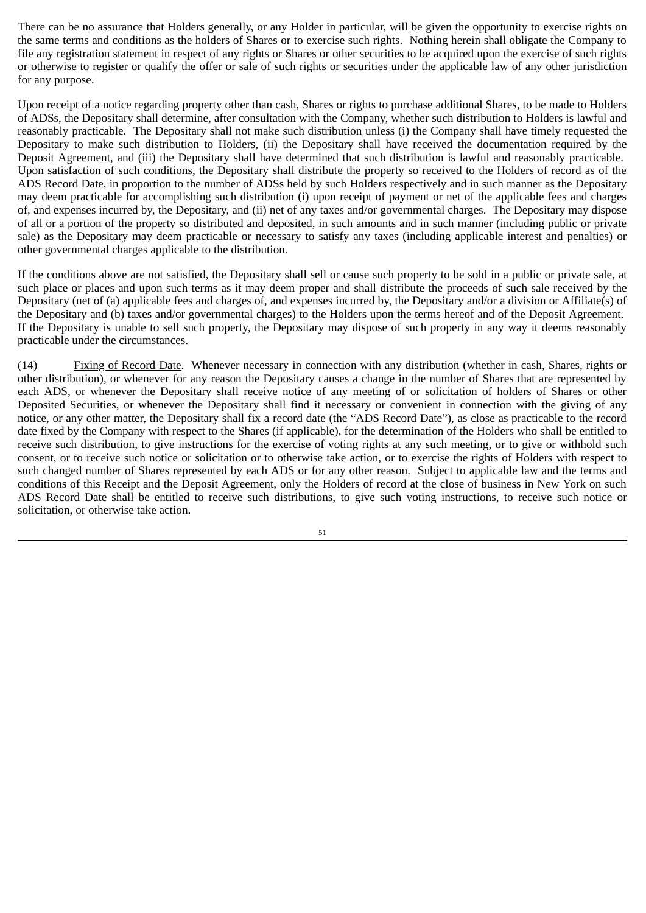There can be no assurance that Holders generally, or any Holder in particular, will be given the opportunity to exercise rights on the same terms and conditions as the holders of Shares or to exercise such rights. Nothing herein shall obligate the Company to file any registration statement in respect of any rights or Shares or other securities to be acquired upon the exercise of such rights or otherwise to register or qualify the offer or sale of such rights or securities under the applicable law of any other jurisdiction for any purpose.

Upon receipt of a notice regarding property other than cash, Shares or rights to purchase additional Shares, to be made to Holders of ADSs, the Depositary shall determine, after consultation with the Company, whether such distribution to Holders is lawful and reasonably practicable. The Depositary shall not make such distribution unless (i) the Company shall have timely requested the Depositary to make such distribution to Holders, (ii) the Depositary shall have received the documentation required by the Deposit Agreement, and (iii) the Depositary shall have determined that such distribution is lawful and reasonably practicable. Upon satisfaction of such conditions, the Depositary shall distribute the property so received to the Holders of record as of the ADS Record Date, in proportion to the number of ADSs held by such Holders respectively and in such manner as the Depositary may deem practicable for accomplishing such distribution (i) upon receipt of payment or net of the applicable fees and charges of, and expenses incurred by, the Depositary, and (ii) net of any taxes and/or governmental charges. The Depositary may dispose of all or a portion of the property so distributed and deposited, in such amounts and in such manner (including public or private sale) as the Depositary may deem practicable or necessary to satisfy any taxes (including applicable interest and penalties) or other governmental charges applicable to the distribution.

If the conditions above are not satisfied, the Depositary shall sell or cause such property to be sold in a public or private sale, at such place or places and upon such terms as it may deem proper and shall distribute the proceeds of such sale received by the Depositary (net of (a) applicable fees and charges of, and expenses incurred by, the Depositary and/or a division or Affiliate(s) of the Depositary and (b) taxes and/or governmental charges) to the Holders upon the terms hereof and of the Deposit Agreement. If the Depositary is unable to sell such property, the Depositary may dispose of such property in any way it deems reasonably practicable under the circumstances.

(14) Fixing of Record Date. Whenever necessary in connection with any distribution (whether in cash, Shares, rights or other distribution), or whenever for any reason the Depositary causes a change in the number of Shares that are represented by each ADS, or whenever the Depositary shall receive notice of any meeting of or solicitation of holders of Shares or other Deposited Securities, or whenever the Depositary shall find it necessary or convenient in connection with the giving of any notice, or any other matter, the Depositary shall fix a record date (the "ADS Record Date"), as close as practicable to the record date fixed by the Company with respect to the Shares (if applicable), for the determination of the Holders who shall be entitled to receive such distribution, to give instructions for the exercise of voting rights at any such meeting, or to give or withhold such consent, or to receive such notice or solicitation or to otherwise take action, or to exercise the rights of Holders with respect to such changed number of Shares represented by each ADS or for any other reason. Subject to applicable law and the terms and conditions of this Receipt and the Deposit Agreement, only the Holders of record at the close of business in New York on such ADS Record Date shall be entitled to receive such distributions, to give such voting instructions, to receive such notice or solicitation, or otherwise take action.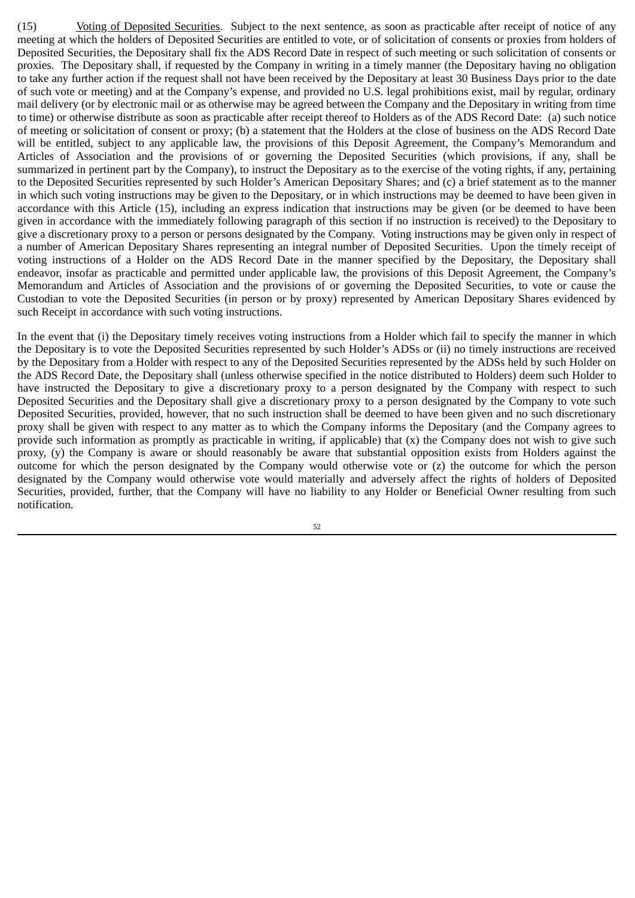(15) <u>Voting of Deposited Securities</u>. Subject to the next sentence, as soon as practicable after receipt of notice of any meeting at which the holders of Deposited Securities are entitled to vote, or of solicitation of consents or proxies from holders of Deposited Securities, the Depositary shall fix the ADS Record Date in respect of such meeting or such solicitation of consents or proxies. The Depositary shall, if requested by the Company in writing in a timely manner (the Depositary having no obligation to take any further action if the request shall not have been received by the Depositary at least 30 Business Days prior to the date of such vote or meeting) and at the Company's expense, and provided no U.S. legal prohibitions exist, mail by regular, ordinary mail delivery (or by electronic mail or as otherwise may be agreed between the Company and the Depositary in writing from time to time) or otherwise distribute as soon as practicable after receipt thereof to Holders as of the ADS Record Date: (a) such notice of meeting or solicitation of consent or proxy; (b) a statement that the Holders at the close of business on the ADS Record Date will be entitled, subject to any applicable law, the provisions of this Deposit Agreement, the Company's Memorandum and Articles of Association and the provisions of or governing the Deposited Securities (which provisions, if any, shall be summarized in pertinent part by the Company), to instruct the Depositary as to the exercise of the voting rights, if any, pertaining to the Deposited Securities represented by such Holder's American Depositary Shares; and (c) a brief statement as to the manner in which such voting instructions may be given to the Depositary, or in which instructions may be deemed to have been given in accordance with this Article (15), including an express indication that instructions may be given (or be deemed to have been given in accordance with the immediately following paragraph of this section if no instruction is received) to the Depositary to give a discretionary proxy to a person or persons designated by the Company. Voting instructions may be given only in respect of a number of American Depositary Shares representing an integral number of Deposited Securities. Upon the timely receipt of voting instructions of a Holder on the ADS Record Date in the manner specified by the Depositary, the Depositary shall endeavor, insofar as practicable and permitted under applicable law, the provisions of this Deposit Agreement, the Company's Memorandum and Articles of Association and the provisions of or governing the Deposited Securities, to vote or cause the Custodian to vote the Deposited Securities (in person or by proxy) represented by American Depositary Shares evidenced by such Receipt in accordance with such voting instructions.

In the event that (i) the Depositary timely receives voting instructions from a Holder which fail to specify the manner in which the Depositary is to vote the Deposited Securities represented by such Holder's ADSs or (ii) no timely instructions are received by the Depositary from a Holder with respect to any of the Deposited Securities represented by the ADSs held by such Holder on the ADS Record Date, the Depositary shall (unless otherwise specified in the notice distributed to Holders) deem such Holder to have instructed the Depositary to give a discretionary proxy to a person designated by the Company with respect to such Deposited Securities and the Depositary shall give a discretionary proxy to a person designated by the Company to vote such Deposited Securities, provided, however, that no such instruction shall be deemed to have been given and no such discretionary proxy shall be given with respect to any matter as to which the Company informs the Depositary (and the Company agrees to provide such information as promptly as practicable in writing, if applicable) that (x) the Company does not wish to give such proxy, (y) the Company is aware or should reasonably be aware that substantial opposition exists from Holders against the outcome for which the person designated by the Company would otherwise vote or (z) the outcome for which the person designated by the Company would otherwise vote would materially and adversely affect the rights of holders of Deposited Securities, provided, further, that the Company will have no liability to any Holder or Beneficial Owner resulting from such notification.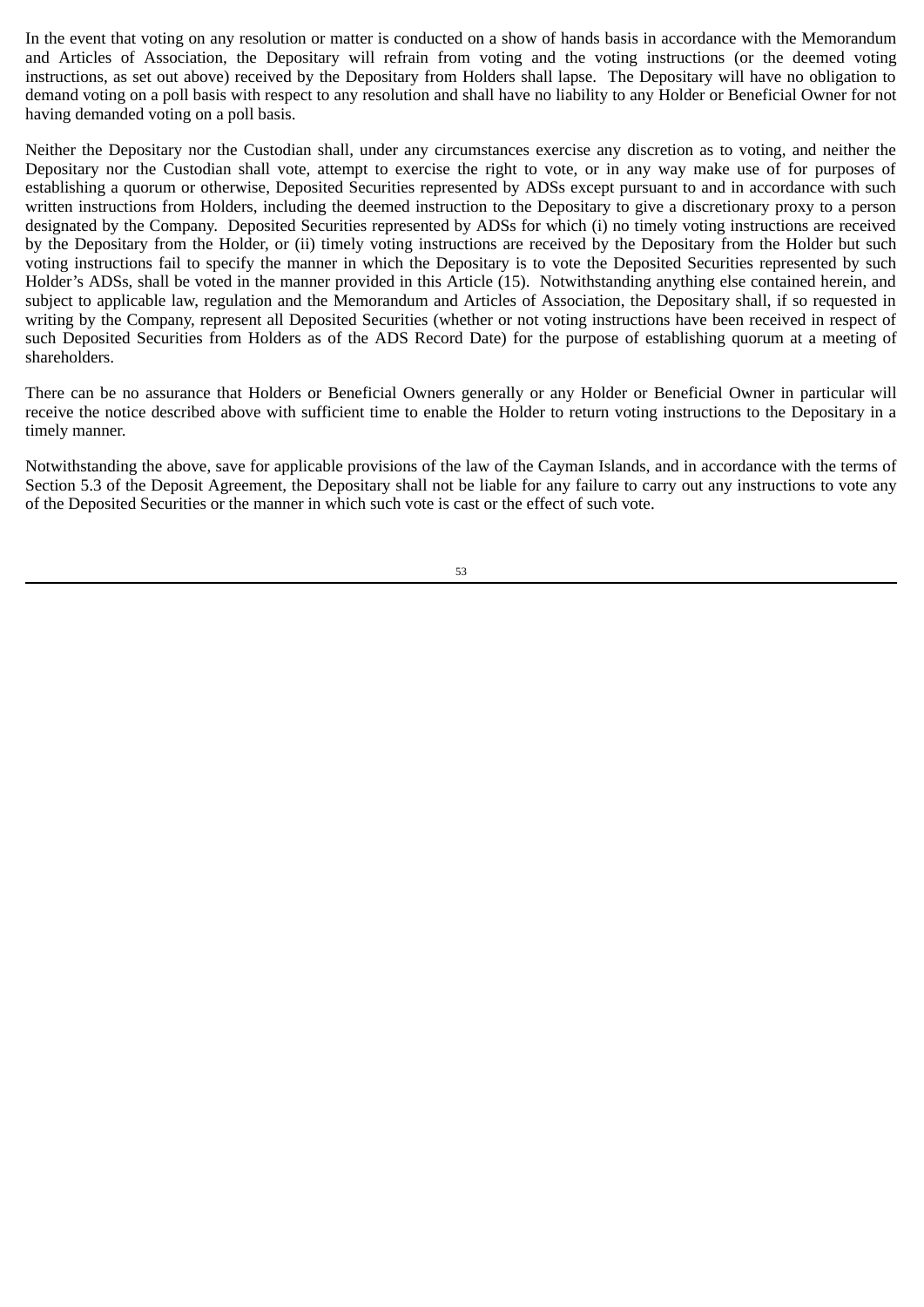In the event that voting on any resolution or matter is conducted on a show of hands basis in accordance with the Memorandum and Articles of Association, the Depositary will refrain from voting and the voting instructions (or the deemed voting instructions, as set out above) received by the Depositary from Holders shall lapse. The Depositary will have no obligation to demand voting on a poll basis with respect to any resolution and shall have no liability to any Holder or Beneficial Owner for not having demanded voting on a poll basis.

Neither the Depositary nor the Custodian shall, under any circumstances exercise any discretion as to voting, and neither the Depositary nor the Custodian shall vote, attempt to exercise the right to vote, or in any way make use of for purposes of establishing a quorum or otherwise, Deposited Securities represented by ADSs except pursuant to and in accordance with such written instructions from Holders, including the deemed instruction to the Depositary to give a discretionary proxy to a person designated by the Company. Deposited Securities represented by ADSs for which (i) no timely voting instructions are received by the Depositary from the Holder, or (ii) timely voting instructions are received by the Depositary from the Holder but such voting instructions fail to specify the manner in which the Depositary is to vote the Deposited Securities represented by such Holder's ADSs, shall be voted in the manner provided in this Article (15). Notwithstanding anything else contained herein, and subject to applicable law, regulation and the Memorandum and Articles of Association, the Depositary shall, if so requested in writing by the Company, represent all Deposited Securities (whether or not voting instructions have been received in respect of such Deposited Securities from Holders as of the ADS Record Date) for the purpose of establishing quorum at a meeting of shareholders.

There can be no assurance that Holders or Beneficial Owners generally or any Holder or Beneficial Owner in particular will receive the notice described above with sufficient time to enable the Holder to return voting instructions to the Depositary in a timely manner.

Notwithstanding the above, save for applicable provisions of the law of the Cayman Islands, and in accordance with the terms of Section 5.3 of the Deposit Agreement, the Depositary shall not be liable for any failure to carry out any instructions to vote any of the Deposited Securities or the manner in which such vote is cast or the effect of such vote.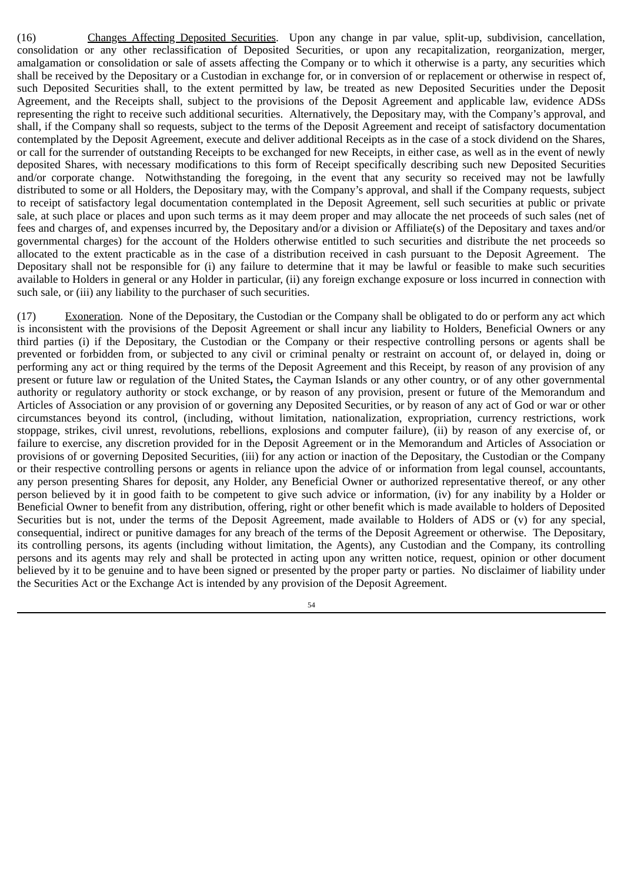(16) Changes Affecting Deposited Securities. Upon any change in par value, split-up, subdivision, cancellation, consolidation or any other reclassification of Deposited Securities, or upon any recapitalization, reorganization, merger, amalgamation or consolidation or sale of assets affecting the Company or to which it otherwise is a party, any securities which shall be received by the Depositary or a Custodian in exchange for, or in conversion of or replacement or otherwise in respect of, such Deposited Securities shall, to the extent permitted by law, be treated as new Deposited Securities under the Deposit Agreement, and the Receipts shall, subject to the provisions of the Deposit Agreement and applicable law, evidence ADSs representing the right to receive such additional securities. Alternatively, the Depositary may, with the Company's approval, and shall, if the Company shall so requests, subject to the terms of the Deposit Agreement and receipt of satisfactory documentation contemplated by the Deposit Agreement, execute and deliver additional Receipts as in the case of a stock dividend on the Shares, or call for the surrender of outstanding Receipts to be exchanged for new Receipts, in either case, as well as in the event of newly deposited Shares, with necessary modifications to this form of Receipt specifically describing such new Deposited Securities and/or corporate change. Notwithstanding the foregoing, in the event that any security so received may not be lawfully distributed to some or all Holders, the Depositary may, with the Company's approval, and shall if the Company requests, subject to receipt of satisfactory legal documentation contemplated in the Deposit Agreement, sell such securities at public or private sale, at such place or places and upon such terms as it may deem proper and may allocate the net proceeds of such sales (net of fees and charges of, and expenses incurred by, the Depositary and/or a division or Affiliate(s) of the Depositary and taxes and/or governmental charges) for the account of the Holders otherwise entitled to such securities and distribute the net proceeds so allocated to the extent practicable as in the case of a distribution received in cash pursuant to the Deposit Agreement. The Depositary shall not be responsible for (i) any failure to determine that it may be lawful or feasible to make such securities available to Holders in general or any Holder in particular, (ii) any foreign exchange exposure or loss incurred in connection with such sale, or (iii) any liability to the purchaser of such securities.

(17) Exoneration. None of the Depositary, the Custodian or the Company shall be obligated to do or perform any act which is inconsistent with the provisions of the Deposit Agreement or shall incur any liability to Holders, Beneficial Owners or any third parties (i) if the Depositary, the Custodian or the Company or their respective controlling persons or agents shall be prevented or forbidden from, or subjected to any civil or criminal penalty or restraint on account of, or delayed in, doing or performing any act or thing required by the terms of the Deposit Agreement and this Receipt, by reason of any provision of any present or future law or regulation of the United States**,** the Cayman Islands or any other country, or of any other governmental authority or regulatory authority or stock exchange, or by reason of any provision, present or future of the Memorandum and Articles of Association or any provision of or governing any Deposited Securities, or by reason of any act of God or war or other circumstances beyond its control, (including, without limitation, nationalization, expropriation, currency restrictions, work stoppage, strikes, civil unrest, revolutions, rebellions, explosions and computer failure), (ii) by reason of any exercise of, or failure to exercise, any discretion provided for in the Deposit Agreement or in the Memorandum and Articles of Association or provisions of or governing Deposited Securities, (iii) for any action or inaction of the Depositary, the Custodian or the Company or their respective controlling persons or agents in reliance upon the advice of or information from legal counsel, accountants, any person presenting Shares for deposit, any Holder, any Beneficial Owner or authorized representative thereof, or any other person believed by it in good faith to be competent to give such advice or information, (iv) for any inability by a Holder or Beneficial Owner to benefit from any distribution, offering, right or other benefit which is made available to holders of Deposited Securities but is not, under the terms of the Deposit Agreement, made available to Holders of ADS or (v) for any special, consequential, indirect or punitive damages for any breach of the terms of the Deposit Agreement or otherwise. The Depositary, its controlling persons, its agents (including without limitation, the Agents), any Custodian and the Company, its controlling persons and its agents may rely and shall be protected in acting upon any written notice, request, opinion or other document believed by it to be genuine and to have been signed or presented by the proper party or parties. No disclaimer of liability under the Securities Act or the Exchange Act is intended by any provision of the Deposit Agreement.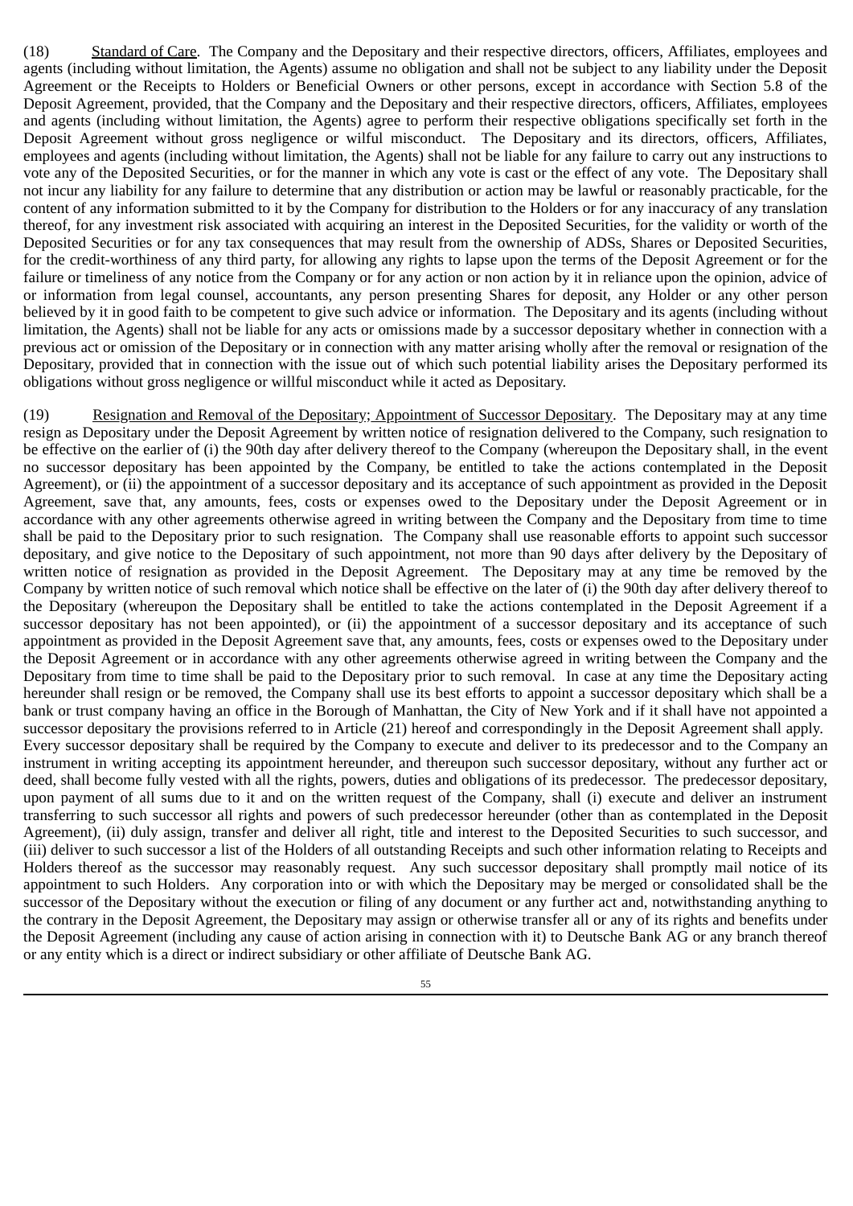(18) <u>Standard of Care</u>. The Company and the Depositary and their respective directors, officers, Affiliates, employees and agents (including without limitation, the Agents) assume no obligation and shall not be subject to any liability under the Deposit Agreement or the Receipts to Holders or Beneficial Owners or other persons, except in accordance with Section 5.8 of the Deposit Agreement, provided, that the Company and the Depositary and their respective directors, officers, Affiliates, employees and agents (including without limitation, the Agents) agree to perform their respective obligations specifically set forth in the Deposit Agreement without gross negligence or wilful misconduct. The Depositary and its directors, officers, Affiliates, employees and agents (including without limitation, the Agents) shall not be liable for any failure to carry out any instructions to vote any of the Deposited Securities, or for the manner in which any vote is cast or the effect of any vote. The Depositary shall not incur any liability for any failure to determine that any distribution or action may be lawful or reasonably practicable, for the content of any information submitted to it by the Company for distribution to the Holders or for any inaccuracy of any translation thereof, for any investment risk associated with acquiring an interest in the Deposited Securities, for the validity or worth of the Deposited Securities or for any tax consequences that may result from the ownership of ADSs, Shares or Deposited Securities, for the credit-worthiness of any third party, for allowing any rights to lapse upon the terms of the Deposit Agreement or for the failure or timeliness of any notice from the Company or for any action or non action by it in reliance upon the opinion, advice of or information from legal counsel, accountants, any person presenting Shares for deposit, any Holder or any other person believed by it in good faith to be competent to give such advice or information. The Depositary and its agents (including without limitation, the Agents) shall not be liable for any acts or omissions made by a successor depositary whether in connection with a previous act or omission of the Depositary or in connection with any matter arising wholly after the removal or resignation of the Depositary, provided that in connection with the issue out of which such potential liability arises the Depositary performed its obligations without gross negligence or willful misconduct while it acted as Depositary.

(19) <u>Resignation and Removal of the Depositary; Appointment of Successor Depositary</u>. The Depositary may at any time resign as Depositary under the Deposit Agreement by written notice of resignation delivered to the Company, such resignation to be effective on the earlier of (i) the 90th day after delivery thereof to the Company (whereupon the Depositary shall, in the event no successor depositary has been appointed by the Company, be entitled to take the actions contemplated in the Deposit Agreement), or (ii) the appointment of a successor depositary and its acceptance of such appointment as provided in the Deposit Agreement, save that, any amounts, fees, costs or expenses owed to the Depositary under the Deposit Agreement or in accordance with any other agreements otherwise agreed in writing between the Company and the Depositary from time to time shall be paid to the Depositary prior to such resignation. The Company shall use reasonable efforts to appoint such successor depositary, and give notice to the Depositary of such appointment, not more than 90 days after delivery by the Depositary of written notice of resignation as provided in the Deposit Agreement. The Depositary may at any time be removed by the Company by written notice of such removal which notice shall be effective on the later of (i) the 90th day after delivery thereof to the Depositary (whereupon the Depositary shall be entitled to take the actions contemplated in the Deposit Agreement if a successor depositary has not been appointed), or (ii) the appointment of a successor depositary and its acceptance of such appointment as provided in the Deposit Agreement save that, any amounts, fees, costs or expenses owed to the Depositary under the Deposit Agreement or in accordance with any other agreements otherwise agreed in writing between the Company and the Depositary from time to time shall be paid to the Depositary prior to such removal. In case at any time the Depositary acting hereunder shall resign or be removed, the Company shall use its best efforts to appoint a successor depositary which shall be a bank or trust company having an office in the Borough of Manhattan, the City of New York and if it shall have not appointed a successor depositary the provisions referred to in Article (21) hereof and correspondingly in the Deposit Agreement shall apply. Every successor depositary shall be required by the Company to execute and deliver to its predecessor and to the Company an instrument in writing accepting its appointment hereunder, and thereupon such successor depositary, without any further act or deed, shall become fully vested with all the rights, powers, duties and obligations of its predecessor. The predecessor depositary, upon payment of all sums due to it and on the written request of the Company, shall (i) execute and deliver an instrument transferring to such successor all rights and powers of such predecessor hereunder (other than as contemplated in the Deposit Agreement), (ii) duly assign, transfer and deliver all right, title and interest to the Deposited Securities to such successor, and (iii) deliver to such successor a list of the Holders of all outstanding Receipts and such other information relating to Receipts and Holders thereof as the successor may reasonably request. Any such successor depositary shall promptly mail notice of its appointment to such Holders. Any corporation into or with which the Depositary may be merged or consolidated shall be the successor of the Depositary without the execution or filing of any document or any further act and, notwithstanding anything to the contrary in the Deposit Agreement, the Depositary may assign or otherwise transfer all or any of its rights and benefits under the Deposit Agreement (including any cause of action arising in connection with it) to Deutsche Bank AG or any branch thereof or any entity which is a direct or indirect subsidiary or other affiliate of Deutsche Bank AG.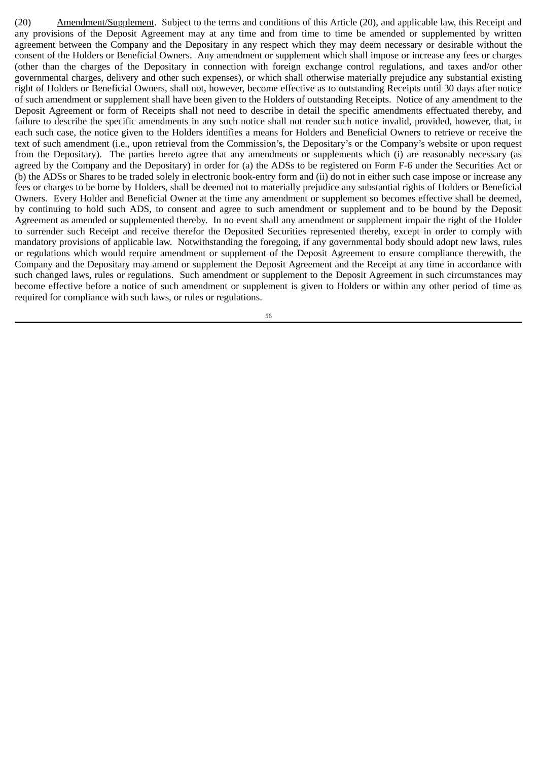(20) <u>Amendment/Supplement</u>. Subject to the terms and conditions of this Article (20), and applicable law, this Receipt and any provisions of the Deposit Agreement may at any time and from time to time be amended or supplemented by written agreement between the Company and the Depositary in any respect which they may deem necessary or desirable without the consent of the Holders or Beneficial Owners. Any amendment or supplement which shall impose or increase any fees or charges (other than the charges of the Depositary in connection with foreign exchange control regulations, and taxes and/or other governmental charges, delivery and other such expenses), or which shall otherwise materially prejudice any substantial existing right of Holders or Beneficial Owners, shall not, however, become effective as to outstanding Receipts until 30 days after notice of such amendment or supplement shall have been given to the Holders of outstanding Receipts. Notice of any amendment to the Deposit Agreement or form of Receipts shall not need to describe in detail the specific amendments effectuated thereby, and failure to describe the specific amendments in any such notice shall not render such notice invalid, provided, however, that, in each such case, the notice given to the Holders identifies a means for Holders and Beneficial Owners to retrieve or receive the text of such amendment (i.e., upon retrieval from the Commission's, the Depositary's or the Company's website or upon request from the Depositary). The parties hereto agree that any amendments or supplements which (i) are reasonably necessary (as agreed by the Company and the Depositary) in order for (a) the ADSs to be registered on Form F-6 under the Securities Act or (b) the ADSs or Shares to be traded solely in electronic book-entry form and (ii) do not in either such case impose or increase any fees or charges to be borne by Holders, shall be deemed not to materially prejudice any substantial rights of Holders or Beneficial Owners. Every Holder and Beneficial Owner at the time any amendment or supplement so becomes effective shall be deemed, by continuing to hold such ADS, to consent and agree to such amendment or supplement and to be bound by the Deposit Agreement as amended or supplemented thereby. In no event shall any amendment or supplement impair the right of the Holder to surrender such Receipt and receive therefor the Deposited Securities represented thereby, except in order to comply with mandatory provisions of applicable law. Notwithstanding the foregoing, if any governmental body should adopt new laws, rules or regulations which would require amendment or supplement of the Deposit Agreement to ensure compliance therewith, the Company and the Depositary may amend or supplement the Deposit Agreement and the Receipt at any time in accordance with such changed laws, rules or regulations. Such amendment or supplement to the Deposit Agreement in such circumstances may become effective before a notice of such amendment or supplement is given to Holders or within any other period of time as required for compliance with such laws, or rules or regulations.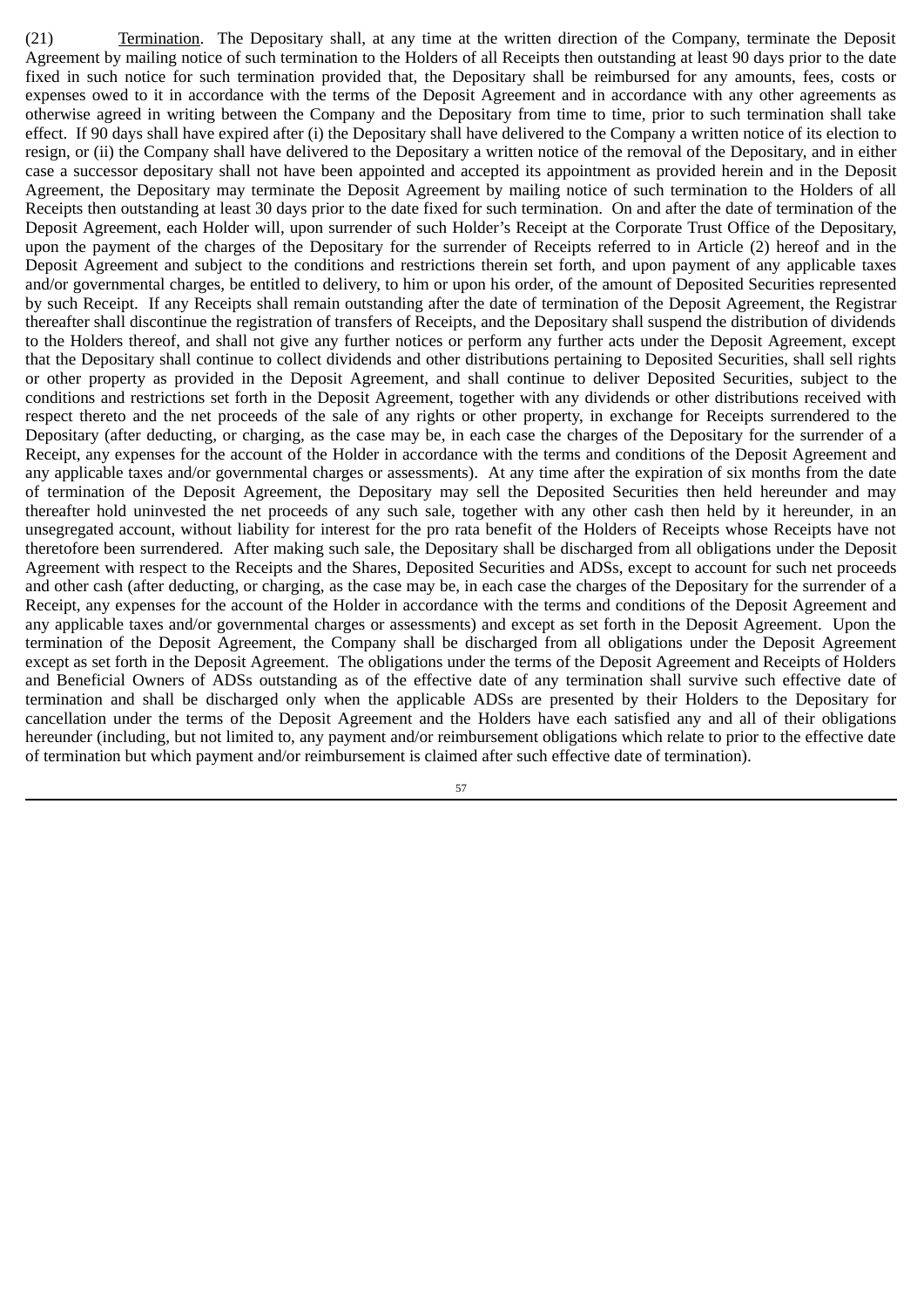(21) <u>Termination</u>. The Depositary shall, at any time at the written direction of the Company, terminate the Deposit Agreement by mailing notice of such termination to the Holders of all Receipts then outstanding at least 90 days prior to the date fixed in such notice for such termination provided that, the Depositary shall be reimbursed for any amounts, fees, costs or expenses owed to it in accordance with the terms of the Deposit Agreement and in accordance with any other agreements as otherwise agreed in writing between the Company and the Depositary from time to time, prior to such termination shall take effect. If 90 days shall have expired after (i) the Depositary shall have delivered to the Company a written notice of its election to resign, or (ii) the Company shall have delivered to the Depositary a written notice of the removal of the Depositary, and in either case a successor depositary shall not have been appointed and accepted its appointment as provided herein and in the Deposit Agreement, the Depositary may terminate the Deposit Agreement by mailing notice of such termination to the Holders of all Receipts then outstanding at least 30 days prior to the date fixed for such termination. On and after the date of termination of the Deposit Agreement, each Holder will, upon surrender of such Holder's Receipt at the Corporate Trust Office of the Depositary, upon the payment of the charges of the Depositary for the surrender of Receipts referred to in Article (2) hereof and in the Deposit Agreement and subject to the conditions and restrictions therein set forth, and upon payment of any applicable taxes and/or governmental charges, be entitled to delivery, to him or upon his order, of the amount of Deposited Securities represented by such Receipt. If any Receipts shall remain outstanding after the date of termination of the Deposit Agreement, the Registrar thereafter shall discontinue the registration of transfers of Receipts, and the Depositary shall suspend the distribution of dividends to the Holders thereof, and shall not give any further notices or perform any further acts under the Deposit Agreement, except that the Depositary shall continue to collect dividends and other distributions pertaining to Deposited Securities, shall sell rights or other property as provided in the Deposit Agreement, and shall continue to deliver Deposited Securities, subject to the conditions and restrictions set forth in the Deposit Agreement, together with any dividends or other distributions received with respect thereto and the net proceeds of the sale of any rights or other property, in exchange for Receipts surrendered to the Depositary (after deducting, or charging, as the case may be, in each case the charges of the Depositary for the surrender of a Receipt, any expenses for the account of the Holder in accordance with the terms and conditions of the Deposit Agreement and any applicable taxes and/or governmental charges or assessments). At any time after the expiration of six months from the date of termination of the Deposit Agreement, the Depositary may sell the Deposited Securities then held hereunder and may thereafter hold uninvested the net proceeds of any such sale, together with any other cash then held by it hereunder, in an unsegregated account, without liability for interest for the pro rata benefit of the Holders of Receipts whose Receipts have not theretofore been surrendered. After making such sale, the Depositary shall be discharged from all obligations under the Deposit Agreement with respect to the Receipts and the Shares, Deposited Securities and ADSs, except to account for such net proceeds and other cash (after deducting, or charging, as the case may be, in each case the charges of the Depositary for the surrender of a Receipt, any expenses for the account of the Holder in accordance with the terms and conditions of the Deposit Agreement and any applicable taxes and/or governmental charges or assessments) and except as set forth in the Deposit Agreement. Upon the termination of the Deposit Agreement, the Company shall be discharged from all obligations under the Deposit Agreement except as set forth in the Deposit Agreement. The obligations under the terms of the Deposit Agreement and Receipts of Holders and Beneficial Owners of ADSs outstanding as of the effective date of any termination shall survive such effective date of termination and shall be discharged only when the applicable ADSs are presented by their Holders to the Depositary for cancellation under the terms of the Deposit Agreement and the Holders have each satisfied any and all of their obligations hereunder (including, but not limited to, any payment and/or reimbursement obligations which relate to prior to the effective date of termination but which payment and/or reimbursement is claimed after such effective date of termination).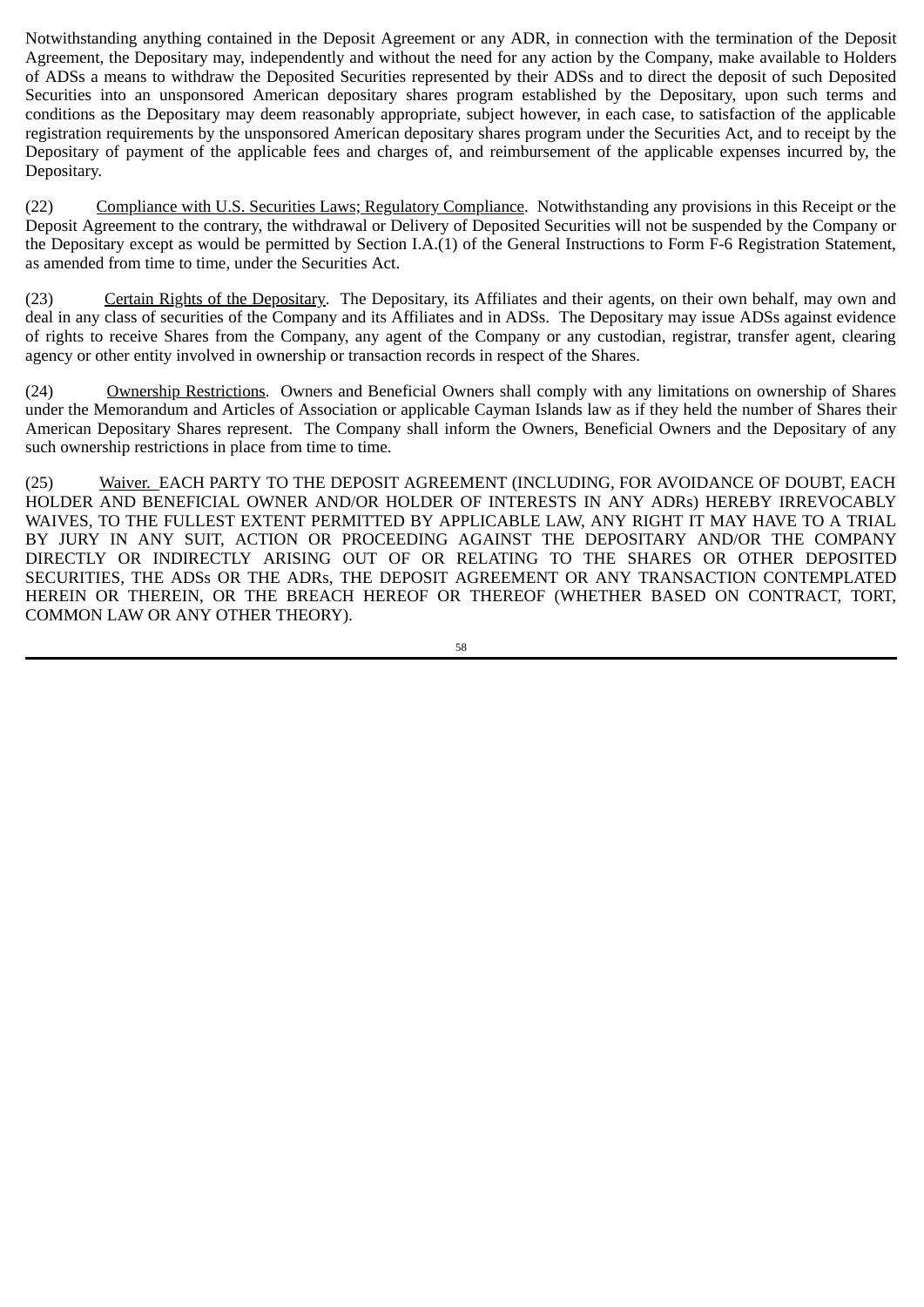Notwithstanding anything contained in the Deposit Agreement or any ADR, in connection with the termination of the Deposit Agreement, the Depositary may, independently and without the need for any action by the Company, make available to Holders of ADSs a means to withdraw the Deposited Securities represented by their ADSs and to direct the deposit of such Deposited Securities into an unsponsored American depositary shares program established by the Depositary, upon such terms and conditions as the Depositary may deem reasonably appropriate, subject however, in each case, to satisfaction of the applicable registration requirements by the unsponsored American depositary shares program under the Securities Act, and to receipt by the Depositary of payment of the applicable fees and charges of, and reimbursement of the applicable expenses incurred by, the Depositary.

(22) Compliance with U.S. Securities Laws; Regulatory Compliance. Notwithstanding any provisions in this Receipt or the Deposit Agreement to the contrary, the withdrawal or Delivery of Deposited Securities will not be suspended by the Company or the Depositary except as would be permitted by Section I.A.(1) of the General Instructions to Form F-6 Registration Statement, as amended from time to time, under the Securities Act.

(23) Certain Rights of the Depositary. The Depositary, its Affiliates and their agents, on their own behalf, may own and deal in any class of securities of the Company and its Affiliates and in ADSs. The Depositary may issue ADSs against evidence of rights to receive Shares from the Company, any agent of the Company or any custodian, registrar, transfer agent, clearing agency or other entity involved in ownership or transaction records in respect of the Shares.

(24) Ownership Restrictions. Owners and Beneficial Owners shall comply with any limitations on ownership of Shares under the Memorandum and Articles of Association or applicable Cayman Islands law as if they held the number of Shares their American Depositary Shares represent. The Company shall inform the Owners, Beneficial Owners and the Depositary of any such ownership restrictions in place from time to time.

(25) Waiver. EACH PARTY TO THE DEPOSIT AGREEMENT (INCLUDING, FOR AVOIDANCE OF DOUBT, EACH HOLDER AND BENEFICIAL OWNER AND/OR HOLDER OF INTERESTS IN ANY ADRs) HEREBY IRREVOCABLY WAIVES, TO THE FULLEST EXTENT PERMITTED BY APPLICABLE LAW, ANY RIGHT IT MAY HAVE TO A TRIAL BY JURY IN ANY SUIT, ACTION OR PROCEEDING AGAINST THE DEPOSITARY AND/OR THE COMPANY DIRECTLY OR INDIRECTLY ARISING OUT OF OR RELATING TO THE SHARES OR OTHER DEPOSITED SECURITIES, THE ADSs OR THE ADRs, THE DEPOSIT AGREEMENT OR ANY TRANSACTION CONTEMPLATED HEREIN OR THEREIN, OR THE BREACH HEREOF OR THEREOF (WHETHER BASED ON CONTRACT, TORT, COMMON LAW OR ANY OTHER THEORY).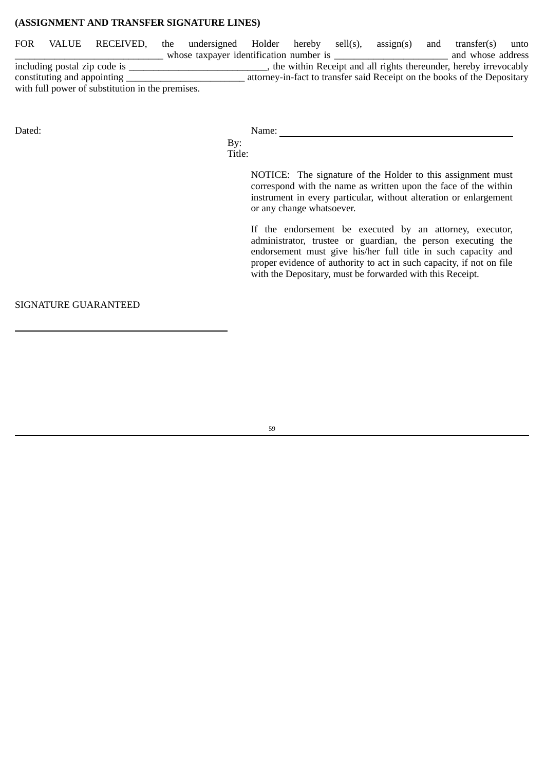**(ASSIGNMENT AND TRANSFER SIGNATURE LINES)**

FOR VALUE RECEIVED, the undersigned Holder hereby sell(s), assign(s) and transfer(s) unto _____________________________ whose taxpayer identification number is ______________________ and whose address including postal zip code is ___________________________, the within Receipt and all rights thereunder, hereby irrevocably constituting and appointing ________________________ attorney-in-fact to transfer said Receipt on the books of the Depositary with full power of substitution in the premises.

Dated:

Name: ______________________________

By:

Title:

NOTICE: The signature of the Holder to this assignment must correspond with the name as written upon the face of the within instrument in every particular, without alteration or enlargement or any change whatsoever.

If the endorsement be executed by an attorney, executor, administrator, trustee or guardian, the person executing the endorsement must give his/her full title in such capacity and proper evidence of authority to act in such capacity, if not on file with the Depositary, must be forwarded with this Receipt.

SIGNATURE GUARANTEED

______________________________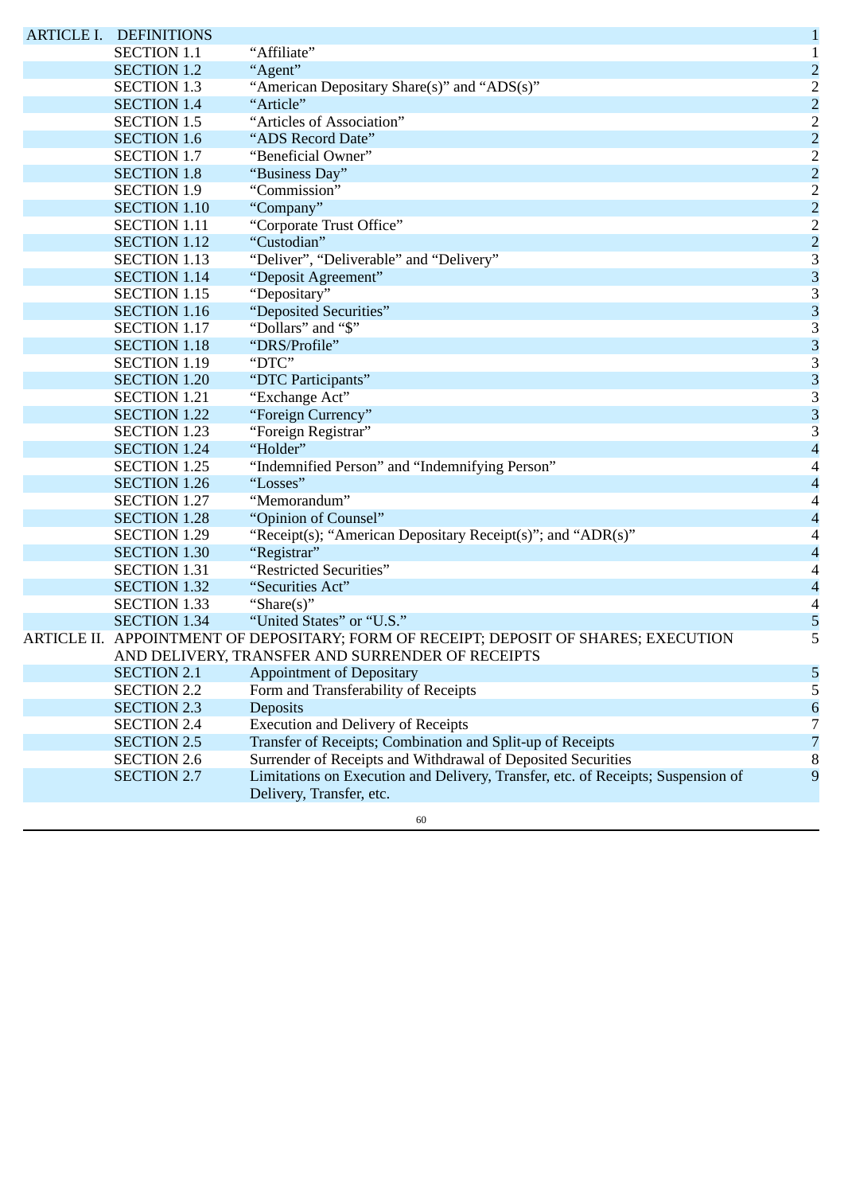| | | | |
|---|---|---|---|
| ARTICLE I. | DEFINITIONS | | 1 |
| | SECTION 1.1 | "Affiliate" | 1 |
| | SECTION 1.2 | "Agent" | 2 |
| | SECTION 1.3 | "American Depositary Share(s)" and "ADS(s)" | 2 |
| | SECTION 1.4 | "Article" | 2 |
| | SECTION 1.5 | "Articles of Association" | 2 |
| | SECTION 1.6 | "ADS Record Date" | 2 |
| | SECTION 1.7 | "Beneficial Owner" | 2 |
| | SECTION 1.8 | "Business Day" | 2 |
| | SECTION 1.9 | "Commission" | 2 |
| | SECTION 1.10 | "Company" | 2 |
| | SECTION 1.11 | "Corporate Trust Office" | 2 |
| | SECTION 1.12 | "Custodian" | 2 |
| | SECTION 1.13 | "Deliver", "Deliverable" and "Delivery" | 3 |
| | SECTION 1.14 | "Deposit Agreement" | 3 |
| | SECTION 1.15 | "Depositary" | 3 |
| | SECTION 1.16 | "Deposited Securities" | 3 |
| | SECTION 1.17 | "Dollars" and "$" | 3 |
| | SECTION 1.18 | "DRS/Profile" | 3 |
| | SECTION 1.19 | "DTC" | 3 |
| | SECTION 1.20 | "DTC Participants" | 3 |
| | SECTION 1.21 | "Exchange Act" | 3 |
| | SECTION 1.22 | "Foreign Currency" | 3 |
| | SECTION 1.23 | "Foreign Registrar" | 3 |
| | SECTION 1.24 | "Holder" | 4 |
| | SECTION 1.25 | "Indemnified Person" and "Indemnifying Person" | 4 |
| | SECTION 1.26 | "Losses" | 4 |
| | SECTION 1.27 | "Memorandum" | 4 |
| | SECTION 1.28 | "Opinion of Counsel" | 4 |
| | SECTION 1.29 | "Receipt(s); "American Depositary Receipt(s)"; and "ADR(s)" | 4 |
| | SECTION 1.30 | "Registrar" | 4 |
| | SECTION 1.31 | "Restricted Securities" | 4 |
| | SECTION 1.32 | "Securities Act" | 4 |
| | SECTION 1.33 | "Share(s)" | 4 |
| | SECTION 1.34 | "United States" or "U.S." | 5 |
| ARTICLE II. | APPOINTMENT OF DEPOSITARY; FORM OF RECEIPT; DEPOSIT OF SHARES; EXECUTION AND DELIVERY, TRANSFER AND SURRENDER OF RECEIPTS | | 5 |
| | SECTION 2.1 | Appointment of Depositary | 5 |
| | SECTION 2.2 | Form and Transferability of Receipts | 5 |
| | SECTION 2.3 | Deposits | 6 |
| | SECTION 2.4 | Execution and Delivery of Receipts | 7 |
| | SECTION 2.5 | Transfer of Receipts; Combination and Split-up of Receipts | 7 |
| | SECTION 2.6 | Surrender of Receipts and Withdrawal of Deposited Securities | 8 |
| | SECTION 2.7 | Limitations on Execution and Delivery, Transfer, etc. of Receipts; Suspension of Delivery, Transfer, etc. | 9 |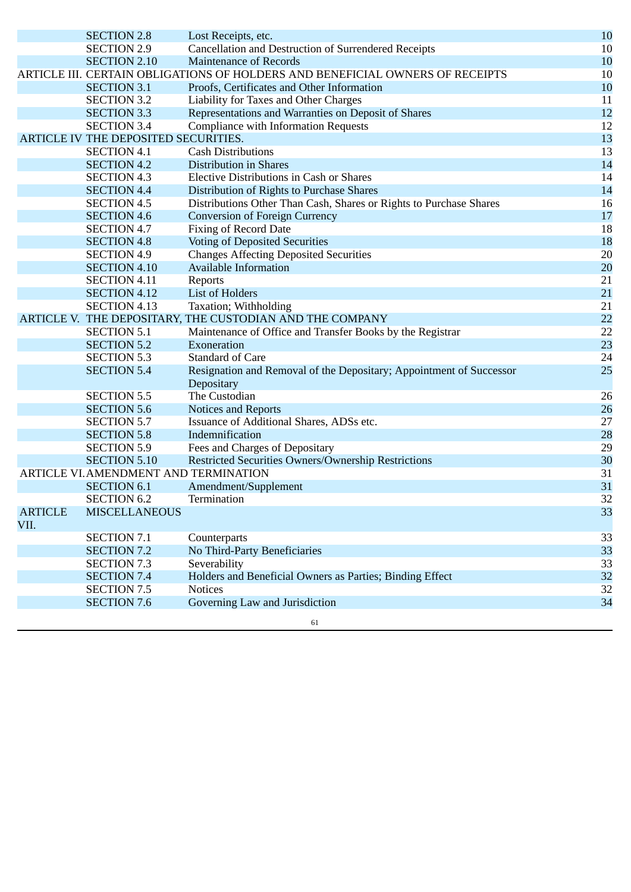| | | | |
|---|---|---|---|
| | SECTION 2.8 | Lost Receipts, etc. | 10 |
| | SECTION 2.9 | Cancellation and Destruction of Surrendered Receipts | 10 |
| | SECTION 2.10 | Maintenance of Records | 10 |
| ARTICLE III. | CERTAIN OBLIGATIONS OF HOLDERS AND BENEFICIAL OWNERS OF RECEIPTS | | 10 |
| | SECTION 3.1 | Proofs, Certificates and Other Information | 10 |
| | SECTION 3.2 | Liability for Taxes and Other Charges | 11 |
| | SECTION 3.3 | Representations and Warranties on Deposit of Shares | 12 |
| | SECTION 3.4 | Compliance with Information Requests | 12 |
| ARTICLE IV | THE DEPOSITED SECURITIES. | | 13 |
| | SECTION 4.1 | Cash Distributions | 13 |
| | SECTION 4.2 | Distribution in Shares | 14 |
| | SECTION 4.3 | Elective Distributions in Cash or Shares | 14 |
| | SECTION 4.4 | Distribution of Rights to Purchase Shares | 14 |
| | SECTION 4.5 | Distributions Other Than Cash, Shares or Rights to Purchase Shares | 16 |
| | SECTION 4.6 | Conversion of Foreign Currency | 17 |
| | SECTION 4.7 | Fixing of Record Date | 18 |
| | SECTION 4.8 | Voting of Deposited Securities | 18 |
| | SECTION 4.9 | Changes Affecting Deposited Securities | 20 |
| | SECTION 4.10 | Available Information | 20 |
| | SECTION 4.11 | Reports | 21 |
| | SECTION 4.12 | List of Holders | 21 |
| | SECTION 4.13 | Taxation; Withholding | 21 |
| ARTICLE V. | THE DEPOSITARY, THE CUSTODIAN AND THE COMPANY | | 22 |
| | SECTION 5.1 | Maintenance of Office and Transfer Books by the Registrar | 22 |
| | SECTION 5.2 | Exoneration | 23 |
| | SECTION 5.3 | Standard of Care | 24 |
| | SECTION 5.4 | Resignation and Removal of the Depositary; Appointment of Successor Depositary | 25 |
| | SECTION 5.5 | The Custodian | 26 |
| | SECTION 5.6 | Notices and Reports | 26 |
| | SECTION 5.7 | Issuance of Additional Shares, ADSs etc. | 27 |
| | SECTION 5.8 | Indemnification | 28 |
| | SECTION 5.9 | Fees and Charges of Depositary | 29 |
| | SECTION 5.10 | Restricted Securities Owners/Ownership Restrictions | 30 |
| ARTICLE VI. | AMENDMENT AND TERMINATION | | 31 |
| | SECTION 6.1 | Amendment/Supplement | 31 |
| | SECTION 6.2 | Termination | 32 |
| ARTICLE VII. | MISCELLANEOUS | | 33 |
| | SECTION 7.1 | Counterparts | 33 |
| | SECTION 7.2 | No Third-Party Beneficiaries | 33 |
| | SECTION 7.3 | Severability | 33 |
| | SECTION 7.4 | Holders and Beneficial Owners as Parties; Binding Effect | 32 |
| | SECTION 7.5 | Notices | 32 |
| | SECTION 7.6 | Governing Law and Jurisdiction | 34 |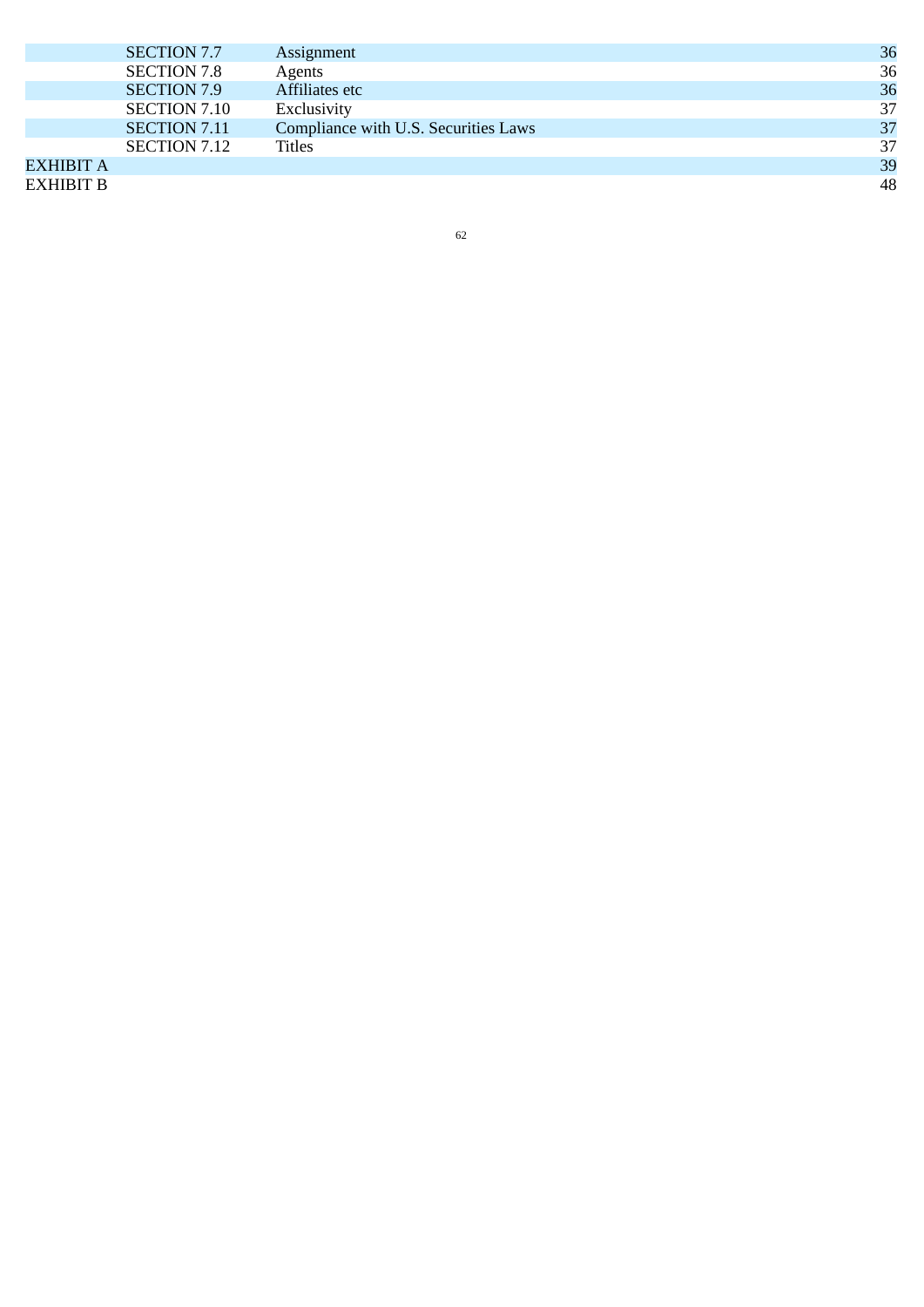| | | | |
|---|---|---|---|
| | SECTION 7.7 | Assignment | 36 |
| | SECTION 7.8 | Agents | 36 |
| | SECTION 7.9 | Affiliates etc | 36 |
| | SECTION 7.10 | Exclusivity | 37 |
| | SECTION 7.11 | Compliance with U.S. Securities Laws | 37 |
| | SECTION 7.12 | Titles | 37 |
| EXHIBIT A | | | 39 |
| EXHIBIT B | | | 48 |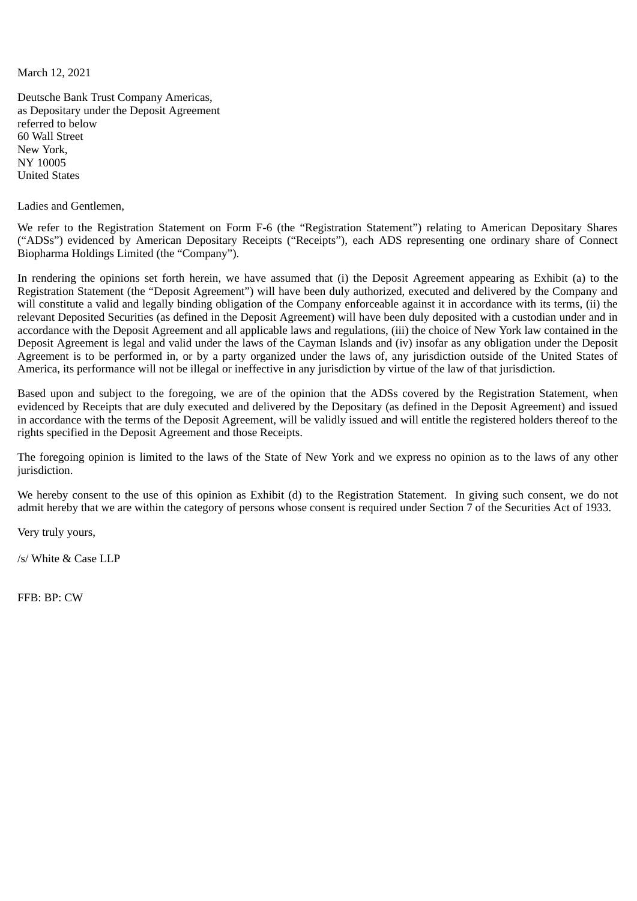March 12, 2021

Deutsche Bank Trust Company Americas,
as Depositary under the Deposit Agreement
referred to below
60 Wall Street
New York,
NY 10005
United States

Ladies and Gentlemen,

We refer to the Registration Statement on Form F-6 (the "Registration Statement") relating to American Depositary Shares ("ADSs") evidenced by American Depositary Receipts ("Receipts"), each ADS representing one ordinary share of Connect Biopharma Holdings Limited (the "Company").

In rendering the opinions set forth herein, we have assumed that (i) the Deposit Agreement appearing as Exhibit (a) to the Registration Statement (the "Deposit Agreement") will have been duly authorized, executed and delivered by the Company and will constitute a valid and legally binding obligation of the Company enforceable against it in accordance with its terms, (ii) the relevant Deposited Securities (as defined in the Deposit Agreement) will have been duly deposited with a custodian under and in accordance with the Deposit Agreement and all applicable laws and regulations, (iii) the choice of New York law contained in the Deposit Agreement is legal and valid under the laws of the Cayman Islands and (iv) insofar as any obligation under the Deposit Agreement is to be performed in, or by a party organized under the laws of, any jurisdiction outside of the United States of America, its performance will not be illegal or ineffective in any jurisdiction by virtue of the law of that jurisdiction.

Based upon and subject to the foregoing, we are of the opinion that the ADSs covered by the Registration Statement, when evidenced by Receipts that are duly executed and delivered by the Depositary (as defined in the Deposit Agreement) and issued in accordance with the terms of the Deposit Agreement, will be validly issued and will entitle the registered holders thereof to the rights specified in the Deposit Agreement and those Receipts.

The foregoing opinion is limited to the laws of the State of New York and we express no opinion as to the laws of any other jurisdiction.

We hereby consent to the use of this opinion as Exhibit (d) to the Registration Statement. In giving such consent, we do not admit hereby that we are within the category of persons whose consent is required under Section 7 of the Securities Act of 1933.

Very truly yours,

/s/ White & Case LLP

FFB: BP: CW